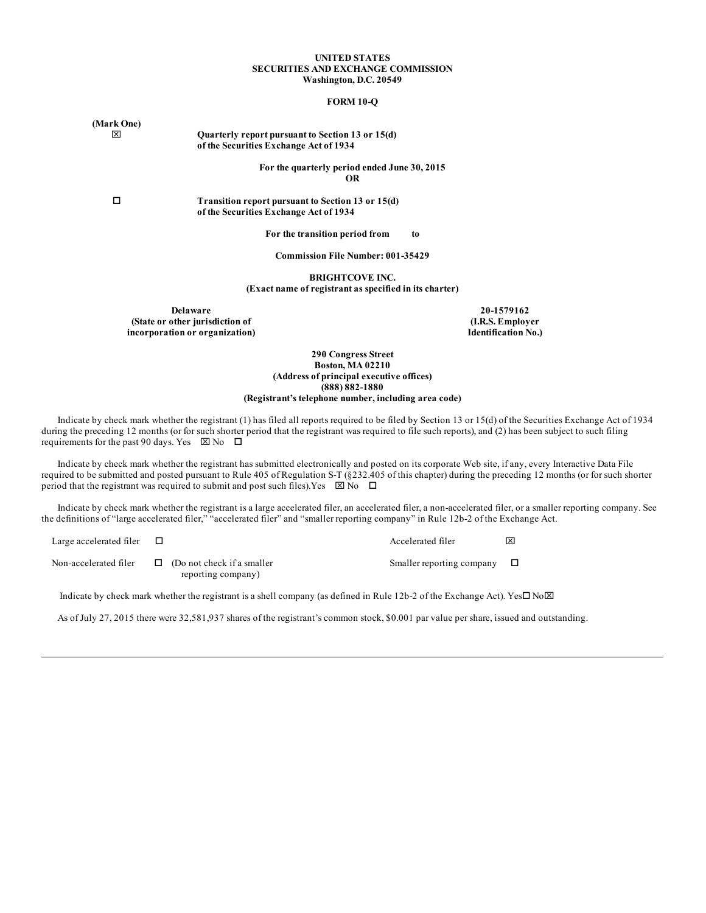**UNITED STATES**
**SECURITIES AND EXCHANGE COMMISSION**
**Washington, D.C. 20549**

**FORM 10-Q**

**(Mark One)**

☒ **Quarterly report pursuant to Section 13 or 15(d) of the Securities Exchange Act of 1934**

**For the quarterly period ended June 30, 2015**

**OR**

☐ **Transition report pursuant to Section 13 or 15(d) of the Securities Exchange Act of 1934**

**For the transition period from to**

**Commission File Number: 001-35429**

**BRIGHTCOVE INC.**
**(Exact name of registrant as specified in its charter)**

| **Delaware** | **20-1579162** |
|---|---|
| **(State or other jurisdiction of incorporation or organization)** | **(I.R.S. Employer Identification No.)** |

**290 Congress Street**
**Boston, MA 02210**
**(Address of principal executive offices)**
**(888) 882-1880**
**(Registrant's telephone number, including area code)**

Indicate by check mark whether the registrant (1) has filed all reports required to be filed by Section 13 or 15(d) of the Securities Exchange Act of 1934 during the preceding 12 months (or for such shorter period that the registrant was required to file such reports), and (2) has been subject to such filing requirements for the past 90 days. Yes ☒ No ☐

Indicate by check mark whether the registrant has submitted electronically and posted on its corporate Web site, if any, every Interactive Data File required to be submitted and posted pursuant to Rule 405 of Regulation S-T (§232.405 of this chapter) during the preceding 12 months (or for such shorter period that the registrant was required to submit and post such files).Yes ☒ No ☐

Indicate by check mark whether the registrant is a large accelerated filer, an accelerated filer, a non-accelerated filer, or a smaller reporting company. See the definitions of "large accelerated filer," "accelerated filer" and "smaller reporting company" in Rule 12b-2 of the Exchange Act.

| | | | |
|---|---|---|---|
| Large accelerated filer | ☐ | Accelerated filer | ☒ |
| Non-accelerated filer | ☐ (Do not check if a smaller reporting company) | Smaller reporting company | ☐ |

Indicate by check mark whether the registrant is a shell company (as defined in Rule 12b-2 of the Exchange Act). Yes☐ No☒

As of July 27, 2015 there were 32,581,937 shares of the registrant's common stock, $0.001 par value per share, issued and outstanding.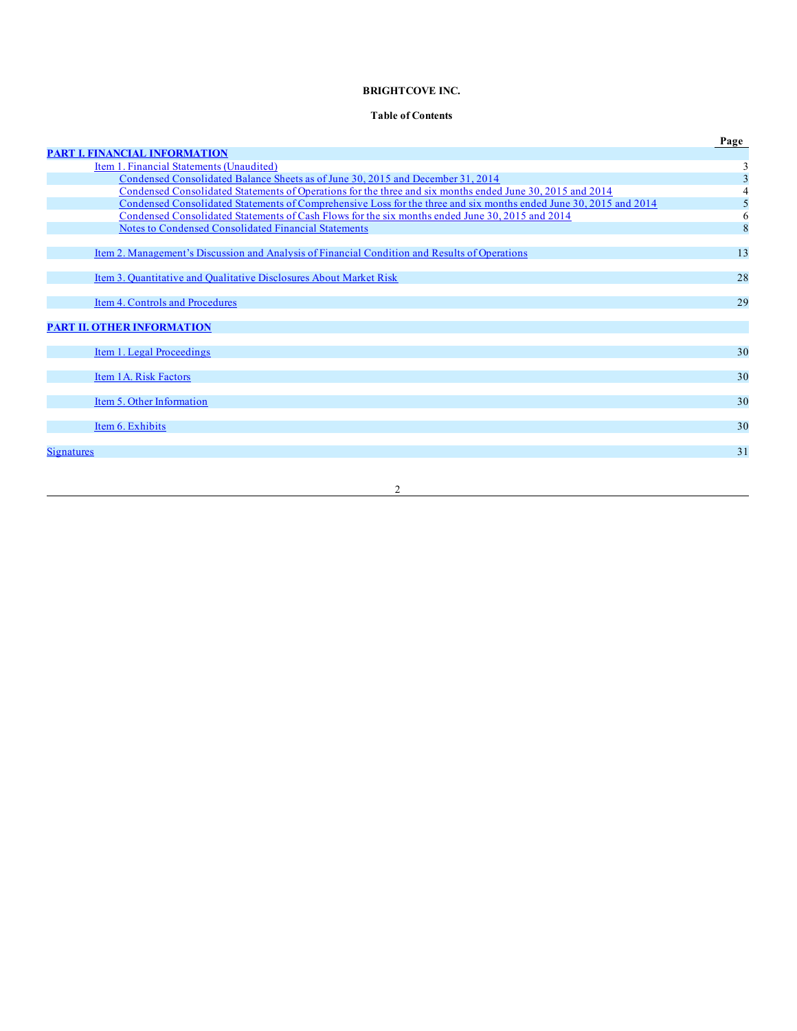**BRIGHTCOVE INC.**

**Table of Contents**

| | Page |
|---|---|
| **PART I. FINANCIAL INFORMATION** | |
| Item 1. Financial Statements (Unaudited) | 3 |
| Condensed Consolidated Balance Sheets as of June 30, 2015 and December 31, 2014 | 3 |
| Condensed Consolidated Statements of Operations for the three and six months ended June 30, 2015 and 2014 | 4 |
| Condensed Consolidated Statements of Comprehensive Loss for the three and six months ended June 30, 2015 and 2014 | 5 |
| Condensed Consolidated Statements of Cash Flows for the six months ended June 30, 2015 and 2014 | 6 |
| Notes to Condensed Consolidated Financial Statements | 8 |
| Item 2. Management's Discussion and Analysis of Financial Condition and Results of Operations | 13 |
| Item 3. Quantitative and Qualitative Disclosures About Market Risk | 28 |
| Item 4. Controls and Procedures | 29 |
| **PART II. OTHER INFORMATION** | |
| Item 1. Legal Proceedings | 30 |
| Item 1A. Risk Factors | 30 |
| Item 5. Other Information | 30 |
| Item 6. Exhibits | 30 |
| Signatures | 31 |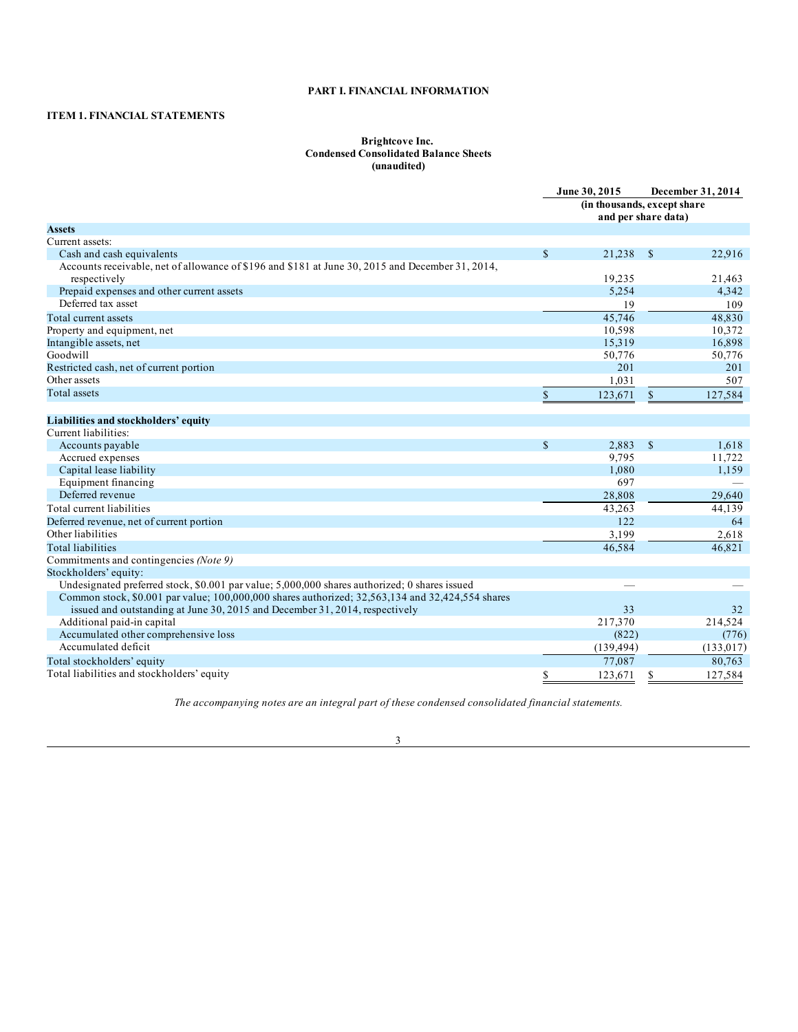# PART I. FINANCIAL INFORMATION

## ITEM 1. FINANCIAL STATEMENTS

**Brightcove Inc.**
**Condensed Consolidated Balance Sheets**
**(unaudited)**

| | June 30, 2015 | December 31, 2014 |
|---|---|---|
| | (in thousands, except share and per share data) | |
| **Assets** | | |
| Current assets: | | |
| Cash and cash equivalents | $ 21,238 | $ 22,916 |
| Accounts receivable, net of allowance of $196 and $181 at June 30, 2015 and December 31, 2014, respectively | 19,235 | 21,463 |
| Prepaid expenses and other current assets | 5,254 | 4,342 |
| Deferred tax asset | 19 | 109 |
| Total current assets | 45,746 | 48,830 |
| Property and equipment, net | 10,598 | 10,372 |
| Intangible assets, net | 15,319 | 16,898 |
| Goodwill | 50,776 | 50,776 |
| Restricted cash, net of current portion | 201 | 201 |
| Other assets | 1,031 | 507 |
| Total assets | $ 123,671 | $ 127,584 |
| **Liabilities and stockholders' equity** | | |
| Current liabilities: | | |
| Accounts payable | $ 2,883 | $ 1,618 |
| Accrued expenses | 9,795 | 11,722 |
| Capital lease liability | 1,080 | 1,159 |
| Equipment financing | 697 | — |
| Deferred revenue | 28,808 | 29,640 |
| Total current liabilities | 43,263 | 44,139 |
| Deferred revenue, net of current portion | 122 | 64 |
| Other liabilities | 3,199 | 2,618 |
| Total liabilities | 46,584 | 46,821 |
| Commitments and contingencies *(Note 9)* | | |
| Stockholders' equity: | | |
| Undesignated preferred stock, $0.001 par value; 5,000,000 shares authorized; 0 shares issued | — | — |
| Common stock, $0.001 par value; 100,000,000 shares authorized; 32,563,134 and 32,424,554 shares issued and outstanding at June 30, 2015 and December 31, 2014, respectively | 33 | 32 |
| Additional paid-in capital | 217,370 | 214,524 |
| Accumulated other comprehensive loss | (822) | (776) |
| Accumulated deficit | (139,494) | (133,017) |
| Total stockholders' equity | 77,087 | 80,763 |
| Total liabilities and stockholders' equity | $ 123,671 | $ 127,584 |

*The accompanying notes are an integral part of these condensed consolidated financial statements.*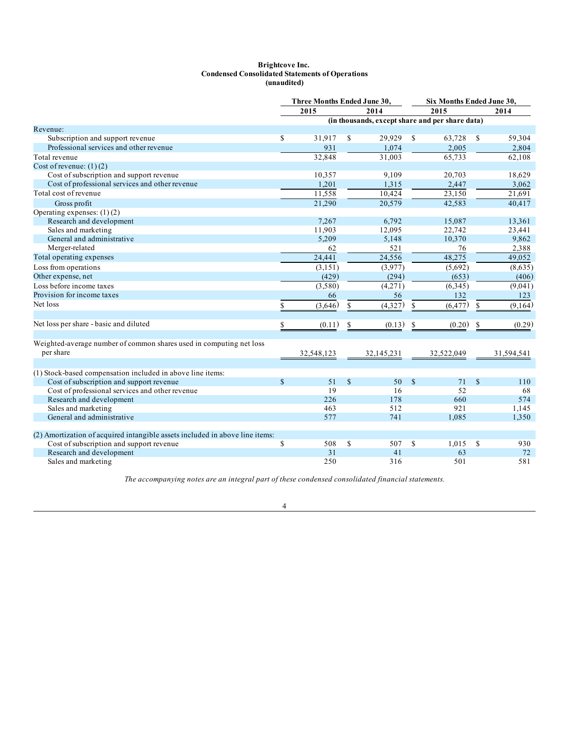**Brightcove Inc.**
**Condensed Consolidated Statements of Operations**
**(unaudited)**

| | Three Months Ended June 30, | | Six Months Ended June 30, | |
|---|---|---|---|---|
| | 2015 | 2014 | 2015 | 2014 |
| | (in thousands, except share and per share data) | | | |
| Revenue: | | | | |
| Subscription and support revenue | $ 31,917 | $ 29,929 | $ 63,728 | $ 59,304 |
| Professional services and other revenue | 931 | 1,074 | 2,005 | 2,804 |
| Total revenue | 32,848 | 31,003 | 65,733 | 62,108 |
| Cost of revenue: (1) (2) | | | | |
| Cost of subscription and support revenue | 10,357 | 9,109 | 20,703 | 18,629 |
| Cost of professional services and other revenue | 1,201 | 1,315 | 2,447 | 3,062 |
| Total cost of revenue | 11,558 | 10,424 | 23,150 | 21,691 |
| Gross profit | 21,290 | 20,579 | 42,583 | 40,417 |
| Operating expenses: (1) (2) | | | | |
| Research and development | 7,267 | 6,792 | 15,087 | 13,361 |
| Sales and marketing | 11,903 | 12,095 | 22,742 | 23,441 |
| General and administrative | 5,209 | 5,148 | 10,370 | 9,862 |
| Merger-related | 62 | 521 | 76 | 2,388 |
| Total operating expenses | 24,441 | 24,556 | 48,275 | 49,052 |
| Loss from operations | (3,151) | (3,977) | (5,692) | (8,635) |
| Other expense, net | (429) | (294) | (653) | (406) |
| Loss before income taxes | (3,580) | (4,271) | (6,345) | (9,041) |
| Provision for income taxes | 66 | 56 | 132 | 123 |
| Net loss | $ (3,646) | $ (4,327) | $ (6,477) | $ (9,164) |
| Net loss per share - basic and diluted | $ (0.11) | $ (0.13) | $ (0.20) | $ (0.29) |
| Weighted-average number of common shares used in computing net loss per share | 32,548,123 | 32,145,231 | 32,522,049 | 31,594,541 |
| (1) Stock-based compensation included in above line items: | | | | |
| Cost of subscription and support revenue | $ 51 | $ 50 | $ 71 | $ 110 |
| Cost of professional services and other revenue | 19 | 16 | 52 | 68 |
| Research and development | 226 | 178 | 660 | 574 |
| Sales and marketing | 463 | 512 | 921 | 1,145 |
| General and administrative | 577 | 741 | 1,085 | 1,350 |
| (2) Amortization of acquired intangible assets included in above line items: | | | | |
| Cost of subscription and support revenue | $ 508 | $ 507 | $ 1,015 | $ 930 |
| Research and development | 31 | 41 | 63 | 72 |
| Sales and marketing | 250 | 316 | 501 | 581 |

*The accompanying notes are an integral part of these condensed consolidated financial statements.*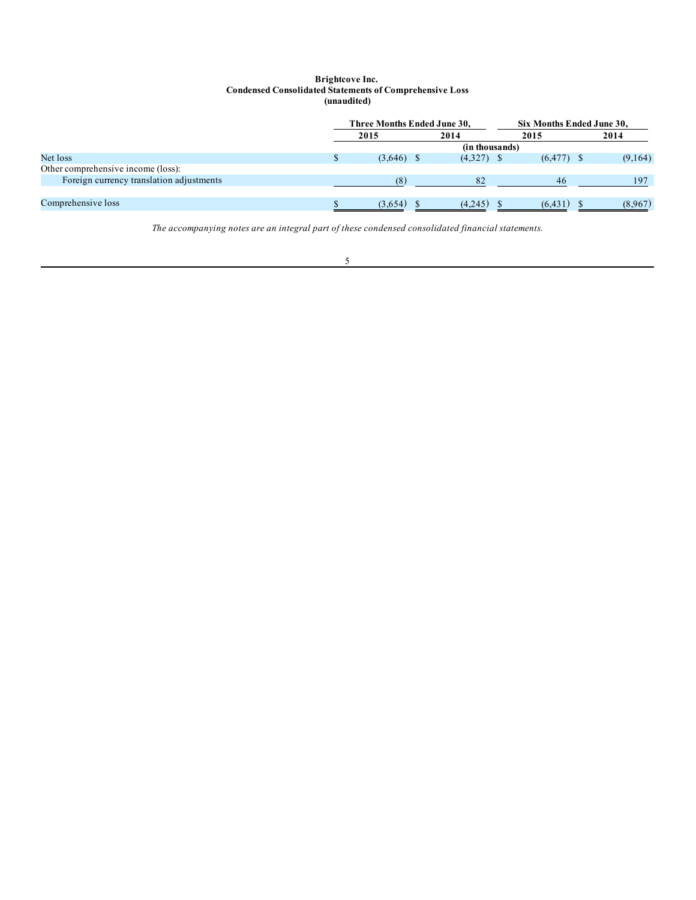**Brightcove Inc.**
**Condensed Consolidated Statements of Comprehensive Loss**
**(unaudited)**

| | Three Months Ended June 30, | | Six Months Ended June 30, | |
|---|---|---|---|---|
| | 2015 | 2014 | 2015 | 2014 |
| | (in thousands) | | | |
| Net loss | $ (3,646) | $ (4,327) | $ (6,477) | $ (9,164) |
| Other comprehensive income (loss): | | | | |
| Foreign currency translation adjustments | (8) | 82 | 46 | 197 |
| Comprehensive loss | $ (3,654) | $ (4,245) | $ (6,431) | $ (8,967) |

*The accompanying notes are an integral part of these condensed consolidated financial statements.*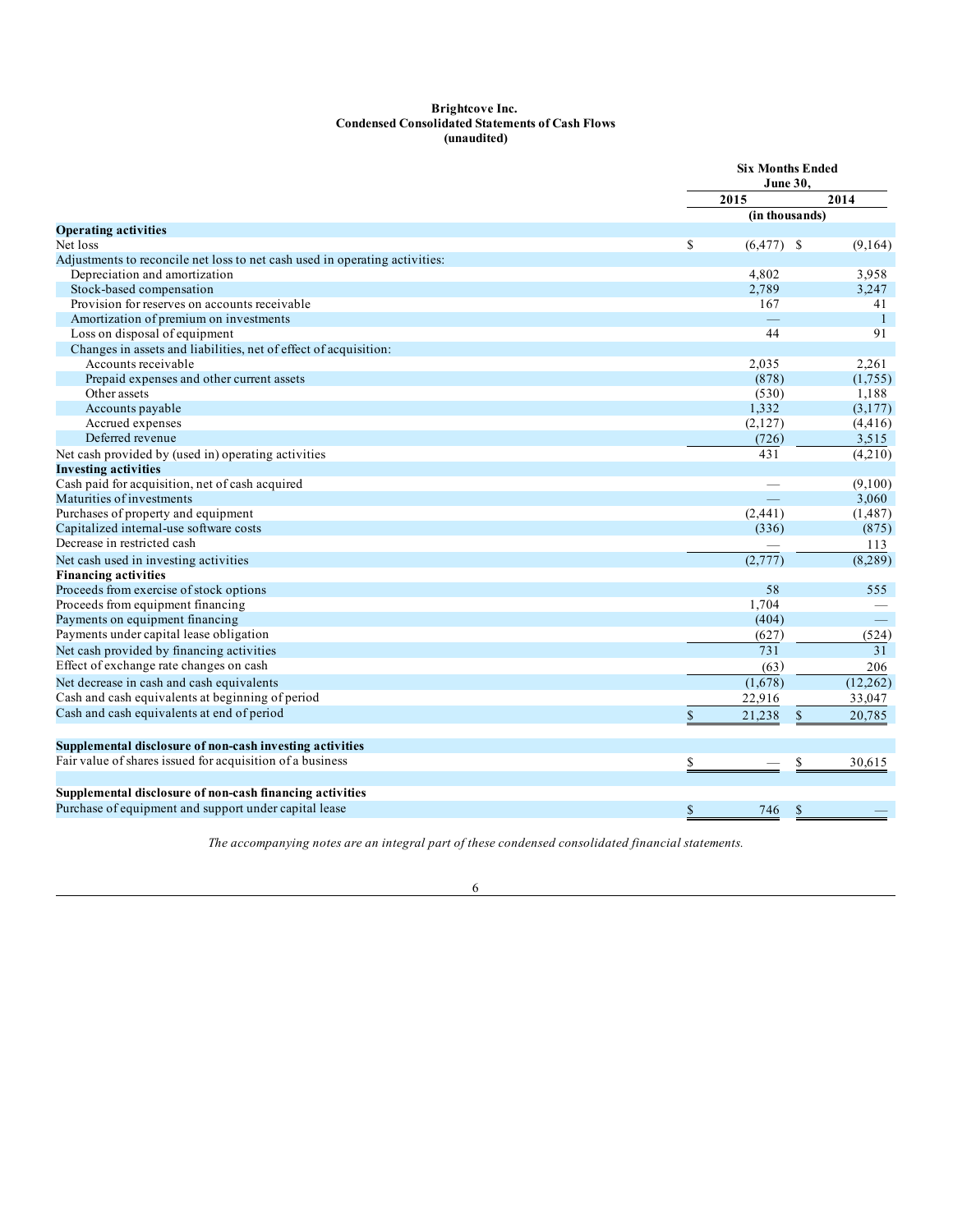**Brightcove Inc.**
**Condensed Consolidated Statements of Cash Flows**
**(unaudited)**

| | Six Months Ended June 30, | |
|---|---|---|
| | 2015 | 2014 |
| | (in thousands) | |
| **Operating activities** | | |
| Net loss | $ (6,477) | $ (9,164) |
| Adjustments to reconcile net loss to net cash used in operating activities: | | |
| Depreciation and amortization | 4,802 | 3,958 |
| Stock-based compensation | 2,789 | 3,247 |
| Provision for reserves on accounts receivable | 167 | 41 |
| Amortization of premium on investments | — | 1 |
| Loss on disposal of equipment | 44 | 91 |
| Changes in assets and liabilities, net of effect of acquisition: | | |
| Accounts receivable | 2,035 | 2,261 |
| Prepaid expenses and other current assets | (878) | (1,755) |
| Other assets | (530) | 1,188 |
| Accounts payable | 1,332 | (3,177) |
| Accrued expenses | (2,127) | (4,416) |
| Deferred revenue | (726) | 3,515 |
| Net cash provided by (used in) operating activities | 431 | (4,210) |
| **Investing activities** | | |
| Cash paid for acquisition, net of cash acquired | — | (9,100) |
| Maturities of investments | — | 3,060 |
| Purchases of property and equipment | (2,441) | (1,487) |
| Capitalized internal-use software costs | (336) | (875) |
| Decrease in restricted cash | — | 113 |
| Net cash used in investing activities | (2,777) | (8,289) |
| **Financing activities** | | |
| Proceeds from exercise of stock options | 58 | 555 |
| Proceeds from equipment financing | 1,704 | — |
| Payments on equipment financing | (404) | — |
| Payments under capital lease obligation | (627) | (524) |
| Net cash provided by financing activities | 731 | 31 |
| Effect of exchange rate changes on cash | (63) | 206 |
| Net decrease in cash and cash equivalents | (1,678) | (12,262) |
| Cash and cash equivalents at beginning of period | 22,916 | 33,047 |
| Cash and cash equivalents at end of period | $ 21,238 | $ 20,785 |
| | | |
| **Supplemental disclosure of non-cash investing activities** | | |
| Fair value of shares issued for acquisition of a business | $ — | $ 30,615 |
| | | |
| **Supplemental disclosure of non-cash financing activities** | | |
| Purchase of equipment and support under capital lease | $ 746 | $ — |

*The accompanying notes are an integral part of these condensed consolidated financial statements.*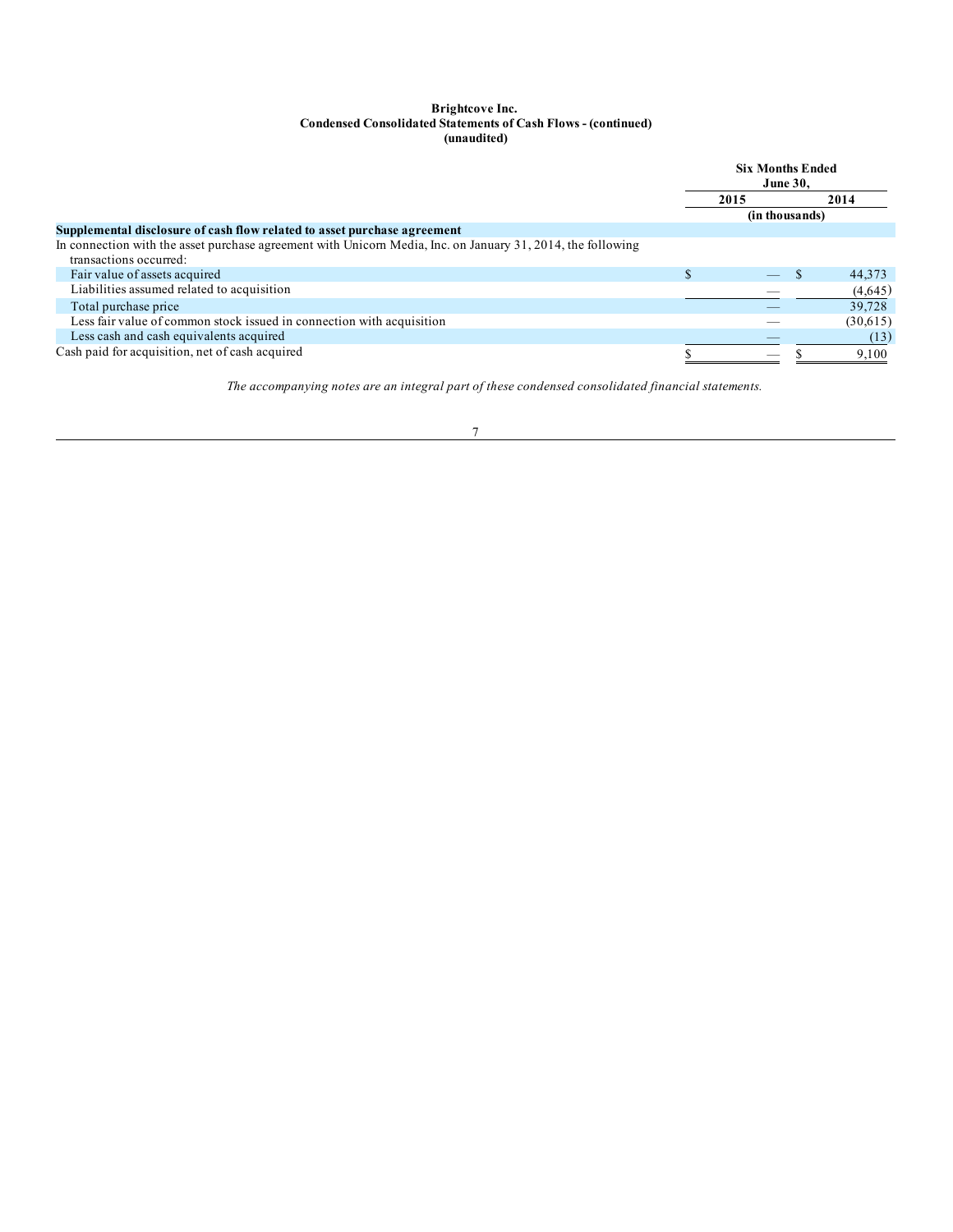**Brightcove Inc.**
**Condensed Consolidated Statements of Cash Flows - (continued)**
**(unaudited)**

| | Six Months Ended June 30, | |
|---|---|---|
| | 2015 | 2014 |
| | (in thousands) | |
| **Supplemental disclosure of cash flow related to asset purchase agreement** | | |
| In connection with the asset purchase agreement with Unicorn Media, Inc. on January 31, 2014, the following transactions occurred: | | |
| Fair value of assets acquired | $ — | $ 44,373 |
| Liabilities assumed related to acquisition | — | (4,645) |
| Total purchase price | — | 39,728 |
| Less fair value of common stock issued in connection with acquisition | — | (30,615) |
| Less cash and cash equivalents acquired | — | (13) |
| Cash paid for acquisition, net of cash acquired | $ — | $ 9,100 |

*The accompanying notes are an integral part of these condensed consolidated financial statements.*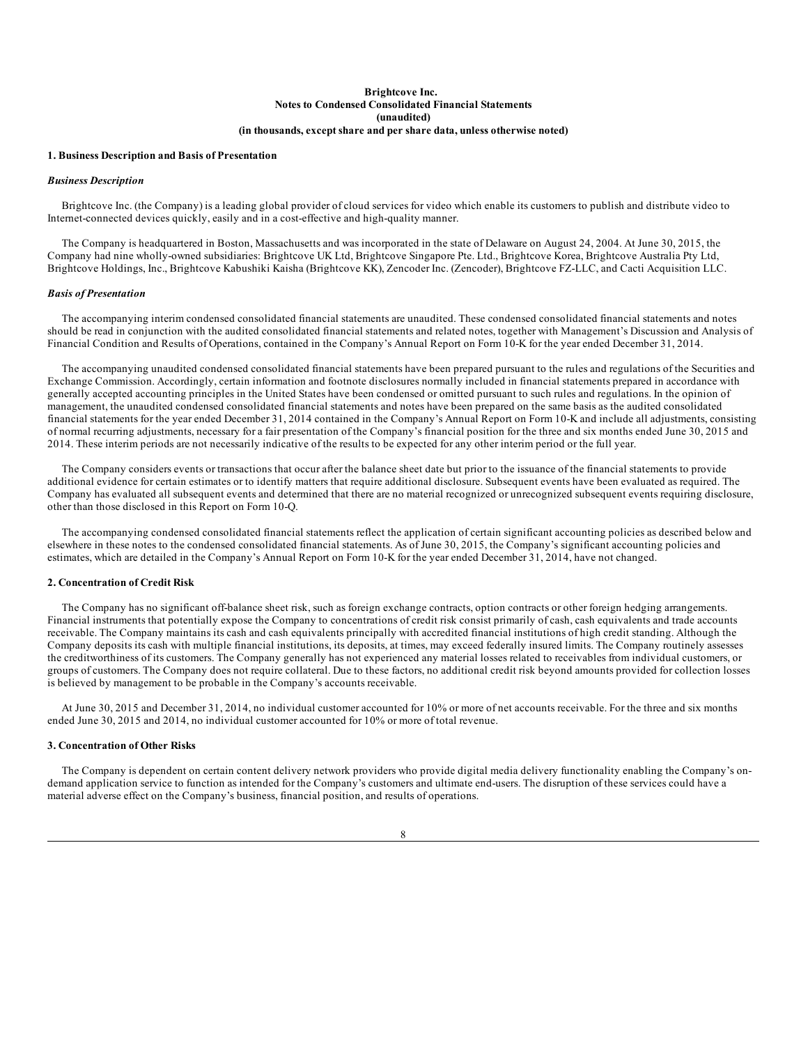**Brightcove Inc.**
**Notes to Condensed Consolidated Financial Statements**
**(unaudited)**
**(in thousands, except share and per share data, unless otherwise noted)**

**1. Business Description and Basis of Presentation**

***Business Description***

Brightcove Inc. (the Company) is a leading global provider of cloud services for video which enable its customers to publish and distribute video to Internet-connected devices quickly, easily and in a cost-effective and high-quality manner.

The Company is headquartered in Boston, Massachusetts and was incorporated in the state of Delaware on August 24, 2004. At June 30, 2015, the Company had nine wholly-owned subsidiaries: Brightcove UK Ltd, Brightcove Singapore Pte. Ltd., Brightcove Korea, Brightcove Australia Pty Ltd, Brightcove Holdings, Inc., Brightcove Kabushiki Kaisha (Brightcove KK), Zencoder Inc. (Zencoder), Brightcove FZ-LLC, and Cacti Acquisition LLC.

***Basis of Presentation***

The accompanying interim condensed consolidated financial statements are unaudited. These condensed consolidated financial statements and notes should be read in conjunction with the audited consolidated financial statements and related notes, together with Management's Discussion and Analysis of Financial Condition and Results of Operations, contained in the Company's Annual Report on Form 10-K for the year ended December 31, 2014.

The accompanying unaudited condensed consolidated financial statements have been prepared pursuant to the rules and regulations of the Securities and Exchange Commission. Accordingly, certain information and footnote disclosures normally included in financial statements prepared in accordance with generally accepted accounting principles in the United States have been condensed or omitted pursuant to such rules and regulations. In the opinion of management, the unaudited condensed consolidated financial statements and notes have been prepared on the same basis as the audited consolidated financial statements for the year ended December 31, 2014 contained in the Company's Annual Report on Form 10-K and include all adjustments, consisting of normal recurring adjustments, necessary for a fair presentation of the Company's financial position for the three and six months ended June 30, 2015 and 2014. These interim periods are not necessarily indicative of the results to be expected for any other interim period or the full year.

The Company considers events or transactions that occur after the balance sheet date but prior to the issuance of the financial statements to provide additional evidence for certain estimates or to identify matters that require additional disclosure. Subsequent events have been evaluated as required. The Company has evaluated all subsequent events and determined that there are no material recognized or unrecognized subsequent events requiring disclosure, other than those disclosed in this Report on Form 10-Q.

The accompanying condensed consolidated financial statements reflect the application of certain significant accounting policies as described below and elsewhere in these notes to the condensed consolidated financial statements. As of June 30, 2015, the Company's significant accounting policies and estimates, which are detailed in the Company's Annual Report on Form 10-K for the year ended December 31, 2014, have not changed.

**2. Concentration of Credit Risk**

The Company has no significant off-balance sheet risk, such as foreign exchange contracts, option contracts or other foreign hedging arrangements. Financial instruments that potentially expose the Company to concentrations of credit risk consist primarily of cash, cash equivalents and trade accounts receivable. The Company maintains its cash and cash equivalents principally with accredited financial institutions of high credit standing. Although the Company deposits its cash with multiple financial institutions, its deposits, at times, may exceed federally insured limits. The Company routinely assesses the creditworthiness of its customers. The Company generally has not experienced any material losses related to receivables from individual customers, or groups of customers. The Company does not require collateral. Due to these factors, no additional credit risk beyond amounts provided for collection losses is believed by management to be probable in the Company's accounts receivable.

At June 30, 2015 and December 31, 2014, no individual customer accounted for 10% or more of net accounts receivable. For the three and six months ended June 30, 2015 and 2014, no individual customer accounted for 10% or more of total revenue.

**3. Concentration of Other Risks**

The Company is dependent on certain content delivery network providers who provide digital media delivery functionality enabling the Company's on-demand application service to function as intended for the Company's customers and ultimate end-users. The disruption of these services could have a material adverse effect on the Company's business, financial position, and results of operations.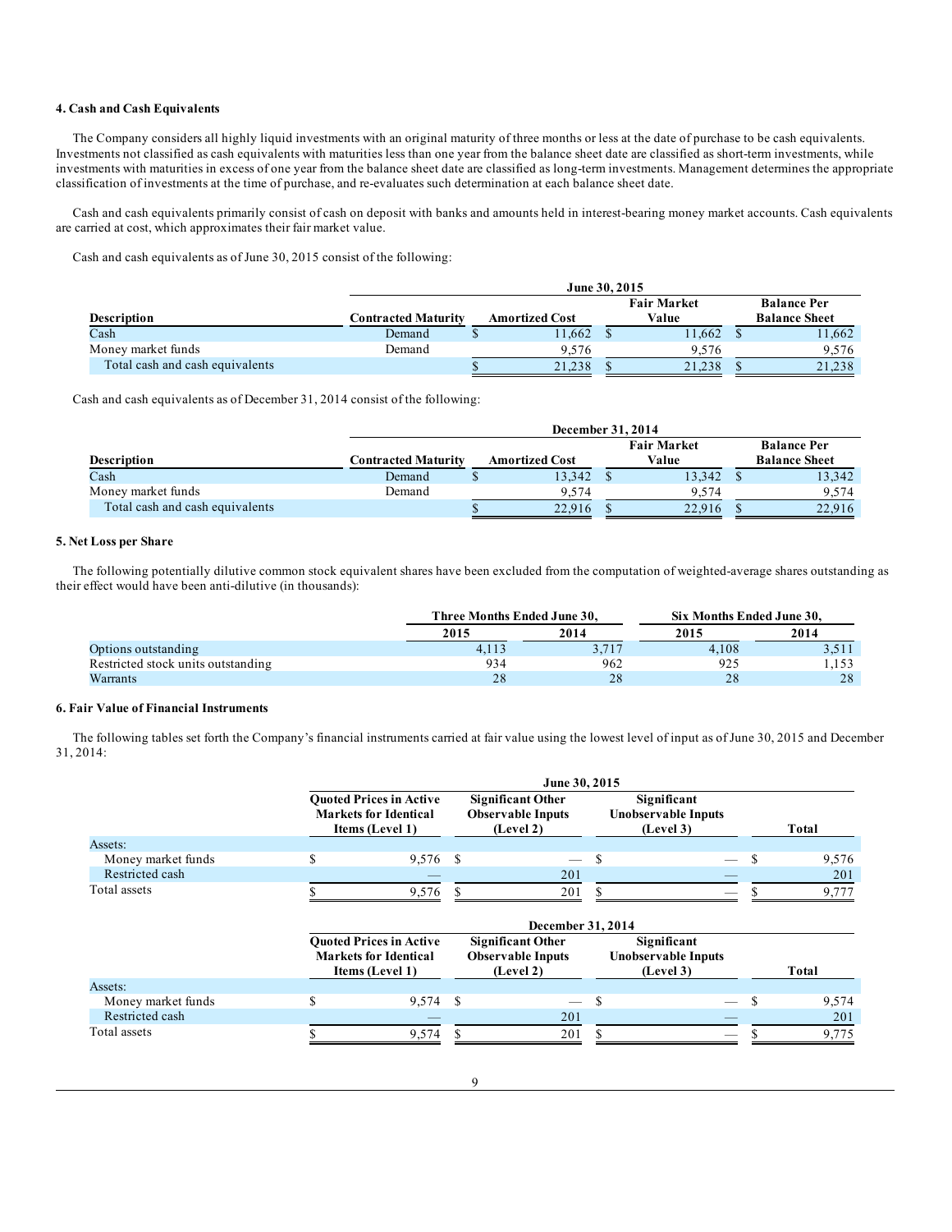### 4. Cash and Cash Equivalents

The Company considers all highly liquid investments with an original maturity of three months or less at the date of purchase to be cash equivalents. Investments not classified as cash equivalents with maturities less than one year from the balance sheet date are classified as short-term investments, while investments with maturities in excess of one year from the balance sheet date are classified as long-term investments. Management determines the appropriate classification of investments at the time of purchase, and re-evaluates such determination at each balance sheet date.

Cash and cash equivalents primarily consist of cash on deposit with banks and amounts held in interest-bearing money market accounts. Cash equivalents are carried at cost, which approximates their fair market value.

Cash and cash equivalents as of June 30, 2015 consist of the following:

| | June 30, 2015 | | | |
|---|---|---|---|---|
| Description | Contracted Maturity | Amortized Cost | Fair Market Value | Balance Per Balance Sheet |
| Cash | Demand | $ 11,662 | $ 11,662 | $ 11,662 |
| Money market funds | Demand | 9,576 | 9,576 | 9,576 |
| Total cash and cash equivalents | | $ 21,238 | $ 21,238 | $ 21,238 |

Cash and cash equivalents as of December 31, 2014 consist of the following:

| | December 31, 2014 | | | |
|---|---|---|---|---|
| Description | Contracted Maturity | Amortized Cost | Fair Market Value | Balance Per Balance Sheet |
| Cash | Demand | $ 13,342 | $ 13,342 | $ 13,342 |
| Money market funds | Demand | 9,574 | 9,574 | 9,574 |
| Total cash and cash equivalents | | $ 22,916 | $ 22,916 | $ 22,916 |

### 5. Net Loss per Share

The following potentially dilutive common stock equivalent shares have been excluded from the computation of weighted-average shares outstanding as their effect would have been anti-dilutive (in thousands):

| | Three Months Ended June 30, | | Six Months Ended June 30, | |
|---|---|---|---|---|
| | 2015 | 2014 | 2015 | 2014 |
| Options outstanding | 4,113 | 3,717 | 4,108 | 3,511 |
| Restricted stock units outstanding | 934 | 962 | 925 | 1,153 |
| Warrants | 28 | 28 | 28 | 28 |

### 6. Fair Value of Financial Instruments

The following tables set forth the Company's financial instruments carried at fair value using the lowest level of input as of June 30, 2015 and December 31, 2014:

| | June 30, 2015 | | | |
|---|---|---|---|---|
| | Quoted Prices in Active Markets for Identical Items (Level 1) | Significant Other Observable Inputs (Level 2) | Significant Unobservable Inputs (Level 3) | Total |
| Assets: | | | | |
| Money market funds | $ 9,576 | $ — | $ — | $ 9,576 |
| Restricted cash | — | 201 | — | 201 |
| Total assets | $ 9,576 | $ 201 | $ — | $ 9,777 |

| | December 31, 2014 | | | |
|---|---|---|---|---|
| | Quoted Prices in Active Markets for Identical Items (Level 1) | Significant Other Observable Inputs (Level 2) | Significant Unobservable Inputs (Level 3) | Total |
| Assets: | | | | |
| Money market funds | $ 9,574 | $ — | $ — | $ 9,574 |
| Restricted cash | — | 201 | — | 201 |
| Total assets | $ 9,574 | $ 201 | $ — | $ 9,775 |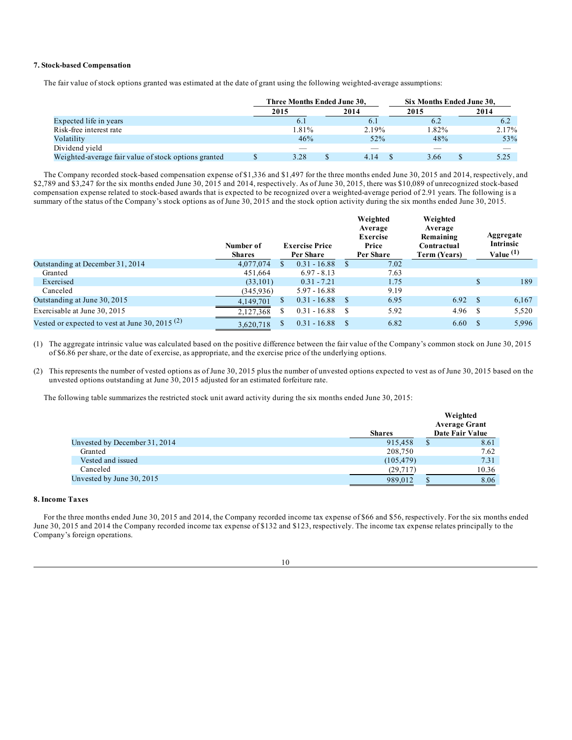### 7. Stock-based Compensation

The fair value of stock options granted was estimated at the date of grant using the following weighted-average assumptions:

| | Three Months Ended June 30, | | Six Months Ended June 30, | |
|---|---|---|---|---|
| | 2015 | 2014 | 2015 | 2014 |
| Expected life in years | 6.1 | 6.1 | 6.2 | 6.2 |
| Risk-free interest rate | 1.81% | 2.19% | 1.82% | 2.17% |
| Volatility | 46% | 52% | 48% | 53% |
| Dividend yield | — | — | — | — |
| Weighted-average fair value of stock options granted | $ 3.28 | $ 4.14 | $ 3.66 | $ 5.25 |

The Company recorded stock-based compensation expense of $1,336 and $1,497 for the three months ended June 30, 2015 and 2014, respectively, and $2,789 and $3,247 for the six months ended June 30, 2015 and 2014, respectively. As of June 30, 2015, there was $10,089 of unrecognized stock-based compensation expense related to stock-based awards that is expected to be recognized over a weighted-average period of 2.91 years. The following is a summary of the status of the Company's stock options as of June 30, 2015 and the stock option activity during the six months ended June 30, 2015.

| | Number of Shares | Exercise Price Per Share | Weighted Average Exercise Price Per Share | Weighted Average Remaining Contractual Term (Years) | Aggregate Intrinsic Value [(1)] |
|---|---|---|---|---|---|
| Outstanding at December 31, 2014 | 4,077,074 | $ 0.31 - 16.88 | $ 7.02 | | |
| Granted | 451,664 | 6.97 - 8.13 | 7.63 | | |
| Exercised | (33,101) | 0.31 - 7.21 | 1.75 | | $ 189 |
| Canceled | (345,936) | 5.97 - 16.88 | 9.19 | | |
| Outstanding at June 30, 2015 | 4,149,701 | $ 0.31 - 16.88 | $ 6.95 | 6.92 | $ 6,167 |
| Exercisable at June 30, 2015 | 2,127,368 | $ 0.31 - 16.88 | $ 5.92 | 4.96 | $ 5,520 |
| Vested or expected to vest at June 30, 2015 [(2)] | 3,620,718 | $ 0.31 - 16.88 | $ 6.82 | 6.60 | $ 5,996 |

(1) The aggregate intrinsic value was calculated based on the positive difference between the fair value of the Company's common stock on June 30, 2015 of $6.86 per share, or the date of exercise, as appropriate, and the exercise price of the underlying options.

(2) This represents the number of vested options as of June 30, 2015 plus the number of unvested options expected to vest as of June 30, 2015 based on the unvested options outstanding at June 30, 2015 adjusted for an estimated forfeiture rate.

The following table summarizes the restricted stock unit award activity during the six months ended June 30, 2015:

| | Shares | Weighted Average Grant Date Fair Value |
|---|---|---|
| Unvested by December 31, 2014 | 915,458 | $ 8.61 |
| Granted | 208,750 | 7.62 |
| Vested and issued | (105,479) | 7.31 |
| Canceled | (29,717) | 10.36 |
| Unvested by June 30, 2015 | 989,012 | $ 8.06 |

### 8. Income Taxes

For the three months ended June 30, 2015 and 2014, the Company recorded income tax expense of $66 and $56, respectively. For the six months ended June 30, 2015 and 2014 the Company recorded income tax expense of $132 and $123, respectively. The income tax expense relates principally to the Company's foreign operations.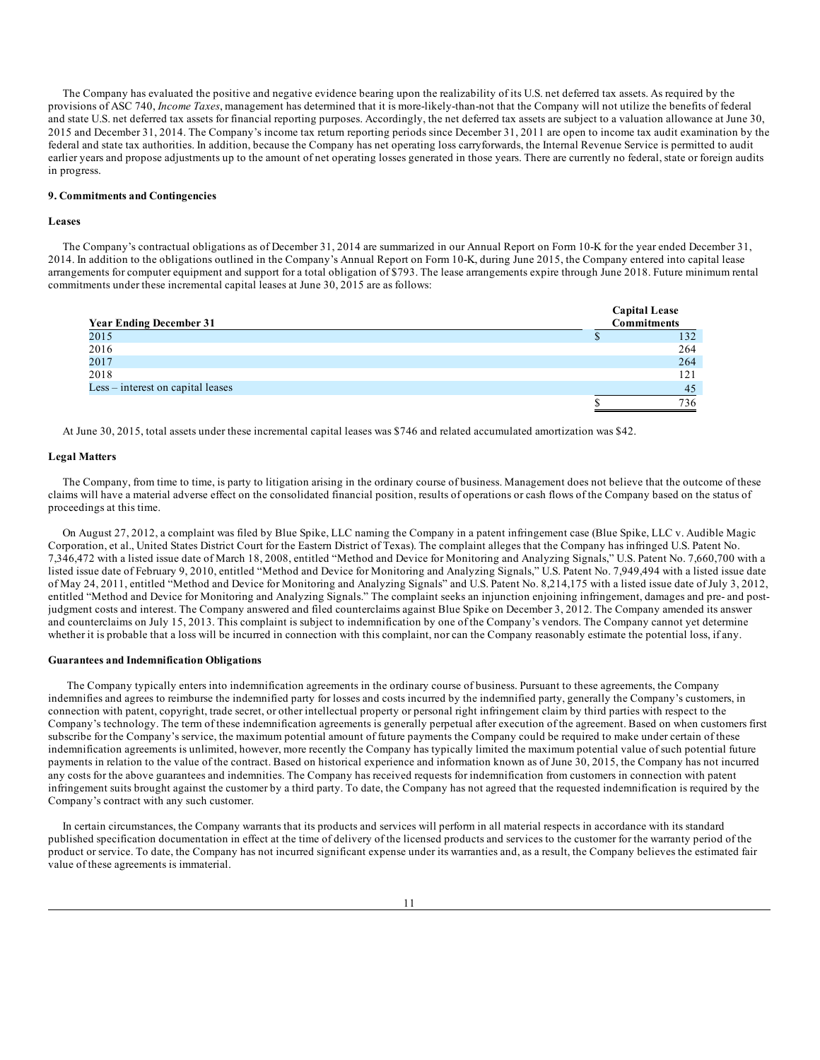The Company has evaluated the positive and negative evidence bearing upon the realizability of its U.S. net deferred tax assets. As required by the provisions of ASC 740, *Income Taxes*, management has determined that it is more-likely-than-not that the Company will not utilize the benefits of federal and state U.S. net deferred tax assets for financial reporting purposes. Accordingly, the net deferred tax assets are subject to a valuation allowance at June 30, 2015 and December 31, 2014. The Company's income tax return reporting periods since December 31, 2011 are open to income tax audit examination by the federal and state tax authorities. In addition, because the Company has net operating loss carryforwards, the Internal Revenue Service is permitted to audit earlier years and propose adjustments up to the amount of net operating losses generated in those years. There are currently no federal, state or foreign audits in progress.

### 9. Commitments and Contingencies

#### Leases

The Company's contractual obligations as of December 31, 2014 are summarized in our Annual Report on Form 10-K for the year ended December 31, 2014. In addition to the obligations outlined in the Company's Annual Report on Form 10-K, during June 2015, the Company entered into capital lease arrangements for computer equipment and support for a total obligation of $793. The lease arrangements expire through June 2018. Future minimum rental commitments under these incremental capital leases at June 30, 2015 are as follows:

| Year Ending December 31 | Capital Lease Commitments |
|---|---|
| 2015 | $ 132 |
| 2016 | 264 |
| 2017 | 264 |
| 2018 | 121 |
| Less – interest on capital leases | 45 |
| | $ 736 |

At June 30, 2015, total assets under these incremental capital leases was $746 and related accumulated amortization was $42.

#### Legal Matters

The Company, from time to time, is party to litigation arising in the ordinary course of business. Management does not believe that the outcome of these claims will have a material adverse effect on the consolidated financial position, results of operations or cash flows of the Company based on the status of proceedings at this time.

On August 27, 2012, a complaint was filed by Blue Spike, LLC naming the Company in a patent infringement case (Blue Spike, LLC v. Audible Magic Corporation, et al., United States District Court for the Eastern District of Texas). The complaint alleges that the Company has infringed U.S. Patent No. 7,346,472 with a listed issue date of March 18, 2008, entitled "Method and Device for Monitoring and Analyzing Signals," U.S. Patent No. 7,660,700 with a listed issue date of February 9, 2010, entitled "Method and Device for Monitoring and Analyzing Signals," U.S. Patent No. 7,949,494 with a listed issue date of May 24, 2011, entitled "Method and Device for Monitoring and Analyzing Signals" and U.S. Patent No. 8,214,175 with a listed issue date of July 3, 2012, entitled "Method and Device for Monitoring and Analyzing Signals." The complaint seeks an injunction enjoining infringement, damages and pre- and post-judgment costs and interest. The Company answered and filed counterclaims against Blue Spike on December 3, 2012. The Company amended its answer and counterclaims on July 15, 2013. This complaint is subject to indemnification by one of the Company's vendors. The Company cannot yet determine whether it is probable that a loss will be incurred in connection with this complaint, nor can the Company reasonably estimate the potential loss, if any.

#### Guarantees and Indemnification Obligations

The Company typically enters into indemnification agreements in the ordinary course of business. Pursuant to these agreements, the Company indemnifies and agrees to reimburse the indemnified party for losses and costs incurred by the indemnified party, generally the Company's customers, in connection with patent, copyright, trade secret, or other intellectual property or personal right infringement claim by third parties with respect to the Company's technology. The term of these indemnification agreements is generally perpetual after execution of the agreement. Based on when customers first subscribe for the Company's service, the maximum potential amount of future payments the Company could be required to make under certain of these indemnification agreements is unlimited, however, more recently the Company has typically limited the maximum potential value of such potential future payments in relation to the value of the contract. Based on historical experience and information known as of June 30, 2015, the Company has not incurred any costs for the above guarantees and indemnities. The Company has received requests for indemnification from customers in connection with patent infringement suits brought against the customer by a third party. To date, the Company has not agreed that the requested indemnification is required by the Company's contract with any such customer.

In certain circumstances, the Company warrants that its products and services will perform in all material respects in accordance with its standard published specification documentation in effect at the time of delivery of the licensed products and services to the customer for the warranty period of the product or service. To date, the Company has not incurred significant expense under its warranties and, as a result, the Company believes the estimated fair value of these agreements is immaterial.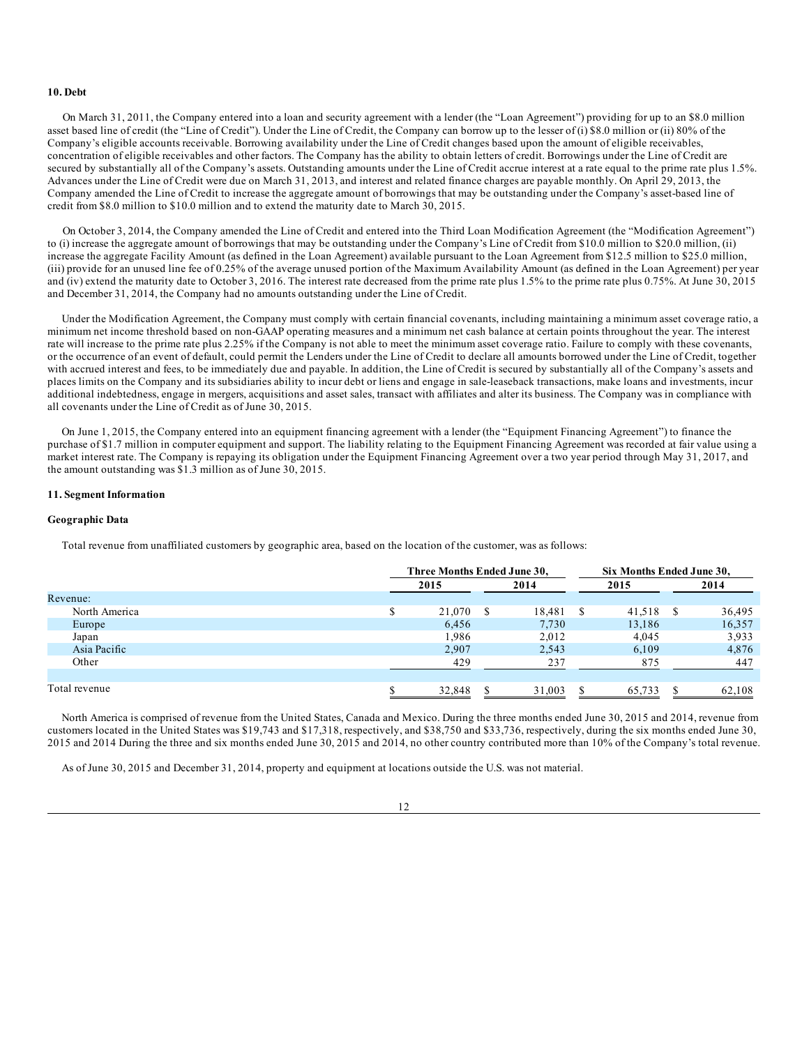## 10. Debt

On March 31, 2011, the Company entered into a loan and security agreement with a lender (the "Loan Agreement") providing for up to an $8.0 million asset based line of credit (the "Line of Credit"). Under the Line of Credit, the Company can borrow up to the lesser of (i) $8.0 million or (ii) 80% of the Company's eligible accounts receivable. Borrowing availability under the Line of Credit changes based upon the amount of eligible receivables, concentration of eligible receivables and other factors. The Company has the ability to obtain letters of credit. Borrowings under the Line of Credit are secured by substantially all of the Company's assets. Outstanding amounts under the Line of Credit accrue interest at a rate equal to the prime rate plus 1.5%. Advances under the Line of Credit were due on March 31, 2013, and interest and related finance charges are payable monthly. On April 29, 2013, the Company amended the Line of Credit to increase the aggregate amount of borrowings that may be outstanding under the Company's asset-based line of credit from $8.0 million to $10.0 million and to extend the maturity date to March 30, 2015.

On October 3, 2014, the Company amended the Line of Credit and entered into the Third Loan Modification Agreement (the "Modification Agreement") to (i) increase the aggregate amount of borrowings that may be outstanding under the Company's Line of Credit from $10.0 million to $20.0 million, (ii) increase the aggregate Facility Amount (as defined in the Loan Agreement) available pursuant to the Loan Agreement from $12.5 million to $25.0 million, (iii) provide for an unused line fee of 0.25% of the average unused portion of the Maximum Availability Amount (as defined in the Loan Agreement) per year and (iv) extend the maturity date to October 3, 2016. The interest rate decreased from the prime rate plus 1.5% to the prime rate plus 0.75%. At June 30, 2015 and December 31, 2014, the Company had no amounts outstanding under the Line of Credit.

Under the Modification Agreement, the Company must comply with certain financial covenants, including maintaining a minimum asset coverage ratio, a minimum net income threshold based on non-GAAP operating measures and a minimum net cash balance at certain points throughout the year. The interest rate will increase to the prime rate plus 2.25% if the Company is not able to meet the minimum asset coverage ratio. Failure to comply with these covenants, or the occurrence of an event of default, could permit the Lenders under the Line of Credit to declare all amounts borrowed under the Line of Credit, together with accrued interest and fees, to be immediately due and payable. In addition, the Line of Credit is secured by substantially all of the Company's assets and places limits on the Company and its subsidiaries ability to incur debt or liens and engage in sale-leaseback transactions, make loans and investments, incur additional indebtedness, engage in mergers, acquisitions and asset sales, transact with affiliates and alter its business. The Company was in compliance with all covenants under the Line of Credit as of June 30, 2015.

On June 1, 2015, the Company entered into an equipment financing agreement with a lender (the "Equipment Financing Agreement") to finance the purchase of $1.7 million in computer equipment and support. The liability relating to the Equipment Financing Agreement was recorded at fair value using a market interest rate. The Company is repaying its obligation under the Equipment Financing Agreement over a two year period through May 31, 2017, and the amount outstanding was $1.3 million as of June 30, 2015.

## 11. Segment Information

### Geographic Data

Total revenue from unaffiliated customers by geographic area, based on the location of the customer, was as follows:

| | Three Months Ended June 30, | | Six Months Ended June 30, | |
|---|---|---|---|---|
| | 2015 | 2014 | 2015 | 2014 |
| Revenue: | | | | |
| North America | $ 21,070 | $ 18,481 | $ 41,518 | $ 36,495 |
| Europe | 6,456 | 7,730 | 13,186 | 16,357 |
| Japan | 1,986 | 2,012 | 4,045 | 3,933 |
| Asia Pacific | 2,907 | 2,543 | 6,109 | 4,876 |
| Other | 429 | 237 | 875 | 447 |
| Total revenue | $ 32,848 | $ 31,003 | $ 65,733 | $ 62,108 |

North America is comprised of revenue from the United States, Canada and Mexico. During the three months ended June 30, 2015 and 2014, revenue from customers located in the United States was $19,743 and $17,318, respectively, and $38,750 and $33,736, respectively, during the six months ended June 30, 2015 and 2014 During the three and six months ended June 30, 2015 and 2014, no other country contributed more than 10% of the Company's total revenue.

As of June 30, 2015 and December 31, 2014, property and equipment at locations outside the U.S. was not material.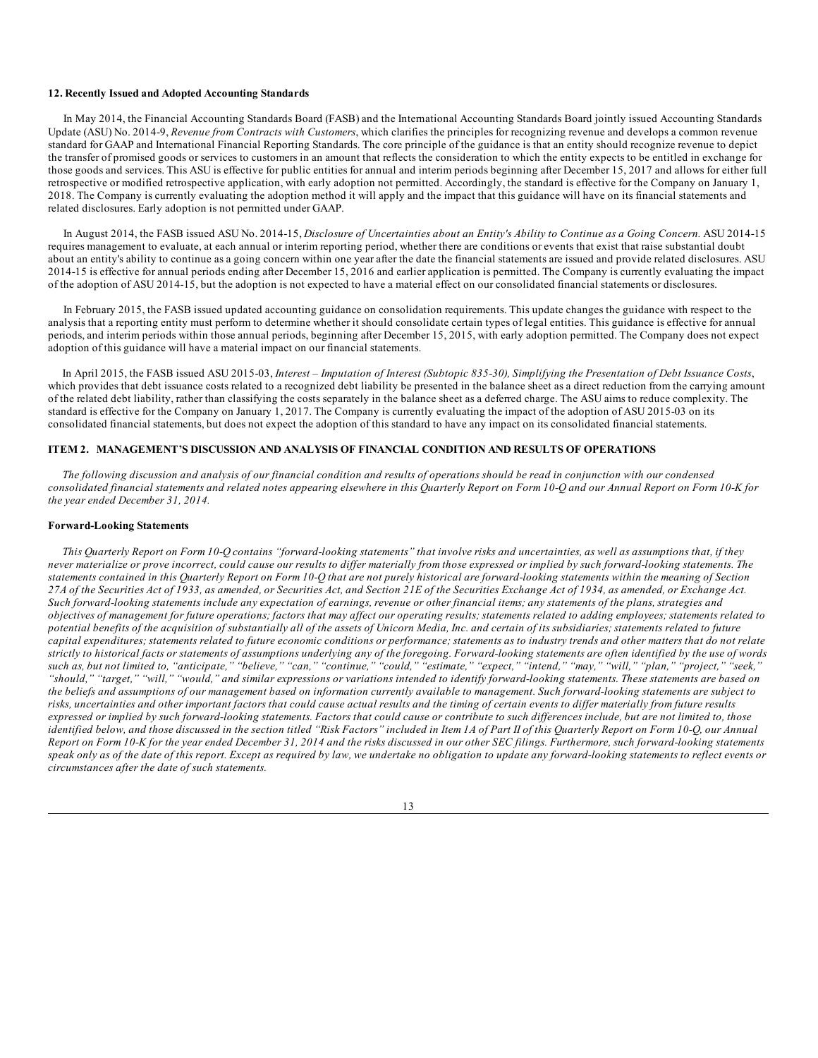**12. Recently Issued and Adopted Accounting Standards**

In May 2014, the Financial Accounting Standards Board (FASB) and the International Accounting Standards Board jointly issued Accounting Standards Update (ASU) No. 2014-9, *Revenue from Contracts with Customers*, which clarifies the principles for recognizing revenue and develops a common revenue standard for GAAP and International Financial Reporting Standards. The core principle of the guidance is that an entity should recognize revenue to depict the transfer of promised goods or services to customers in an amount that reflects the consideration to which the entity expects to be entitled in exchange for those goods and services. This ASU is effective for public entities for annual and interim periods beginning after December 15, 2017 and allows for either full retrospective or modified retrospective application, with early adoption not permitted. Accordingly, the standard is effective for the Company on January 1, 2018. The Company is currently evaluating the adoption method it will apply and the impact that this guidance will have on its financial statements and related disclosures. Early adoption is not permitted under GAAP.

In August 2014, the FASB issued ASU No. 2014-15, *Disclosure of Uncertainties about an Entity's Ability to Continue as a Going Concern.* ASU 2014-15 requires management to evaluate, at each annual or interim reporting period, whether there are conditions or events that exist that raise substantial doubt about an entity's ability to continue as a going concern within one year after the date the financial statements are issued and provide related disclosures. ASU 2014-15 is effective for annual periods ending after December 15, 2016 and earlier application is permitted. The Company is currently evaluating the impact of the adoption of ASU 2014-15, but the adoption is not expected to have a material effect on our consolidated financial statements or disclosures.

In February 2015, the FASB issued updated accounting guidance on consolidation requirements. This update changes the guidance with respect to the analysis that a reporting entity must perform to determine whether it should consolidate certain types of legal entities. This guidance is effective for annual periods, and interim periods within those annual periods, beginning after December 15, 2015, with early adoption permitted. The Company does not expect adoption of this guidance will have a material impact on our financial statements.

In April 2015, the FASB issued ASU 2015-03, *Interest – Imputation of Interest (Subtopic 835-30), Simplifying the Presentation of Debt Issuance Costs*, which provides that debt issuance costs related to a recognized debt liability be presented in the balance sheet as a direct reduction from the carrying amount of the related debt liability, rather than classifying the costs separately in the balance sheet as a deferred charge. The ASU aims to reduce complexity. The standard is effective for the Company on January 1, 2017. The Company is currently evaluating the impact of the adoption of ASU 2015-03 on its consolidated financial statements, but does not expect the adoption of this standard to have any impact on its consolidated financial statements.

## ITEM 2. MANAGEMENT'S DISCUSSION AND ANALYSIS OF FINANCIAL CONDITION AND RESULTS OF OPERATIONS

*The following discussion and analysis of our financial condition and results of operations should be read in conjunction with our condensed consolidated financial statements and related notes appearing elsewhere in this Quarterly Report on Form 10-Q and our Annual Report on Form 10-K for the year ended December 31, 2014.*

**Forward-Looking Statements**

*This Quarterly Report on Form 10-Q contains "forward-looking statements" that involve risks and uncertainties, as well as assumptions that, if they never materialize or prove incorrect, could cause our results to differ materially from those expressed or implied by such forward-looking statements. The statements contained in this Quarterly Report on Form 10-Q that are not purely historical are forward-looking statements within the meaning of Section 27A of the Securities Act of 1933, as amended, or Securities Act, and Section 21E of the Securities Exchange Act of 1934, as amended, or Exchange Act. Such forward-looking statements include any expectation of earnings, revenue or other financial items; any statements of the plans, strategies and objectives of management for future operations; factors that may affect our operating results; statements related to adding employees; statements related to potential benefits of the acquisition of substantially all of the assets of Unicorn Media, Inc. and certain of its subsidiaries; statements related to future capital expenditures; statements related to future economic conditions or performance; statements as to industry trends and other matters that do not relate strictly to historical facts or statements of assumptions underlying any of the foregoing. Forward-looking statements are often identified by the use of words such as, but not limited to, "anticipate," "believe," "can," "continue," "could," "estimate," "expect," "intend," "may," "will," "plan," "project," "seek," "should," "target," "will," "would," and similar expressions or variations intended to identify forward-looking statements. These statements are based on the beliefs and assumptions of our management based on information currently available to management. Such forward-looking statements are subject to risks, uncertainties and other important factors that could cause actual results and the timing of certain events to differ materially from future results expressed or implied by such forward-looking statements. Factors that could cause or contribute to such differences include, but are not limited to, those identified below, and those discussed in the section titled "Risk Factors" included in Item 1A of Part II of this Quarterly Report on Form 10-Q, our Annual Report on Form 10-K for the year ended December 31, 2014 and the risks discussed in our other SEC filings. Furthermore, such forward-looking statements speak only as of the date of this report. Except as required by law, we undertake no obligation to update any forward-looking statements to reflect events or circumstances after the date of such statements.*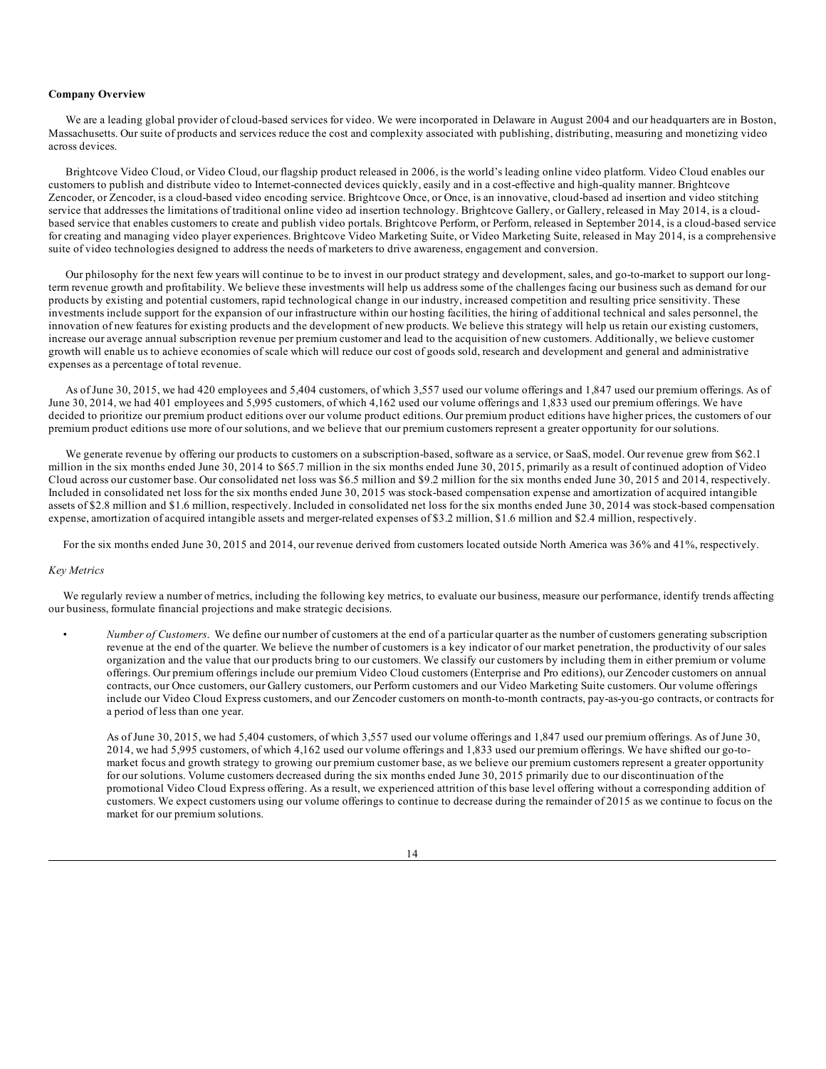**Company Overview**

We are a leading global provider of cloud-based services for video. We were incorporated in Delaware in August 2004 and our headquarters are in Boston, Massachusetts. Our suite of products and services reduce the cost and complexity associated with publishing, distributing, measuring and monetizing video across devices.

Brightcove Video Cloud, or Video Cloud, our flagship product released in 2006, is the world's leading online video platform. Video Cloud enables our customers to publish and distribute video to Internet-connected devices quickly, easily and in a cost-effective and high-quality manner. Brightcove Zencoder, or Zencoder, is a cloud-based video encoding service. Brightcove Once, or Once, is an innovative, cloud-based ad insertion and video stitching service that addresses the limitations of traditional online video ad insertion technology. Brightcove Gallery, or Gallery, released in May 2014, is a cloud-based service that enables customers to create and publish video portals. Brightcove Perform, or Perform, released in September 2014, is a cloud-based service for creating and managing video player experiences. Brightcove Video Marketing Suite, or Video Marketing Suite, released in May 2014, is a comprehensive suite of video technologies designed to address the needs of marketers to drive awareness, engagement and conversion.

Our philosophy for the next few years will continue to be to invest in our product strategy and development, sales, and go-to-market to support our long-term revenue growth and profitability. We believe these investments will help us address some of the challenges facing our business such as demand for our products by existing and potential customers, rapid technological change in our industry, increased competition and resulting price sensitivity. These investments include support for the expansion of our infrastructure within our hosting facilities, the hiring of additional technical and sales personnel, the innovation of new features for existing products and the development of new products. We believe this strategy will help us retain our existing customers, increase our average annual subscription revenue per premium customer and lead to the acquisition of new customers. Additionally, we believe customer growth will enable us to achieve economies of scale which will reduce our cost of goods sold, research and development and general and administrative expenses as a percentage of total revenue.

As of June 30, 2015, we had 420 employees and 5,404 customers, of which 3,557 used our volume offerings and 1,847 used our premium offerings. As of June 30, 2014, we had 401 employees and 5,995 customers, of which 4,162 used our volume offerings and 1,833 used our premium offerings. We have decided to prioritize our premium product editions over our volume product editions. Our premium product editions have higher prices, the customers of our premium product editions use more of our solutions, and we believe that our premium customers represent a greater opportunity for our solutions.

We generate revenue by offering our products to customers on a subscription-based, software as a service, or SaaS, model. Our revenue grew from $62.1 million in the six months ended June 30, 2014 to $65.7 million in the six months ended June 30, 2015, primarily as a result of continued adoption of Video Cloud across our customer base. Our consolidated net loss was $6.5 million and $9.2 million for the six months ended June 30, 2015 and 2014, respectively. Included in consolidated net loss for the six months ended June 30, 2015 was stock-based compensation expense and amortization of acquired intangible assets of $2.8 million and $1.6 million, respectively. Included in consolidated net loss for the six months ended June 30, 2014 was stock-based compensation expense, amortization of acquired intangible assets and merger-related expenses of $3.2 million, $1.6 million and $2.4 million, respectively.

For the six months ended June 30, 2015 and 2014, our revenue derived from customers located outside North America was 36% and 41%, respectively.

*Key Metrics*

We regularly review a number of metrics, including the following key metrics, to evaluate our business, measure our performance, identify trends affecting our business, formulate financial projections and make strategic decisions.

- *Number of Customers*. We define our number of customers at the end of a particular quarter as the number of customers generating subscription revenue at the end of the quarter. We believe the number of customers is a key indicator of our market penetration, the productivity of our sales organization and the value that our products bring to our customers. We classify our customers by including them in either premium or volume offerings. Our premium offerings include our premium Video Cloud customers (Enterprise and Pro editions), our Zencoder customers on annual contracts, our Once customers, our Gallery customers, our Perform customers and our Video Marketing Suite customers. Our volume offerings include our Video Cloud Express customers, and our Zencoder customers on month-to-month contracts, pay-as-you-go contracts, or contracts for a period of less than one year.

  As of June 30, 2015, we had 5,404 customers, of which 3,557 used our volume offerings and 1,847 used our premium offerings. As of June 30, 2014, we had 5,995 customers, of which 4,162 used our volume offerings and 1,833 used our premium offerings. We have shifted our go-to-market focus and growth strategy to growing our premium customer base, as we believe our premium customers represent a greater opportunity for our solutions. Volume customers decreased during the six months ended June 30, 2015 primarily due to our discontinuation of the promotional Video Cloud Express offering. As a result, we experienced attrition of this base level offering without a corresponding addition of customers. We expect customers using our volume offerings to continue to decrease during the remainder of 2015 as we continue to focus on the market for our premium solutions.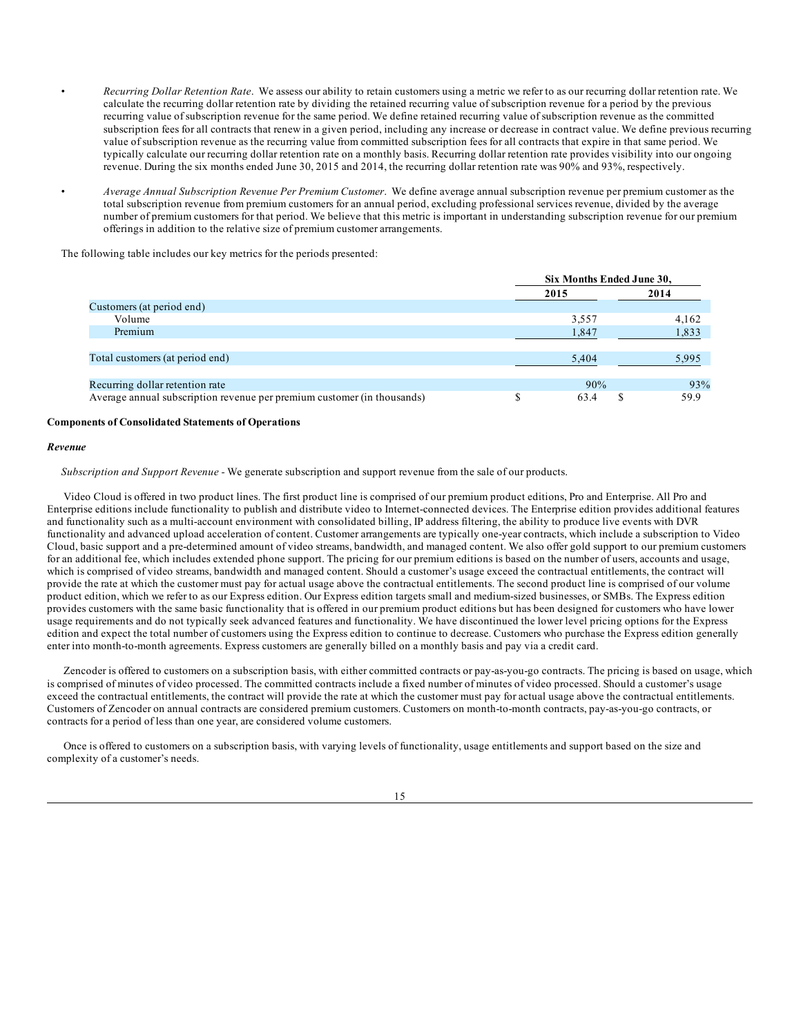- *Recurring Dollar Retention Rate*. We assess our ability to retain customers using a metric we refer to as our recurring dollar retention rate. We calculate the recurring dollar retention rate by dividing the retained recurring value of subscription revenue for a period by the previous recurring value of subscription revenue for the same period. We define retained recurring value of subscription revenue as the committed subscription fees for all contracts that renew in a given period, including any increase or decrease in contract value. We define previous recurring value of subscription revenue as the recurring value from committed subscription fees for all contracts that expire in that same period. We typically calculate our recurring dollar retention rate on a monthly basis. Recurring dollar retention rate provides visibility into our ongoing revenue. During the six months ended June 30, 2015 and 2014, the recurring dollar retention rate was 90% and 93%, respectively.

- *Average Annual Subscription Revenue Per Premium Customer*. We define average annual subscription revenue per premium customer as the total subscription revenue from premium customers for an annual period, excluding professional services revenue, divided by the average number of premium customers for that period. We believe that this metric is important in understanding subscription revenue for our premium offerings in addition to the relative size of premium customer arrangements.

The following table includes our key metrics for the periods presented:

| | Six Months Ended June 30, | |
|---|---|---|
| | 2015 | 2014 |
| Customers (at period end) | | |
| Volume | 3,557 | 4,162 |
| Premium | 1,847 | 1,833 |
| Total customers (at period end) | 5,404 | 5,995 |
| Recurring dollar retention rate | 90% | 93% |
| Average annual subscription revenue per premium customer (in thousands) | $ 63.4 | $ 59.9 |

**Components of Consolidated Statements of Operations**

***Revenue***

*Subscription and Support Revenue* - We generate subscription and support revenue from the sale of our products.

Video Cloud is offered in two product lines. The first product line is comprised of our premium product editions, Pro and Enterprise. All Pro and Enterprise editions include functionality to publish and distribute video to Internet-connected devices. The Enterprise edition provides additional features and functionality such as a multi-account environment with consolidated billing, IP address filtering, the ability to produce live events with DVR functionality and advanced upload acceleration of content. Customer arrangements are typically one-year contracts, which include a subscription to Video Cloud, basic support and a pre-determined amount of video streams, bandwidth, and managed content. We also offer gold support to our premium customers for an additional fee, which includes extended phone support. The pricing for our premium editions is based on the number of users, accounts and usage, which is comprised of video streams, bandwidth and managed content. Should a customer's usage exceed the contractual entitlements, the contract will provide the rate at which the customer must pay for actual usage above the contractual entitlements. The second product line is comprised of our volume product edition, which we refer to as our Express edition. Our Express edition targets small and medium-sized businesses, or SMBs. The Express edition provides customers with the same basic functionality that is offered in our premium product editions but has been designed for customers who have lower usage requirements and do not typically seek advanced features and functionality. We have discontinued the lower level pricing options for the Express edition and expect the total number of customers using the Express edition to continue to decrease. Customers who purchase the Express edition generally enter into month-to-month agreements. Express customers are generally billed on a monthly basis and pay via a credit card.

Zencoder is offered to customers on a subscription basis, with either committed contracts or pay-as-you-go contracts. The pricing is based on usage, which is comprised of minutes of video processed. The committed contracts include a fixed number of minutes of video processed. Should a customer's usage exceed the contractual entitlements, the contract will provide the rate at which the customer must pay for actual usage above the contractual entitlements. Customers of Zencoder on annual contracts are considered premium customers. Customers on month-to-month contracts, pay-as-you-go contracts, or contracts for a period of less than one year, are considered volume customers.

Once is offered to customers on a subscription basis, with varying levels of functionality, usage entitlements and support based on the size and complexity of a customer's needs.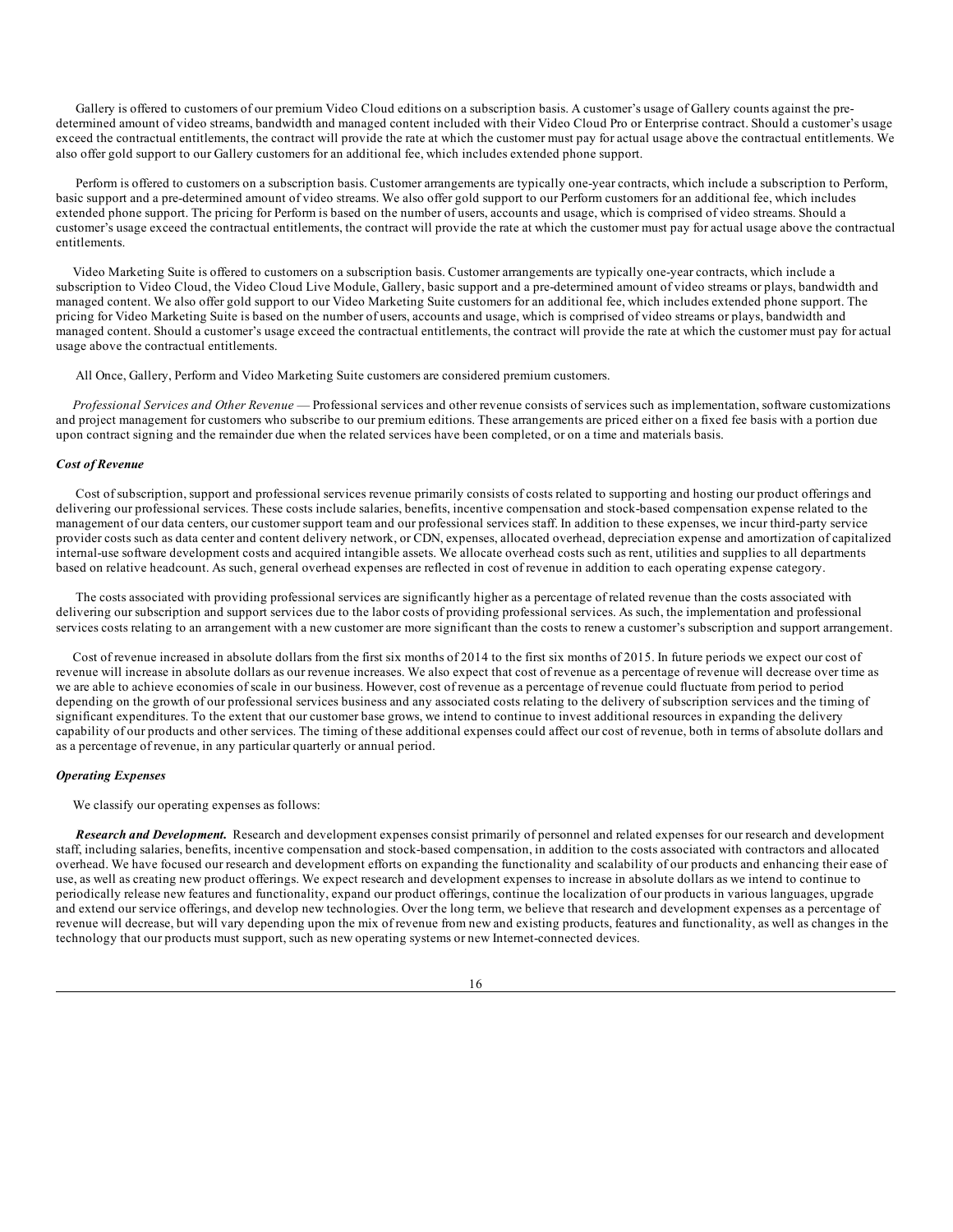Gallery is offered to customers of our premium Video Cloud editions on a subscription basis. A customer's usage of Gallery counts against the pre-determined amount of video streams, bandwidth and managed content included with their Video Cloud Pro or Enterprise contract. Should a customer's usage exceed the contractual entitlements, the contract will provide the rate at which the customer must pay for actual usage above the contractual entitlements. We also offer gold support to our Gallery customers for an additional fee, which includes extended phone support.

Perform is offered to customers on a subscription basis. Customer arrangements are typically one-year contracts, which include a subscription to Perform, basic support and a pre-determined amount of video streams. We also offer gold support to our Perform customers for an additional fee, which includes extended phone support. The pricing for Perform is based on the number of users, accounts and usage, which is comprised of video streams. Should a customer's usage exceed the contractual entitlements, the contract will provide the rate at which the customer must pay for actual usage above the contractual entitlements.

Video Marketing Suite is offered to customers on a subscription basis. Customer arrangements are typically one-year contracts, which include a subscription to Video Cloud, the Video Cloud Live Module, Gallery, basic support and a pre-determined amount of video streams or plays, bandwidth and managed content. We also offer gold support to our Video Marketing Suite customers for an additional fee, which includes extended phone support. The pricing for Video Marketing Suite is based on the number of users, accounts and usage, which is comprised of video streams or plays, bandwidth and managed content. Should a customer's usage exceed the contractual entitlements, the contract will provide the rate at which the customer must pay for actual usage above the contractual entitlements.

All Once, Gallery, Perform and Video Marketing Suite customers are considered premium customers.

*Professional Services and Other Revenue* — Professional services and other revenue consists of services such as implementation, software customizations and project management for customers who subscribe to our premium editions. These arrangements are priced either on a fixed fee basis with a portion due upon contract signing and the remainder due when the related services have been completed, or on a time and materials basis.

### *Cost of Revenue*

Cost of subscription, support and professional services revenue primarily consists of costs related to supporting and hosting our product offerings and delivering our professional services. These costs include salaries, benefits, incentive compensation and stock-based compensation expense related to the management of our data centers, our customer support team and our professional services staff. In addition to these expenses, we incur third-party service provider costs such as data center and content delivery network, or CDN, expenses, allocated overhead, depreciation expense and amortization of capitalized internal-use software development costs and acquired intangible assets. We allocate overhead costs such as rent, utilities and supplies to all departments based on relative headcount. As such, general overhead expenses are reflected in cost of revenue in addition to each operating expense category.

The costs associated with providing professional services are significantly higher as a percentage of related revenue than the costs associated with delivering our subscription and support services due to the labor costs of providing professional services. As such, the implementation and professional services costs relating to an arrangement with a new customer are more significant than the costs to renew a customer's subscription and support arrangement.

Cost of revenue increased in absolute dollars from the first six months of 2014 to the first six months of 2015. In future periods we expect our cost of revenue will increase in absolute dollars as our revenue increases. We also expect that cost of revenue as a percentage of revenue will decrease over time as we are able to achieve economies of scale in our business. However, cost of revenue as a percentage of revenue could fluctuate from period to period depending on the growth of our professional services business and any associated costs relating to the delivery of subscription services and the timing of significant expenditures. To the extent that our customer base grows, we intend to continue to invest additional resources in expanding the delivery capability of our products and other services. The timing of these additional expenses could affect our cost of revenue, both in terms of absolute dollars and as a percentage of revenue, in any particular quarterly or annual period.

### *Operating Expenses*

We classify our operating expenses as follows:

***Research and Development.*** Research and development expenses consist primarily of personnel and related expenses for our research and development staff, including salaries, benefits, incentive compensation and stock-based compensation, in addition to the costs associated with contractors and allocated overhead. We have focused our research and development efforts on expanding the functionality and scalability of our products and enhancing their ease of use, as well as creating new product offerings. We expect research and development expenses to increase in absolute dollars as we intend to continue to periodically release new features and functionality, expand our product offerings, continue the localization of our products in various languages, upgrade and extend our service offerings, and develop new technologies. Over the long term, we believe that research and development expenses as a percentage of revenue will decrease, but will vary depending upon the mix of revenue from new and existing products, features and functionality, as well as changes in the technology that our products must support, such as new operating systems or new Internet-connected devices.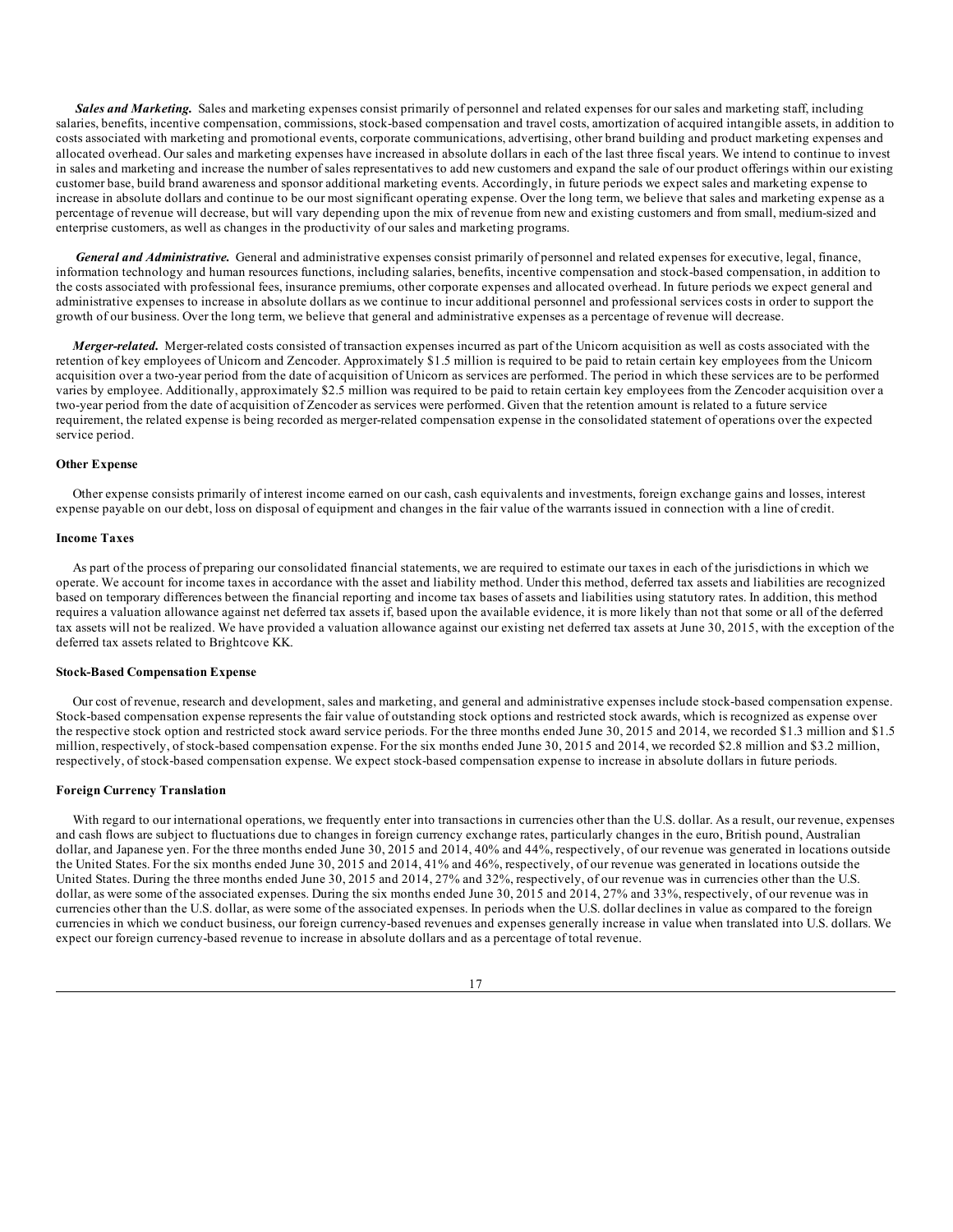*Sales and Marketing.* Sales and marketing expenses consist primarily of personnel and related expenses for our sales and marketing staff, including salaries, benefits, incentive compensation, commissions, stock-based compensation and travel costs, amortization of acquired intangible assets, in addition to costs associated with marketing and promotional events, corporate communications, advertising, other brand building and product marketing expenses and allocated overhead. Our sales and marketing expenses have increased in absolute dollars in each of the last three fiscal years. We intend to continue to invest in sales and marketing and increase the number of sales representatives to add new customers and expand the sale of our product offerings within our existing customer base, build brand awareness and sponsor additional marketing events. Accordingly, in future periods we expect sales and marketing expense to increase in absolute dollars and continue to be our most significant operating expense. Over the long term, we believe that sales and marketing expense as a percentage of revenue will decrease, but will vary depending upon the mix of revenue from new and existing customers and from small, medium-sized and enterprise customers, as well as changes in the productivity of our sales and marketing programs.

*General and Administrative.* General and administrative expenses consist primarily of personnel and related expenses for executive, legal, finance, information technology and human resources functions, including salaries, benefits, incentive compensation and stock-based compensation, in addition to the costs associated with professional fees, insurance premiums, other corporate expenses and allocated overhead. In future periods we expect general and administrative expenses to increase in absolute dollars as we continue to incur additional personnel and professional services costs in order to support the growth of our business. Over the long term, we believe that general and administrative expenses as a percentage of revenue will decrease.

*Merger-related.* Merger-related costs consisted of transaction expenses incurred as part of the Unicorn acquisition as well as costs associated with the retention of key employees of Unicorn and Zencoder. Approximately $1.5 million is required to be paid to retain certain key employees from the Unicorn acquisition over a two-year period from the date of acquisition of Unicorn as services are performed. The period in which these services are to be performed varies by employee. Additionally, approximately $2.5 million was required to be paid to retain certain key employees from the Zencoder acquisition over a two-year period from the date of acquisition of Zencoder as services were performed. Given that the retention amount is related to a future service requirement, the related expense is being recorded as merger-related compensation expense in the consolidated statement of operations over the expected service period.

**Other Expense**

Other expense consists primarily of interest income earned on our cash, cash equivalents and investments, foreign exchange gains and losses, interest expense payable on our debt, loss on disposal of equipment and changes in the fair value of the warrants issued in connection with a line of credit.

**Income Taxes**

As part of the process of preparing our consolidated financial statements, we are required to estimate our taxes in each of the jurisdictions in which we operate. We account for income taxes in accordance with the asset and liability method. Under this method, deferred tax assets and liabilities are recognized based on temporary differences between the financial reporting and income tax bases of assets and liabilities using statutory rates. In addition, this method requires a valuation allowance against net deferred tax assets if, based upon the available evidence, it is more likely than not that some or all of the deferred tax assets will not be realized. We have provided a valuation allowance against our existing net deferred tax assets at June 30, 2015, with the exception of the deferred tax assets related to Brightcove KK.

**Stock-Based Compensation Expense**

Our cost of revenue, research and development, sales and marketing, and general and administrative expenses include stock-based compensation expense. Stock-based compensation expense represents the fair value of outstanding stock options and restricted stock awards, which is recognized as expense over the respective stock option and restricted stock award service periods. For the three months ended June 30, 2015 and 2014, we recorded $1.3 million and $1.5 million, respectively, of stock-based compensation expense. For the six months ended June 30, 2015 and 2014, we recorded $2.8 million and $3.2 million, respectively, of stock-based compensation expense. We expect stock-based compensation expense to increase in absolute dollars in future periods.

**Foreign Currency Translation**

With regard to our international operations, we frequently enter into transactions in currencies other than the U.S. dollar. As a result, our revenue, expenses and cash flows are subject to fluctuations due to changes in foreign currency exchange rates, particularly changes in the euro, British pound, Australian dollar, and Japanese yen. For the three months ended June 30, 2015 and 2014, 40% and 44%, respectively, of our revenue was generated in locations outside the United States. For the six months ended June 30, 2015 and 2014, 41% and 46%, respectively, of our revenue was generated in locations outside the United States. During the three months ended June 30, 2015 and 2014, 27% and 32%, respectively, of our revenue was in currencies other than the U.S. dollar, as were some of the associated expenses. During the six months ended June 30, 2015 and 2014, 27% and 33%, respectively, of our revenue was in currencies other than the U.S. dollar, as were some of the associated expenses. In periods when the U.S. dollar declines in value as compared to the foreign currencies in which we conduct business, our foreign currency-based revenues and expenses generally increase in value when translated into U.S. dollars. We expect our foreign currency-based revenue to increase in absolute dollars and as a percentage of total revenue.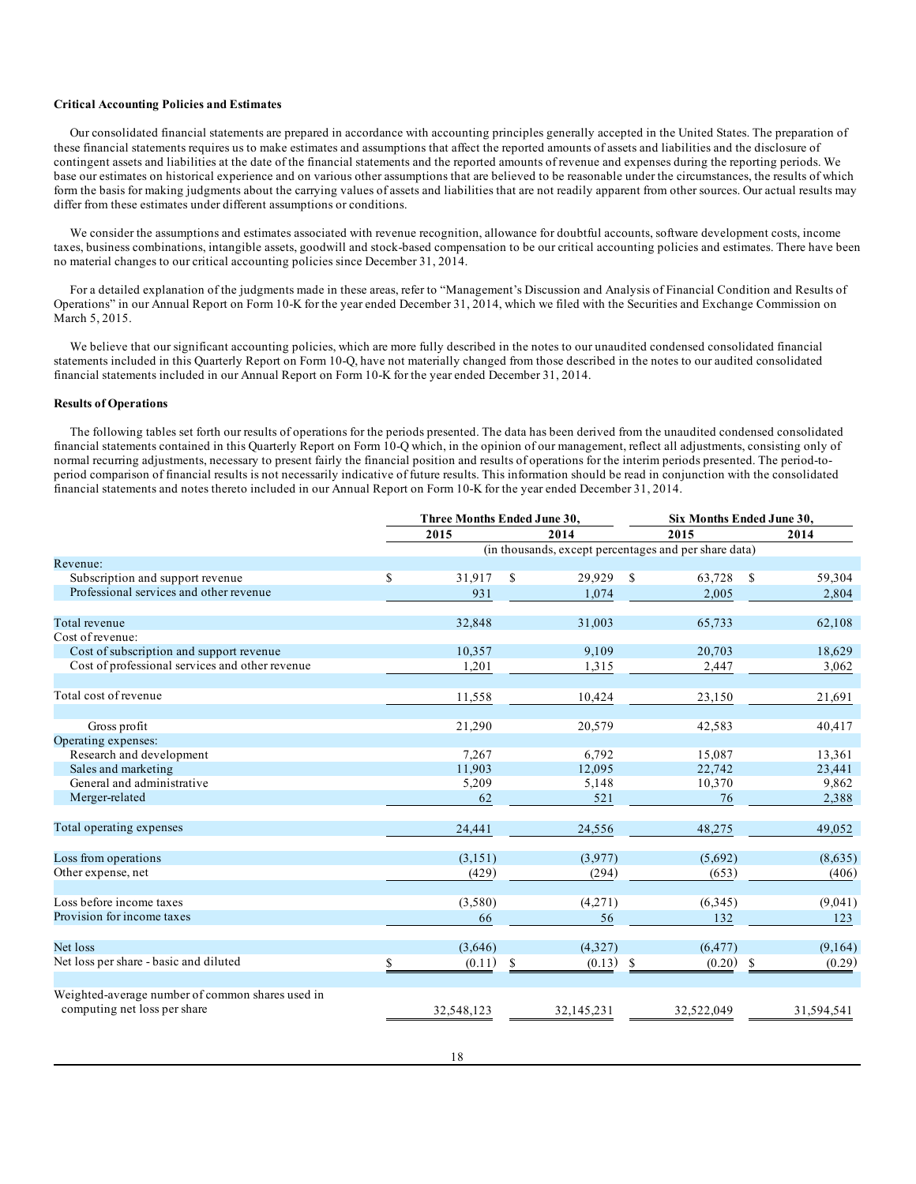**Critical Accounting Policies and Estimates**

Our consolidated financial statements are prepared in accordance with accounting principles generally accepted in the United States. The preparation of these financial statements requires us to make estimates and assumptions that affect the reported amounts of assets and liabilities and the disclosure of contingent assets and liabilities at the date of the financial statements and the reported amounts of revenue and expenses during the reporting periods. We base our estimates on historical experience and on various other assumptions that are believed to be reasonable under the circumstances, the results of which form the basis for making judgments about the carrying values of assets and liabilities that are not readily apparent from other sources. Our actual results may differ from these estimates under different assumptions or conditions.

We consider the assumptions and estimates associated with revenue recognition, allowance for doubtful accounts, software development costs, income taxes, business combinations, intangible assets, goodwill and stock-based compensation to be our critical accounting policies and estimates. There have been no material changes to our critical accounting policies since December 31, 2014.

For a detailed explanation of the judgments made in these areas, refer to "Management's Discussion and Analysis of Financial Condition and Results of Operations" in our Annual Report on Form 10-K for the year ended December 31, 2014, which we filed with the Securities and Exchange Commission on March 5, 2015.

We believe that our significant accounting policies, which are more fully described in the notes to our unaudited condensed consolidated financial statements included in this Quarterly Report on Form 10-Q, have not materially changed from those described in the notes to our audited consolidated financial statements included in our Annual Report on Form 10-K for the year ended December 31, 2014.

**Results of Operations**

The following tables set forth our results of operations for the periods presented. The data has been derived from the unaudited condensed consolidated financial statements contained in this Quarterly Report on Form 10-Q which, in the opinion of our management, reflect all adjustments, consisting only of normal recurring adjustments, necessary to present fairly the financial position and results of operations for the interim periods presented. The period-to-period comparison of financial results is not necessarily indicative of future results. This information should be read in conjunction with the consolidated financial statements and notes thereto included in our Annual Report on Form 10-K for the year ended December 31, 2014.

| | Three Months Ended June 30, | | Six Months Ended June 30, | |
|---|---|---|---|---|
| | 2015 | 2014 | 2015 | 2014 |
| | (in thousands, except percentages and per share data) | | | |
| Revenue: | | | | |
| Subscription and support revenue | $ 31,917 | $ 29,929 | $ 63,728 | $ 59,304 |
| Professional services and other revenue | 931 | 1,074 | 2,005 | 2,804 |
| Total revenue | 32,848 | 31,003 | 65,733 | 62,108 |
| Cost of revenue: | | | | |
| Cost of subscription and support revenue | 10,357 | 9,109 | 20,703 | 18,629 |
| Cost of professional services and other revenue | 1,201 | 1,315 | 2,447 | 3,062 |
| Total cost of revenue | 11,558 | 10,424 | 23,150 | 21,691 |
| Gross profit | 21,290 | 20,579 | 42,583 | 40,417 |
| Operating expenses: | | | | |
| Research and development | 7,267 | 6,792 | 15,087 | 13,361 |
| Sales and marketing | 11,903 | 12,095 | 22,742 | 23,441 |
| General and administrative | 5,209 | 5,148 | 10,370 | 9,862 |
| Merger-related | 62 | 521 | 76 | 2,388 |
| Total operating expenses | 24,441 | 24,556 | 48,275 | 49,052 |
| Loss from operations | (3,151) | (3,977) | (5,692) | (8,635) |
| Other expense, net | (429) | (294) | (653) | (406) |
| Loss before income taxes | (3,580) | (4,271) | (6,345) | (9,041) |
| Provision for income taxes | 66 | 56 | 132 | 123 |
| Net loss | (3,646) | (4,327) | (6,477) | (9,164) |
| Net loss per share - basic and diluted | $ (0.11) | $ (0.13) | $ (0.20) | $ (0.29) |
| Weighted-average number of common shares used in computing net loss per share | 32,548,123 | 32,145,231 | 32,522,049 | 31,594,541 |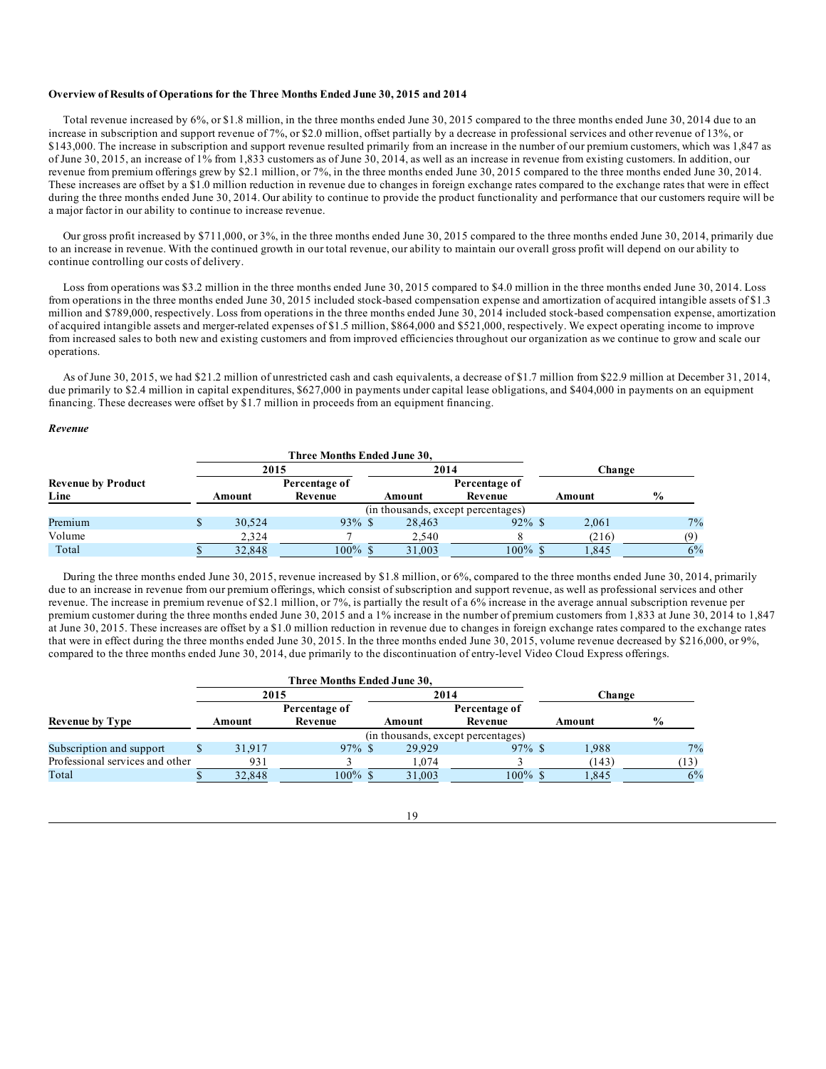**Overview of Results of Operations for the Three Months Ended June 30, 2015 and 2014**

Total revenue increased by 6%, or $1.8 million, in the three months ended June 30, 2015 compared to the three months ended June 30, 2014 due to an increase in subscription and support revenue of 7%, or $2.0 million, offset partially by a decrease in professional services and other revenue of 13%, or $143,000. The increase in subscription and support revenue resulted primarily from an increase in the number of our premium customers, which was 1,847 as of June 30, 2015, an increase of 1% from 1,833 customers as of June 30, 2014, as well as an increase in revenue from existing customers. In addition, our revenue from premium offerings grew by $2.1 million, or 7%, in the three months ended June 30, 2015 compared to the three months ended June 30, 2014. These increases are offset by a $1.0 million reduction in revenue due to changes in foreign exchange rates compared to the exchange rates that were in effect during the three months ended June 30, 2014. Our ability to continue to provide the product functionality and performance that our customers require will be a major factor in our ability to continue to increase revenue.

Our gross profit increased by $711,000, or 3%, in the three months ended June 30, 2015 compared to the three months ended June 30, 2014, primarily due to an increase in revenue. With the continued growth in our total revenue, our ability to maintain our overall gross profit will depend on our ability to continue controlling our costs of delivery.

Loss from operations was $3.2 million in the three months ended June 30, 2015 compared to $4.0 million in the three months ended June 30, 2014. Loss from operations in the three months ended June 30, 2015 included stock-based compensation expense and amortization of acquired intangible assets of $1.3 million and $789,000, respectively. Loss from operations in the three months ended June 30, 2014 included stock-based compensation expense, amortization of acquired intangible assets and merger-related expenses of $1.5 million, $864,000 and $521,000, respectively. We expect operating income to improve from increased sales to both new and existing customers and from improved efficiencies throughout our organization as we continue to grow and scale our operations.

As of June 30, 2015, we had $21.2 million of unrestricted cash and cash equivalents, a decrease of $1.7 million from $22.9 million at December 31, 2014, due primarily to $2.4 million in capital expenditures, $627,000 in payments under capital lease obligations, and $404,000 in payments on an equipment financing. These decreases were offset by $1.7 million in proceeds from an equipment financing.

*Revenue*

| | Three Months Ended June 30, | | | | | |
|---|---|---|---|---|---|---|
| | 2015 | | 2014 | | Change | |
| **Revenue by Product Line** | **Amount** | **Percentage of Revenue** | **Amount** | **Percentage of Revenue** | **Amount** | **%** |
| | (in thousands, except percentages) | | | | | |
| Premium | $ 30,524 | 93% | $ 28,463 | 92% | $ 2,061 | 7% |
| Volume | 2,324 | 7 | 2,540 | 8 | (216) | (9) |
| Total | $ 32,848 | 100% | $ 31,003 | 100% | $ 1,845 | 6% |

During the three months ended June 30, 2015, revenue increased by $1.8 million, or 6%, compared to the three months ended June 30, 2014, primarily due to an increase in revenue from our premium offerings, which consist of subscription and support revenue, as well as professional services and other revenue. The increase in premium revenue of $2.1 million, or 7%, is partially the result of a 6% increase in the average annual subscription revenue per premium customer during the three months ended June 30, 2015 and a 1% increase in the number of premium customers from 1,833 at June 30, 2014 to 1,847 at June 30, 2015. These increases are offset by a $1.0 million reduction in revenue due to changes in foreign exchange rates compared to the exchange rates that were in effect during the three months ended June 30, 2015. In the three months ended June 30, 2015, volume revenue decreased by $216,000, or 9%, compared to the three months ended June 30, 2014, due primarily to the discontinuation of entry-level Video Cloud Express offerings.

| | Three Months Ended June 30, | | | | | |
|---|---|---|---|---|---|---|
| | 2015 | | 2014 | | Change | |
| **Revenue by Type** | **Amount** | **Percentage of Revenue** | **Amount** | **Percentage of Revenue** | **Amount** | **%** |
| | (in thousands, except percentages) | | | | | |
| Subscription and support | $ 31,917 | 97% | $ 29,929 | 97% | $ 1,988 | 7% |
| Professional services and other | 931 | 3 | 1,074 | 3 | (143) | (13) |
| Total | $ 32,848 | 100% | $ 31,003 | 100% | $ 1,845 | 6% |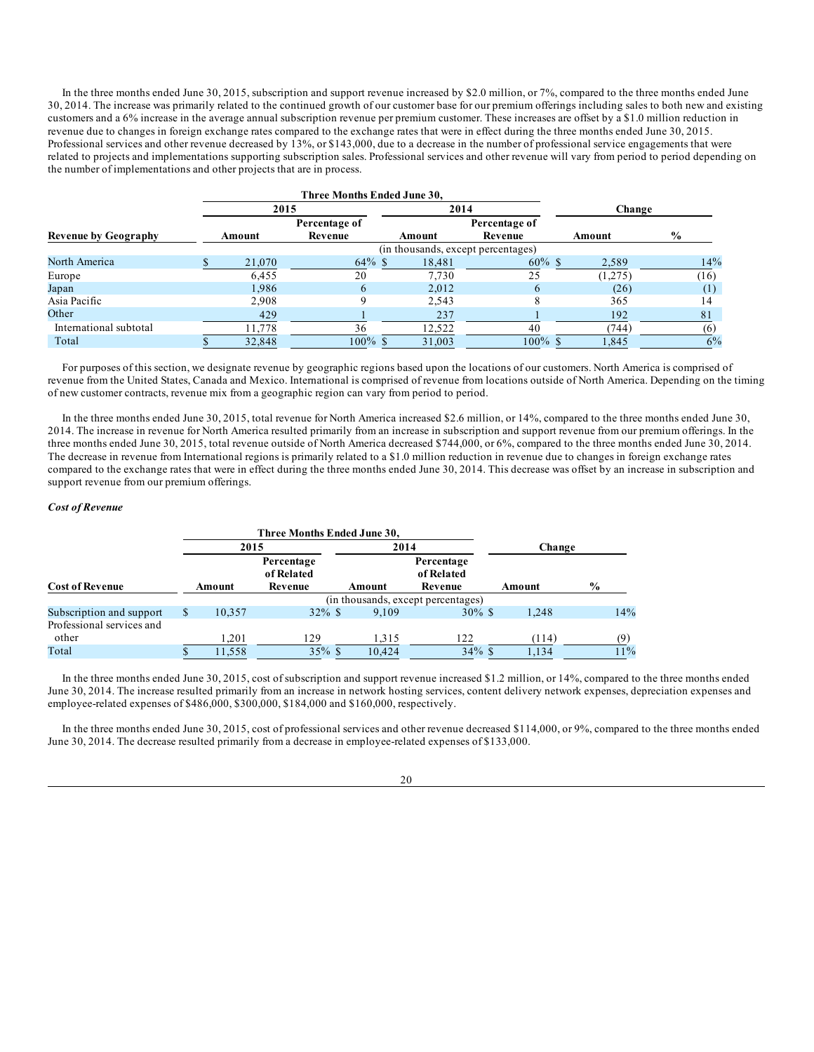In the three months ended June 30, 2015, subscription and support revenue increased by $2.0 million, or 7%, compared to the three months ended June 30, 2014. The increase was primarily related to the continued growth of our customer base for our premium offerings including sales to both new and existing customers and a 6% increase in the average annual subscription revenue per premium customer. These increases are offset by a $1.0 million reduction in revenue due to changes in foreign exchange rates compared to the exchange rates that were in effect during the three months ended June 30, 2015. Professional services and other revenue decreased by 13%, or $143,000, due to a decrease in the number of professional service engagements that were related to projects and implementations supporting subscription sales. Professional services and other revenue will vary from period to period depending on the number of implementations and other projects that are in process.

| | Three Months Ended June 30, | | | | | |
|---|---|---|---|---|---|---|
| | 2015 | | 2014 | | Change | |
| Revenue by Geography | Amount | Percentage of Revenue | Amount | Percentage of Revenue | Amount | % |
| | (in thousands, except percentages) | | | | | |
| North America | $ 21,070 | 64% | $ 18,481 | 60% | $ 2,589 | 14% |
| Europe | 6,455 | 20 | 7,730 | 25 | (1,275) | (16) |
| Japan | 1,986 | 6 | 2,012 | 6 | (26) | (1) |
| Asia Pacific | 2,908 | 9 | 2,543 | 8 | 365 | 14 |
| Other | 429 | 1 | 237 | 1 | 192 | 81 |
| International subtotal | 11,778 | 36 | 12,522 | 40 | (744) | (6) |
| Total | $ 32,848 | 100% | $ 31,003 | 100% | $ 1,845 | 6% |

For purposes of this section, we designate revenue by geographic regions based upon the locations of our customers. North America is comprised of revenue from the United States, Canada and Mexico. International is comprised of revenue from locations outside of North America. Depending on the timing of new customer contracts, revenue mix from a geographic region can vary from period to period.

In the three months ended June 30, 2015, total revenue for North America increased $2.6 million, or 14%, compared to the three months ended June 30, 2014. The increase in revenue for North America resulted primarily from an increase in subscription and support revenue from our premium offerings. In the three months ended June 30, 2015, total revenue outside of North America decreased $744,000, or 6%, compared to the three months ended June 30, 2014. The decrease in revenue from International regions is primarily related to a $1.0 million reduction in revenue due to changes in foreign exchange rates compared to the exchange rates that were in effect during the three months ended June 30, 2014. This decrease was offset by an increase in subscription and support revenue from our premium offerings.

***Cost of Revenue***

| | Three Months Ended June 30, | | | | | |
|---|---|---|---|---|---|---|
| | 2015 | | 2014 | | Change | |
| Cost of Revenue | Amount | Percentage of Related Revenue | Amount | Percentage of Related Revenue | Amount | % |
| | (in thousands, except percentages) | | | | | |
| Subscription and support | $ 10,357 | 32% | $ 9,109 | 30% | $ 1,248 | 14% |
| Professional services and other | 1,201 | 129 | 1,315 | 122 | (114) | (9) |
| Total | $ 11,558 | 35% | $ 10,424 | 34% | $ 1,134 | 11% |

In the three months ended June 30, 2015, cost of subscription and support revenue increased $1.2 million, or 14%, compared to the three months ended June 30, 2014. The increase resulted primarily from an increase in network hosting services, content delivery network expenses, depreciation expenses and employee-related expenses of $486,000, $300,000, $184,000 and $160,000, respectively.

In the three months ended June 30, 2015, cost of professional services and other revenue decreased $114,000, or 9%, compared to the three months ended June 30, 2014. The decrease resulted primarily from a decrease in employee-related expenses of $133,000.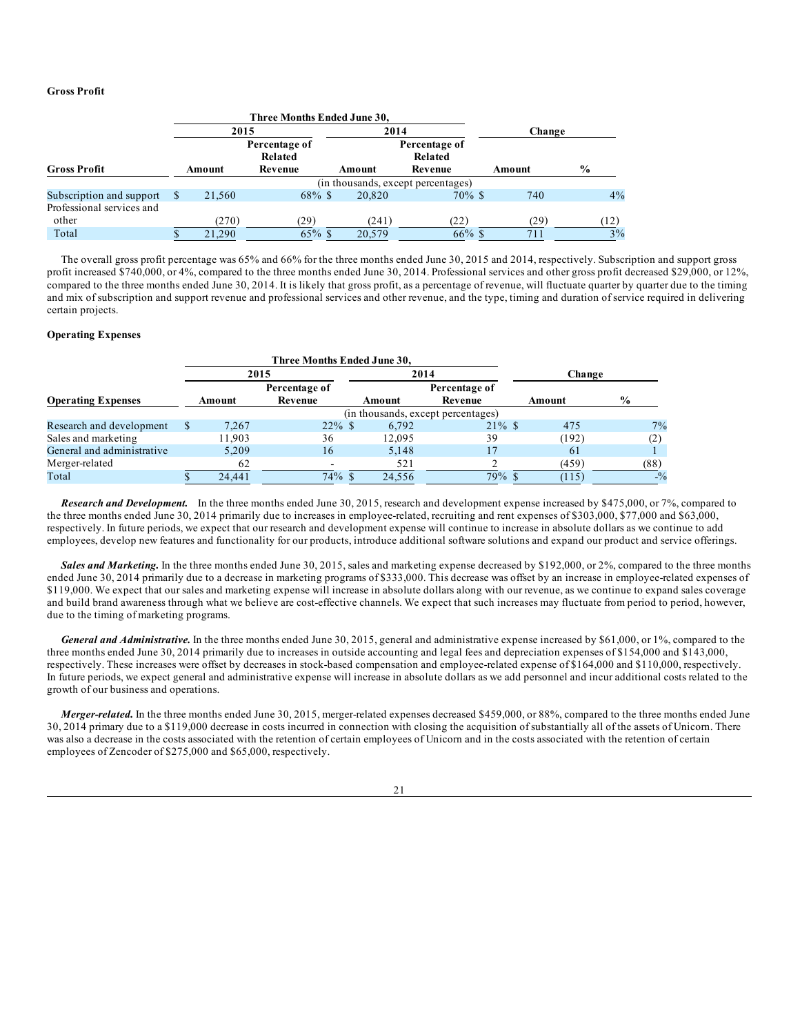**Gross Profit**

| | Three Months Ended June 30, | | | | Change | |
|---|---|---|---|---|---|---|
| | 2015 | | 2014 | | | |
| **Gross Profit** | Amount | Percentage of Related Revenue | Amount | Percentage of Related Revenue | Amount | % |
| | (in thousands, except percentages) | | | | | |
| Subscription and support | $ 21,560 | 68% | $ 20,820 | 70% | $ 740 | 4% |
| Professional services and other | (270) | (29) | (241) | (22) | (29) | (12) |
| Total | $ 21,290 | 65% | $ 20,579 | 66% | $ 711 | 3% |

The overall gross profit percentage was 65% and 66% for the three months ended June 30, 2015 and 2014, respectively. Subscription and support gross profit increased $740,000, or 4%, compared to the three months ended June 30, 2014. Professional services and other gross profit decreased $29,000, or 12%, compared to the three months ended June 30, 2014. It is likely that gross profit, as a percentage of revenue, will fluctuate quarter by quarter due to the timing and mix of subscription and support revenue and professional services and other revenue, and the type, timing and duration of service required in delivering certain projects.

**Operating Expenses**

| | Three Months Ended June 30, | | | | Change | |
|---|---|---|---|---|---|---|
| | 2015 | | 2014 | | | |
| **Operating Expenses** | Amount | Percentage of Revenue | Amount | Percentage of Revenue | Amount | % |
| | (in thousands, except percentages) | | | | | |
| Research and development | $ 7,267 | 22% | $ 6,792 | 21% | $ 475 | 7% |
| Sales and marketing | 11,903 | 36 | 12,095 | 39 | (192) | (2) |
| General and administrative | 5,209 | 16 | 5,148 | 17 | 61 | 1 |
| Merger-related | 62 | - | 521 | 2 | (459) | (88) |
| Total | $ 24,441 | 74% | $ 24,556 | 79% | $ (115) | -% |

***Research and Development.*** In the three months ended June 30, 2015, research and development expense increased by $475,000, or 7%, compared to the three months ended June 30, 2014 primarily due to increases in employee-related, recruiting and rent expenses of $303,000, $77,000 and $63,000, respectively. In future periods, we expect that our research and development expense will continue to increase in absolute dollars as we continue to add employees, develop new features and functionality for our products, introduce additional software solutions and expand our product and service offerings.

***Sales and Marketing.*** In the three months ended June 30, 2015, sales and marketing expense decreased by $192,000, or 2%, compared to the three months ended June 30, 2014 primarily due to a decrease in marketing programs of $333,000. This decrease was offset by an increase in employee-related expenses of $119,000. We expect that our sales and marketing expense will increase in absolute dollars along with our revenue, as we continue to expand sales coverage and build brand awareness through what we believe are cost-effective channels. We expect that such increases may fluctuate from period to period, however, due to the timing of marketing programs.

***General and Administrative.*** In the three months ended June 30, 2015, general and administrative expense increased by $61,000, or 1%, compared to the three months ended June 30, 2014 primarily due to increases in outside accounting and legal fees and depreciation expenses of $154,000 and $143,000, respectively. These increases were offset by decreases in stock-based compensation and employee-related expense of $164,000 and $110,000, respectively. In future periods, we expect general and administrative expense will increase in absolute dollars as we add personnel and incur additional costs related to the growth of our business and operations.

***Merger-related.*** In the three months ended June 30, 2015, merger-related expenses decreased $459,000, or 88%, compared to the three months ended June 30, 2014 primary due to a $119,000 decrease in costs incurred in connection with closing the acquisition of substantially all of the assets of Unicorn. There was also a decrease in the costs associated with the retention of certain employees of Unicorn and in the costs associated with the retention of certain employees of Zencoder of $275,000 and $65,000, respectively.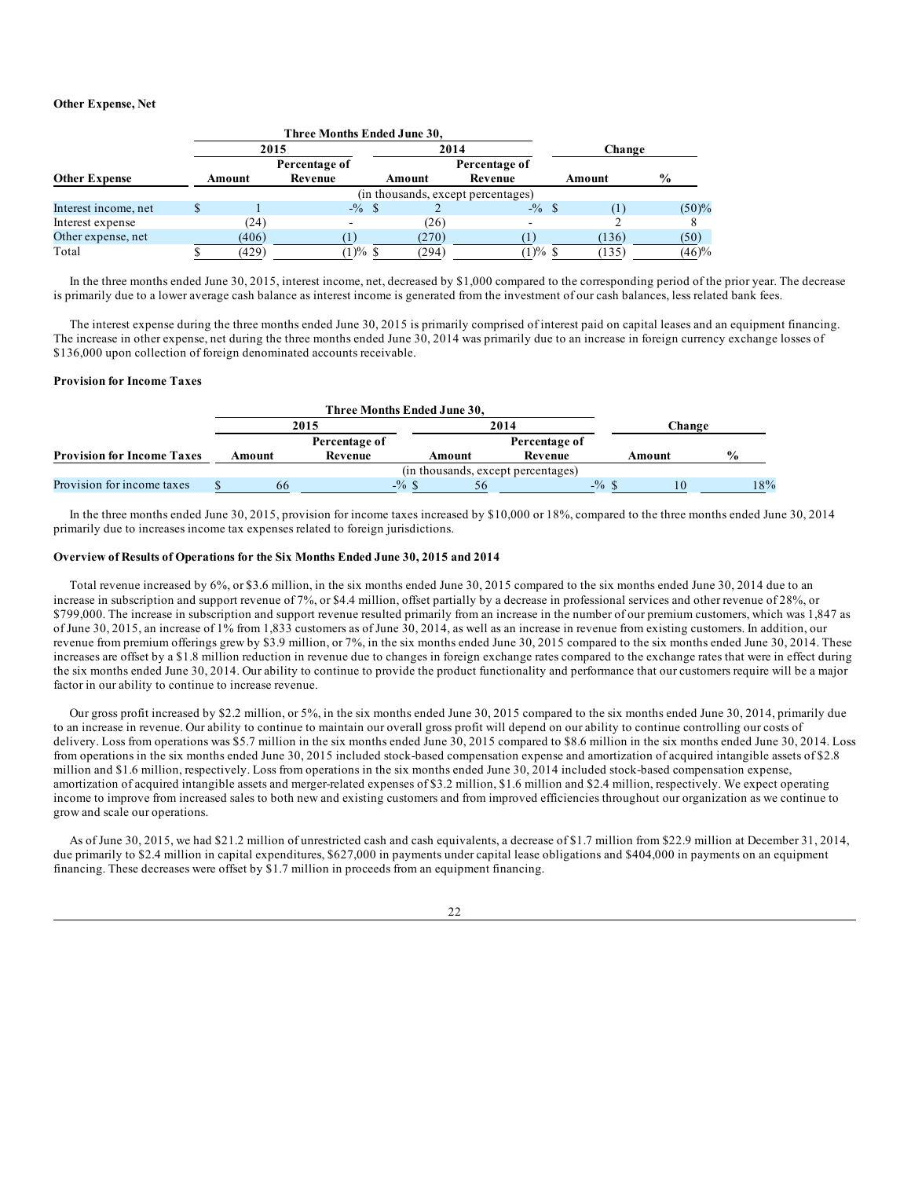**Other Expense, Net**

| | Three Months Ended June 30, | | | | | |
|---|---|---|---|---|---|---|
| | 2015 | | 2014 | | Change | |
| **Other Expense** | **Amount** | **Percentage of Revenue** | **Amount** | **Percentage of Revenue** | **Amount** | **%** |
| | (in thousands, except percentages) | | | | | |
| Interest income, net | $ 1 | -% | $ 2 | -% | $ (1) | (50)% |
| Interest expense | (24) | - | (26) | - | 2 | 8 |
| Other expense, net | (406) | (1) | (270) | (1) | (136) | (50) |
| Total | $ (429) | (1)% | $ (294) | (1)% | $ (135) | (46)% |

In the three months ended June 30, 2015, interest income, net, decreased by $1,000 compared to the corresponding period of the prior year. The decrease is primarily due to a lower average cash balance as interest income is generated from the investment of our cash balances, less related bank fees.

The interest expense during the three months ended June 30, 2015 is primarily comprised of interest paid on capital leases and an equipment financing. The increase in other expense, net during the three months ended June 30, 2014 was primarily due to an increase in foreign currency exchange losses of $136,000 upon collection of foreign denominated accounts receivable.

**Provision for Income Taxes**

| | Three Months Ended June 30, | | | | | |
|---|---|---|---|---|---|---|
| | 2015 | | 2014 | | Change | |
| **Provision for Income Taxes** | **Amount** | **Percentage of Revenue** | **Amount** | **Percentage of Revenue** | **Amount** | **%** |
| | (in thousands, except percentages) | | | | | |
| Provision for income taxes | $ 66 | -% | $ 56 | -% | $ 10 | 18% |

In the three months ended June 30, 2015, provision for income taxes increased by $10,000 or 18%, compared to the three months ended June 30, 2014 primarily due to increases income tax expenses related to foreign jurisdictions.

**Overview of Results of Operations for the Six Months Ended June 30, 2015 and 2014**

Total revenue increased by 6%, or $3.6 million, in the six months ended June 30, 2015 compared to the six months ended June 30, 2014 due to an increase in subscription and support revenue of 7%, or $4.4 million, offset partially by a decrease in professional services and other revenue of 28%, or $799,000. The increase in subscription and support revenue resulted primarily from an increase in the number of our premium customers, which was 1,847 as of June 30, 2015, an increase of 1% from 1,833 customers as of June 30, 2014, as well as an increase in revenue from existing customers. In addition, our revenue from premium offerings grew by $3.9 million, or 7%, in the six months ended June 30, 2015 compared to the six months ended June 30, 2014. These increases are offset by a $1.8 million reduction in revenue due to changes in foreign exchange rates compared to the exchange rates that were in effect during the six months ended June 30, 2014. Our ability to continue to provide the product functionality and performance that our customers require will be a major factor in our ability to continue to increase revenue.

Our gross profit increased by $2.2 million, or 5%, in the six months ended June 30, 2015 compared to the six months ended June 30, 2014, primarily due to an increase in revenue. Our ability to continue to maintain our overall gross profit will depend on our ability to continue controlling our costs of delivery. Loss from operations was $5.7 million in the six months ended June 30, 2015 compared to $8.6 million in the six months ended June 30, 2014. Loss from operations in the six months ended June 30, 2015 included stock-based compensation expense and amortization of acquired intangible assets of $2.8 million and $1.6 million, respectively. Loss from operations in the six months ended June 30, 2014 included stock-based compensation expense, amortization of acquired intangible assets and merger-related expenses of $3.2 million, $1.6 million and $2.4 million, respectively. We expect operating income to improve from increased sales to both new and existing customers and from improved efficiencies throughout our organization as we continue to grow and scale our operations.

As of June 30, 2015, we had $21.2 million of unrestricted cash and cash equivalents, a decrease of $1.7 million from $22.9 million at December 31, 2014, due primarily to $2.4 million in capital expenditures, $627,000 in payments under capital lease obligations and $404,000 in payments on an equipment financing. These decreases were offset by $1.7 million in proceeds from an equipment financing.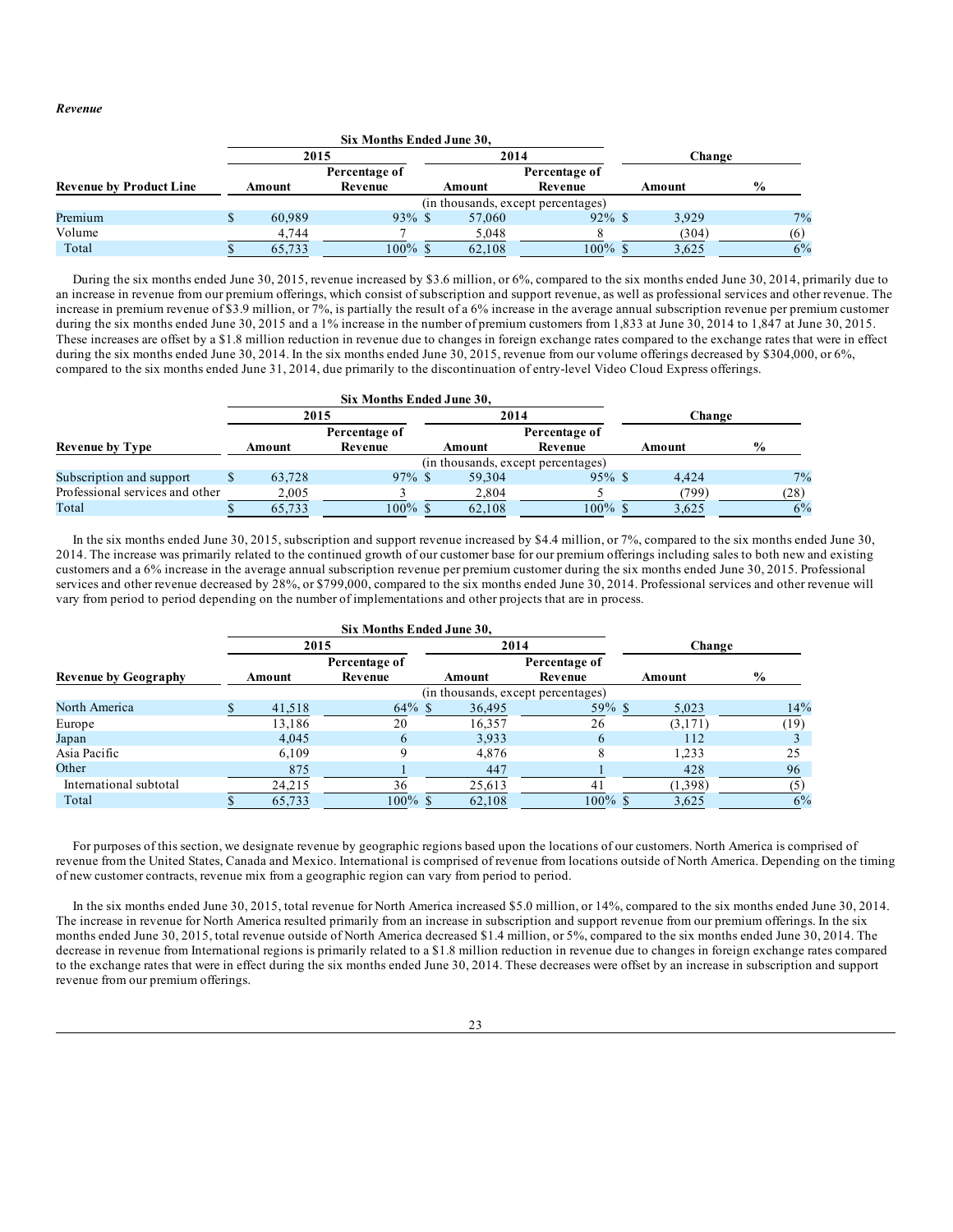*Revenue*

| | Six Months Ended June 30, | | | | | |
|---|---|---|---|---|---|---|
| | 2015 | | 2014 | | Change | |
| **Revenue by Product Line** | Amount | Percentage of Revenue | Amount | Percentage of Revenue | Amount | % |
| | (in thousands, except percentages) | | | | | |
| Premium | $ 60,989 | 93% | $ 57,060 | 92% | $ 3,929 | 7% |
| Volume | 4,744 | 7 | 5,048 | 8 | (304) | (6) |
| Total | $ 65,733 | 100% | $ 62,108 | 100% | $ 3,625 | 6% |

During the six months ended June 30, 2015, revenue increased by $3.6 million, or 6%, compared to the six months ended June 30, 2014, primarily due to an increase in revenue from our premium offerings, which consist of subscription and support revenue, as well as professional services and other revenue. The increase in premium revenue of $3.9 million, or 7%, is partially the result of a 6% increase in the average annual subscription revenue per premium customer during the six months ended June 30, 2015 and a 1% increase in the number of premium customers from 1,833 at June 30, 2014 to 1,847 at June 30, 2015. These increases are offset by a $1.8 million reduction in revenue due to changes in foreign exchange rates compared to the exchange rates that were in effect during the six months ended June 30, 2014. In the six months ended June 30, 2015, revenue from our volume offerings decreased by $304,000, or 6%, compared to the six months ended June 31, 2014, due primarily to the discontinuation of entry-level Video Cloud Express offerings.

| | Six Months Ended June 30, | | | | | |
|---|---|---|---|---|---|---|
| | 2015 | | 2014 | | Change | |
| **Revenue by Type** | Amount | Percentage of Revenue | Amount | Percentage of Revenue | Amount | % |
| | (in thousands, except percentages) | | | | | |
| Subscription and support | $ 63,728 | 97% | $ 59,304 | 95% | $ 4,424 | 7% |
| Professional services and other | 2,005 | 3 | 2,804 | 5 | (799) | (28) |
| Total | $ 65,733 | 100% | $ 62,108 | 100% | $ 3,625 | 6% |

In the six months ended June 30, 2015, subscription and support revenue increased by $4.4 million, or 7%, compared to the six months ended June 30, 2014. The increase was primarily related to the continued growth of our customer base for our premium offerings including sales to both new and existing customers and a 6% increase in the average annual subscription revenue per premium customer during the six months ended June 30, 2015. Professional services and other revenue decreased by 28%, or $799,000, compared to the six months ended June 30, 2014. Professional services and other revenue will vary from period to period depending on the number of implementations and other projects that are in process.

| | Six Months Ended June 30, | | | | | |
|---|---|---|---|---|---|---|
| | 2015 | | 2014 | | Change | |
| **Revenue by Geography** | Amount | Percentage of Revenue | Amount | Percentage of Revenue | Amount | % |
| | (in thousands, except percentages) | | | | | |
| North America | $ 41,518 | 64% | $ 36,495 | 59% | $ 5,023 | 14% |
| Europe | 13,186 | 20 | 16,357 | 26 | (3,171) | (19) |
| Japan | 4,045 | 6 | 3,933 | 6 | 112 | 3 |
| Asia Pacific | 6,109 | 9 | 4,876 | 8 | 1,233 | 25 |
| Other | 875 | 1 | 447 | 1 | 428 | 96 |
| International subtotal | 24,215 | 36 | 25,613 | 41 | (1,398) | (5) |
| Total | $ 65,733 | 100% | $ 62,108 | 100% | $ 3,625 | 6% |

For purposes of this section, we designate revenue by geographic regions based upon the locations of our customers. North America is comprised of revenue from the United States, Canada and Mexico. International is comprised of revenue from locations outside of North America. Depending on the timing of new customer contracts, revenue mix from a geographic region can vary from period to period.

In the six months ended June 30, 2015, total revenue for North America increased $5.0 million, or 14%, compared to the six months ended June 30, 2014. The increase in revenue for North America resulted primarily from an increase in subscription and support revenue from our premium offerings. In the six months ended June 30, 2015, total revenue outside of North America decreased $1.4 million, or 5%, compared to the six months ended June 30, 2014. The decrease in revenue from International regions is primarily related to a $1.8 million reduction in revenue due to changes in foreign exchange rates compared to the exchange rates that were in effect during the six months ended June 30, 2014. These decreases were offset by an increase in subscription and support revenue from our premium offerings.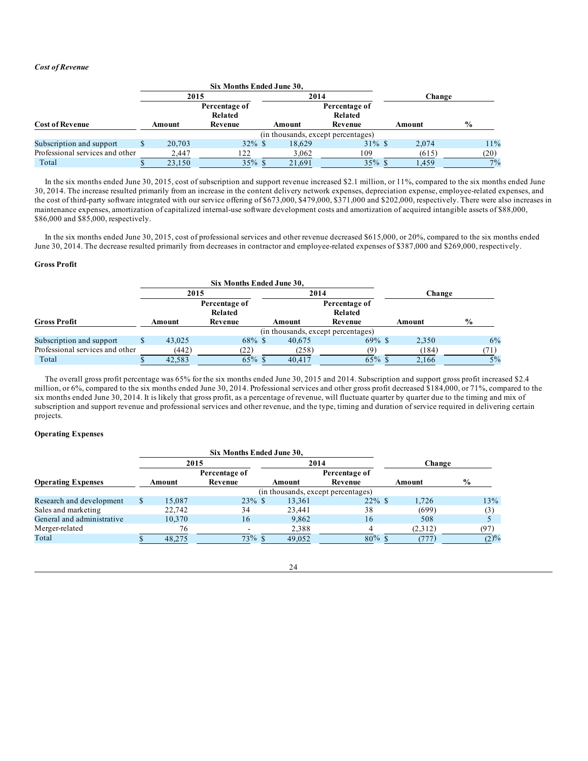### *Cost of Revenue*

| | Six Months Ended June 30, | | | | Change | |
|---|---|---|---|---|---|---|
| | 2015 | | 2014 | | | |
| **Cost of Revenue** | Amount | Percentage of Related Revenue | Amount | Percentage of Related Revenue | Amount | % |
| | (in thousands, except percentages) | | | | | |
| Subscription and support | $ 20,703 | 32% | $ 18,629 | 31% | $ 2,074 | 11% |
| Professional services and other | 2,447 | 122 | 3,062 | 109 | (615) | (20) |
| Total | $ 23,150 | 35% | $ 21,691 | 35% | $ 1,459 | 7% |

In the six months ended June 30, 2015, cost of subscription and support revenue increased $2.1 million, or 11%, compared to the six months ended June 30, 2014. The increase resulted primarily from an increase in the content delivery network expenses, depreciation expense, employee-related expenses, and the cost of third-party software integrated with our service offering of $673,000, $479,000, $371,000 and $202,000, respectively. There were also increases in maintenance expenses, amortization of capitalized internal-use software development costs and amortization of acquired intangible assets of $88,000, $86,000 and $85,000, respectively.

In the six months ended June 30, 2015, cost of professional services and other revenue decreased $615,000, or 20%, compared to the six months ended June 30, 2014. The decrease resulted primarily from decreases in contractor and employee-related expenses of $387,000 and $269,000, respectively.

### Gross Profit

| | Six Months Ended June 30, | | | | Change | |
|---|---|---|---|---|---|---|
| | 2015 | | 2014 | | | |
| **Gross Profit** | Amount | Percentage of Related Revenue | Amount | Percentage of Related Revenue | Amount | % |
| | (in thousands, except percentages) | | | | | |
| Subscription and support | $ 43,025 | 68% | $ 40,675 | 69% | $ 2,350 | 6% |
| Professional services and other | (442) | (22) | (258) | (9) | (184) | (71) |
| Total | $ 42,583 | 65% | $ 40,417 | 65% | $ 2,166 | 5% |

The overall gross profit percentage was 65% for the six months ended June 30, 2015 and 2014. Subscription and support gross profit increased $2.4 million, or 6%, compared to the six months ended June 30, 2014. Professional services and other gross profit decreased $184,000, or 71%, compared to the six months ended June 30, 2014. It is likely that gross profit, as a percentage of revenue, will fluctuate quarter by quarter due to the timing and mix of subscription and support revenue and professional services and other revenue, and the type, timing and duration of service required in delivering certain projects.

### Operating Expenses

| | Six Months Ended June 30, | | | | Change | |
|---|---|---|---|---|---|---|
| | 2015 | | 2014 | | | |
| **Operating Expenses** | Amount | Percentage of Revenue | Amount | Percentage of Revenue | Amount | % |
| | (in thousands, except percentages) | | | | | |
| Research and development | $ 15,087 | 23% | $ 13,361 | 22% | $ 1,726 | 13% |
| Sales and marketing | 22,742 | 34 | 23,441 | 38 | (699) | (3) |
| General and administrative | 10,370 | 16 | 9,862 | 16 | 508 | 5 |
| Merger-related | 76 | - | 2,388 | 4 | (2,312) | (97) |
| Total | $ 48,275 | 73% | $ 49,052 | 80% | $ (777) | (2)% |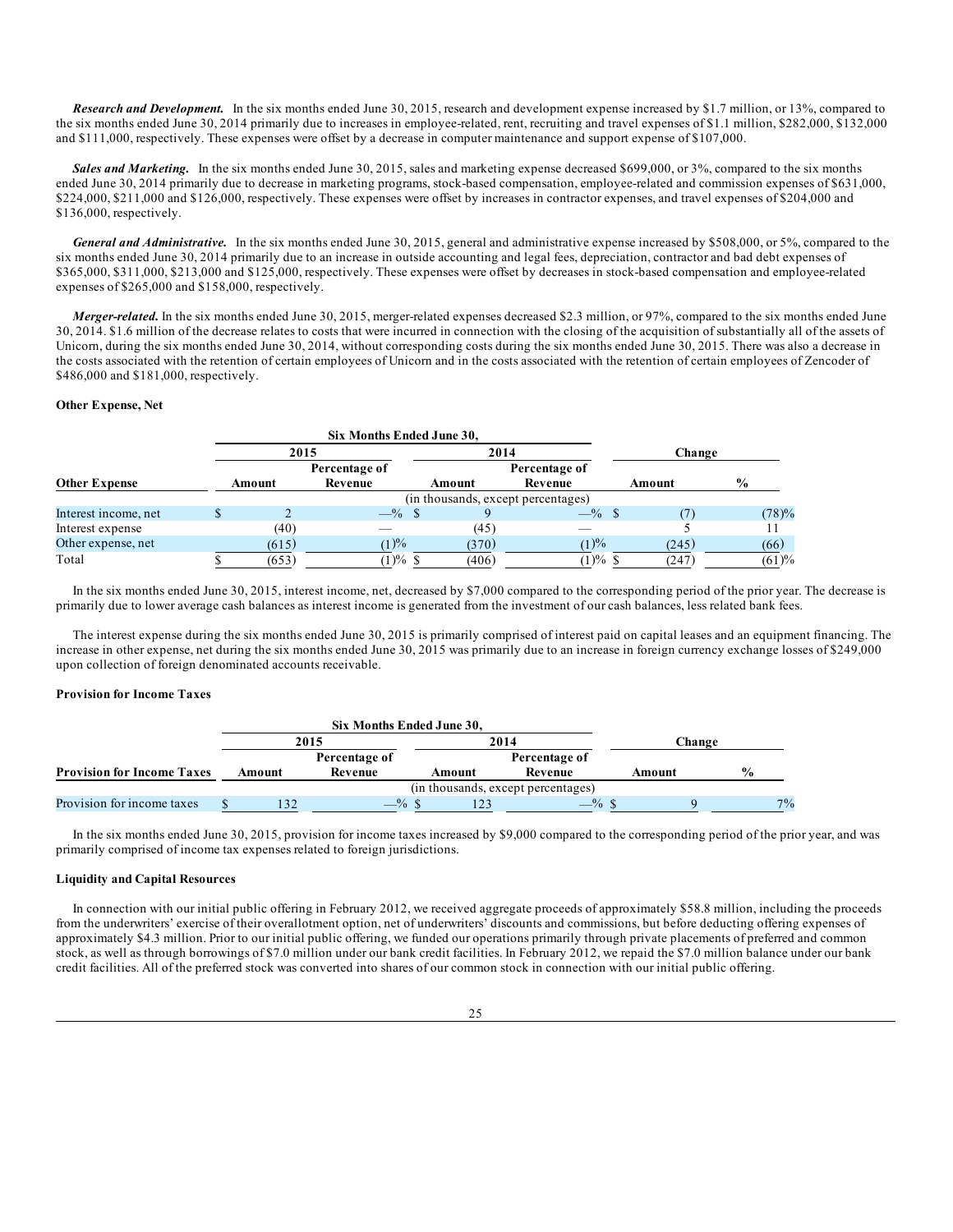***Research and Development.*** In the six months ended June 30, 2015, research and development expense increased by $1.7 million, or 13%, compared to the six months ended June 30, 2014 primarily due to increases in employee-related, rent, recruiting and travel expenses of $1.1 million, $282,000, $132,000 and $111,000, respectively. These expenses were offset by a decrease in computer maintenance and support expense of $107,000.

***Sales and Marketing.*** In the six months ended June 30, 2015, sales and marketing expense decreased $699,000, or 3%, compared to the six months ended June 30, 2014 primarily due to decrease in marketing programs, stock-based compensation, employee-related and commission expenses of $631,000, $224,000, $211,000 and $126,000, respectively. These expenses were offset by increases in contractor expenses, and travel expenses of $204,000 and $136,000, respectively.

***General and Administrative.*** In the six months ended June 30, 2015, general and administrative expense increased by $508,000, or 5%, compared to the six months ended June 30, 2014 primarily due to an increase in outside accounting and legal fees, depreciation, contractor and bad debt expenses of $365,000, $311,000, $213,000 and $125,000, respectively. These expenses were offset by decreases in stock-based compensation and employee-related expenses of $265,000 and $158,000, respectively.

***Merger-related.*** In the six months ended June 30, 2015, merger-related expenses decreased $2.3 million, or 97%, compared to the six months ended June 30, 2014. $1.6 million of the decrease relates to costs that were incurred in connection with the closing of the acquisition of substantially all of the assets of Unicorn, during the six months ended June 30, 2014, without corresponding costs during the six months ended June 30, 2015. There was also a decrease in the costs associated with the retention of certain employees of Unicorn and in the costs associated with the retention of certain employees of Zencoder of $486,000 and $181,000, respectively.

**Other Expense, Net**

| | Six Months Ended June 30, | | | | | |
|---|---|---|---|---|---|---|
| | 2015 | | 2014 | | Change | |
| **Other Expense** | Amount | Percentage of Revenue | Amount | Percentage of Revenue | Amount | % |
| | (in thousands, except percentages) | | | | | |
| Interest income, net | $ 2 | —% | $ 9 | —% | $ (7) | (78)% |
| Interest expense | (40) | — | (45) | — | 5 | 11 |
| Other expense, net | (615) | (1)% | (370) | (1)% | (245) | (66) |
| Total | $ (653) | (1)% | $ (406) | (1)% | $ (247) | (61)% |

In the six months ended June 30, 2015, interest income, net, decreased by $7,000 compared to the corresponding period of the prior year. The decrease is primarily due to lower average cash balances as interest income is generated from the investment of our cash balances, less related bank fees.

The interest expense during the six months ended June 30, 2015 is primarily comprised of interest paid on capital leases and an equipment financing. The increase in other expense, net during the six months ended June 30, 2015 was primarily due to an increase in foreign currency exchange losses of $249,000 upon collection of foreign denominated accounts receivable.

**Provision for Income Taxes**

| | Six Months Ended June 30, | | | | | |
|---|---|---|---|---|---|---|
| | 2015 | | 2014 | | Change | |
| **Provision for Income Taxes** | Amount | Percentage of Revenue | Amount | Percentage of Revenue | Amount | % |
| | (in thousands, except percentages) | | | | | |
| Provision for income taxes | $ 132 | —% | $ 123 | —% | $ 9 | 7% |

In the six months ended June 30, 2015, provision for income taxes increased by $9,000 compared to the corresponding period of the prior year, and was primarily comprised of income tax expenses related to foreign jurisdictions.

**Liquidity and Capital Resources**

In connection with our initial public offering in February 2012, we received aggregate proceeds of approximately $58.8 million, including the proceeds from the underwriters' exercise of their overallotment option, net of underwriters' discounts and commissions, but before deducting offering expenses of approximately $4.3 million. Prior to our initial public offering, we funded our operations primarily through private placements of preferred and common stock, as well as through borrowings of $7.0 million under our bank credit facilities. In February 2012, we repaid the $7.0 million balance under our bank credit facilities. All of the preferred stock was converted into shares of our common stock in connection with our initial public offering.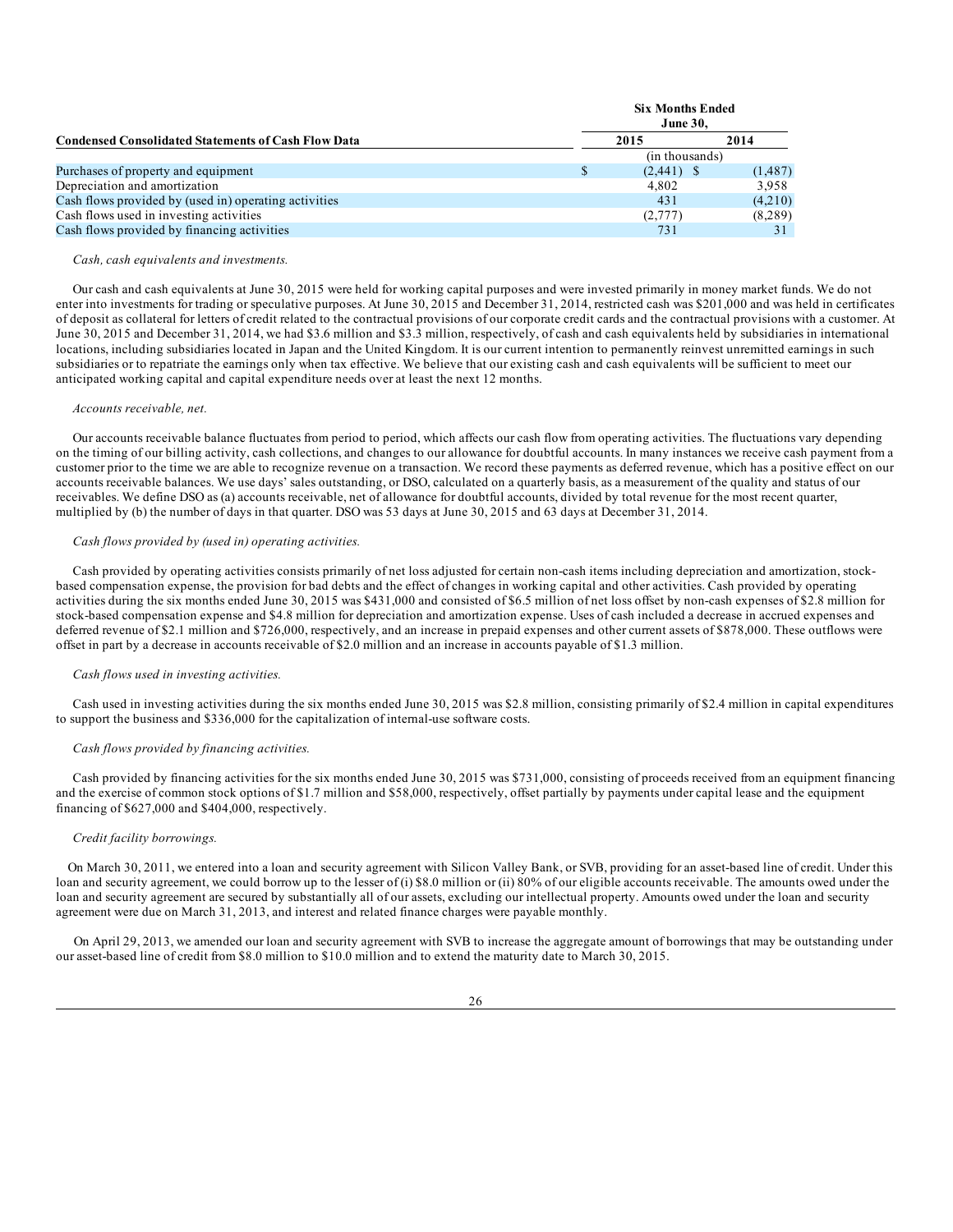| Condensed Consolidated Statements of Cash Flow Data | Six Months Ended June 30, | |
|---|---|---|
| | 2015 | 2014 |
| | (in thousands) | |
| Purchases of property and equipment | $ (2,441) | $ (1,487) |
| Depreciation and amortization | 4,802 | 3,958 |
| Cash flows provided by (used in) operating activities | 431 | (4,210) |
| Cash flows used in investing activities | (2,777) | (8,289) |
| Cash flows provided by financing activities | 731 | 31 |

*Cash, cash equivalents and investments.*

Our cash and cash equivalents at June 30, 2015 were held for working capital purposes and were invested primarily in money market funds. We do not enter into investments for trading or speculative purposes. At June 30, 2015 and December 31, 2014, restricted cash was $201,000 and was held in certificates of deposit as collateral for letters of credit related to the contractual provisions of our corporate credit cards and the contractual provisions with a customer. At June 30, 2015 and December 31, 2014, we had $3.6 million and $3.3 million, respectively, of cash and cash equivalents held by subsidiaries in international locations, including subsidiaries located in Japan and the United Kingdom. It is our current intention to permanently reinvest unremitted earnings in such subsidiaries or to repatriate the earnings only when tax effective. We believe that our existing cash and cash equivalents will be sufficient to meet our anticipated working capital and capital expenditure needs over at least the next 12 months.

*Accounts receivable, net.*

Our accounts receivable balance fluctuates from period to period, which affects our cash flow from operating activities. The fluctuations vary depending on the timing of our billing activity, cash collections, and changes to our allowance for doubtful accounts. In many instances we receive cash payment from a customer prior to the time we are able to recognize revenue on a transaction. We record these payments as deferred revenue, which has a positive effect on our accounts receivable balances. We use days' sales outstanding, or DSO, calculated on a quarterly basis, as a measurement of the quality and status of our receivables. We define DSO as (a) accounts receivable, net of allowance for doubtful accounts, divided by total revenue for the most recent quarter, multiplied by (b) the number of days in that quarter. DSO was 53 days at June 30, 2015 and 63 days at December 31, 2014.

*Cash flows provided by (used in) operating activities.*

Cash provided by operating activities consists primarily of net loss adjusted for certain non-cash items including depreciation and amortization, stock-based compensation expense, the provision for bad debts and the effect of changes in working capital and other activities. Cash provided by operating activities during the six months ended June 30, 2015 was $431,000 and consisted of $6.5 million of net loss offset by non-cash expenses of $2.8 million for stock-based compensation expense and $4.8 million for depreciation and amortization expense. Uses of cash included a decrease in accrued expenses and deferred revenue of $2.1 million and $726,000, respectively, and an increase in prepaid expenses and other current assets of $878,000. These outflows were offset in part by a decrease in accounts receivable of $2.0 million and an increase in accounts payable of $1.3 million.

*Cash flows used in investing activities.*

Cash used in investing activities during the six months ended June 30, 2015 was $2.8 million, consisting primarily of $2.4 million in capital expenditures to support the business and $336,000 for the capitalization of internal-use software costs.

*Cash flows provided by financing activities.*

Cash provided by financing activities for the six months ended June 30, 2015 was $731,000, consisting of proceeds received from an equipment financing and the exercise of common stock options of $1.7 million and $58,000, respectively, offset partially by payments under capital lease and the equipment financing of $627,000 and $404,000, respectively.

*Credit facility borrowings.*

On March 30, 2011, we entered into a loan and security agreement with Silicon Valley Bank, or SVB, providing for an asset-based line of credit. Under this loan and security agreement, we could borrow up to the lesser of (i) $8.0 million or (ii) 80% of our eligible accounts receivable. The amounts owed under the loan and security agreement are secured by substantially all of our assets, excluding our intellectual property. Amounts owed under the loan and security agreement were due on March 31, 2013, and interest and related finance charges were payable monthly.

On April 29, 2013, we amended our loan and security agreement with SVB to increase the aggregate amount of borrowings that may be outstanding under our asset-based line of credit from $8.0 million to $10.0 million and to extend the maturity date to March 30, 2015.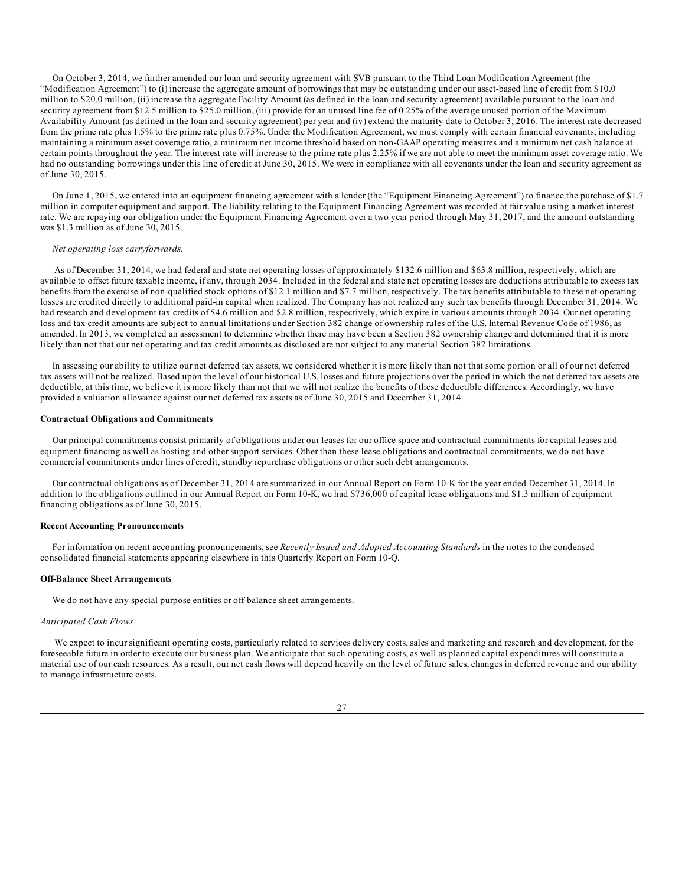On October 3, 2014, we further amended our loan and security agreement with SVB pursuant to the Third Loan Modification Agreement (the "Modification Agreement") to (i) increase the aggregate amount of borrowings that may be outstanding under our asset-based line of credit from $10.0 million to $20.0 million, (ii) increase the aggregate Facility Amount (as defined in the loan and security agreement) available pursuant to the loan and security agreement from $12.5 million to $25.0 million, (iii) provide for an unused line fee of 0.25% of the average unused portion of the Maximum Availability Amount (as defined in the loan and security agreement) per year and (iv) extend the maturity date to October 3, 2016. The interest rate decreased from the prime rate plus 1.5% to the prime rate plus 0.75%. Under the Modification Agreement, we must comply with certain financial covenants, including maintaining a minimum asset coverage ratio, a minimum net income threshold based on non-GAAP operating measures and a minimum net cash balance at certain points throughout the year. The interest rate will increase to the prime rate plus 2.25% if we are not able to meet the minimum asset coverage ratio. We had no outstanding borrowings under this line of credit at June 30, 2015. We were in compliance with all covenants under the loan and security agreement as of June 30, 2015.

On June 1, 2015, we entered into an equipment financing agreement with a lender (the "Equipment Financing Agreement") to finance the purchase of $1.7 million in computer equipment and support. The liability relating to the Equipment Financing Agreement was recorded at fair value using a market interest rate. We are repaying our obligation under the Equipment Financing Agreement over a two year period through May 31, 2017, and the amount outstanding was $1.3 million as of June 30, 2015.

*Net operating loss carryforwards.*

As of December 31, 2014, we had federal and state net operating losses of approximately $132.6 million and $63.8 million, respectively, which are available to offset future taxable income, if any, through 2034. Included in the federal and state net operating losses are deductions attributable to excess tax benefits from the exercise of non-qualified stock options of $12.1 million and $7.7 million, respectively. The tax benefits attributable to these net operating losses are credited directly to additional paid-in capital when realized. The Company has not realized any such tax benefits through December 31, 2014. We had research and development tax credits of $4.6 million and $2.8 million, respectively, which expire in various amounts through 2034. Our net operating loss and tax credit amounts are subject to annual limitations under Section 382 change of ownership rules of the U.S. Internal Revenue Code of 1986, as amended. In 2013, we completed an assessment to determine whether there may have been a Section 382 ownership change and determined that it is more likely than not that our net operating and tax credit amounts as disclosed are not subject to any material Section 382 limitations.

In assessing our ability to utilize our net deferred tax assets, we considered whether it is more likely than not that some portion or all of our net deferred tax assets will not be realized. Based upon the level of our historical U.S. losses and future projections over the period in which the net deferred tax assets are deductible, at this time, we believe it is more likely than not that we will not realize the benefits of these deductible differences. Accordingly, we have provided a valuation allowance against our net deferred tax assets as of June 30, 2015 and December 31, 2014.

**Contractual Obligations and Commitments**

Our principal commitments consist primarily of obligations under our leases for our office space and contractual commitments for capital leases and equipment financing as well as hosting and other support services. Other than these lease obligations and contractual commitments, we do not have commercial commitments under lines of credit, standby repurchase obligations or other such debt arrangements.

Our contractual obligations as of December 31, 2014 are summarized in our Annual Report on Form 10-K for the year ended December 31, 2014. In addition to the obligations outlined in our Annual Report on Form 10-K, we had $736,000 of capital lease obligations and $1.3 million of equipment financing obligations as of June 30, 2015.

**Recent Accounting Pronouncements**

For information on recent accounting pronouncements, see *Recently Issued and Adopted Accounting Standards* in the notes to the condensed consolidated financial statements appearing elsewhere in this Quarterly Report on Form 10-Q.

**Off-Balance Sheet Arrangements**

We do not have any special purpose entities or off-balance sheet arrangements.

*Anticipated Cash Flows*

We expect to incur significant operating costs, particularly related to services delivery costs, sales and marketing and research and development, for the foreseeable future in order to execute our business plan. We anticipate that such operating costs, as well as planned capital expenditures will constitute a material use of our cash resources. As a result, our net cash flows will depend heavily on the level of future sales, changes in deferred revenue and our ability to manage infrastructure costs.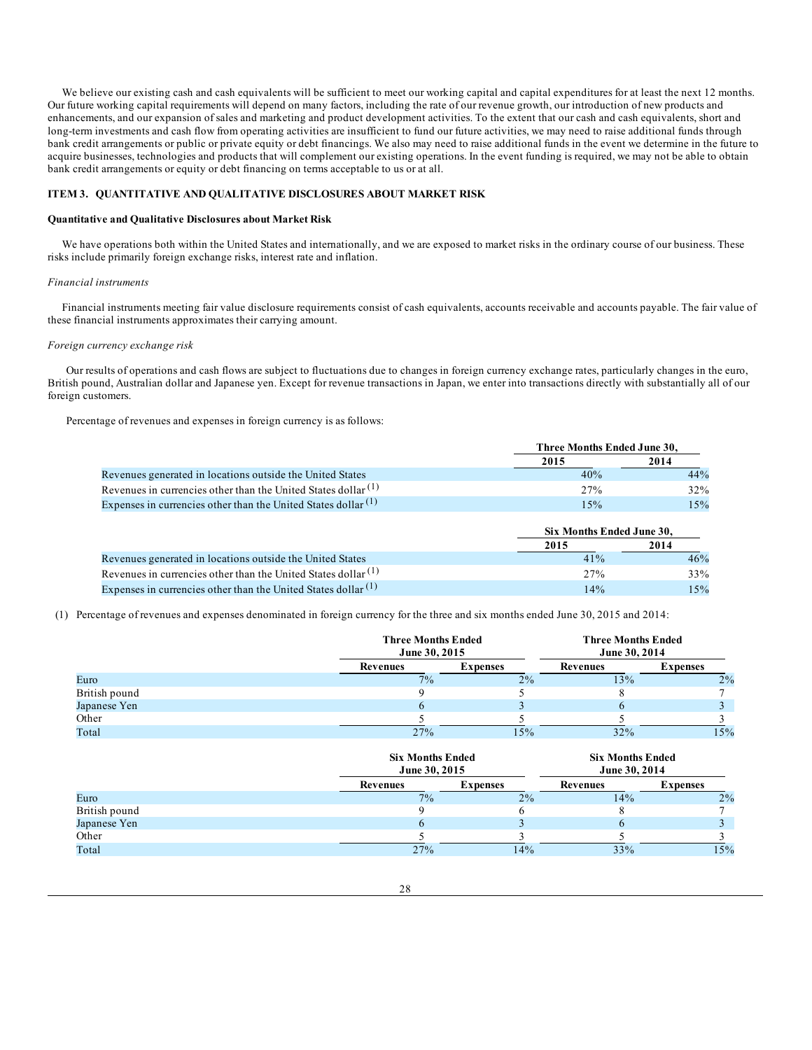We believe our existing cash and cash equivalents will be sufficient to meet our working capital and capital expenditures for at least the next 12 months. Our future working capital requirements will depend on many factors, including the rate of our revenue growth, our introduction of new products and enhancements, and our expansion of sales and marketing and product development activities. To the extent that our cash and cash equivalents, short and long-term investments and cash flow from operating activities are insufficient to fund our future activities, we may need to raise additional funds through bank credit arrangements or public or private equity or debt financings. We also may need to raise additional funds in the event we determine in the future to acquire businesses, technologies and products that will complement our existing operations. In the event funding is required, we may not be able to obtain bank credit arrangements or equity or debt financing on terms acceptable to us or at all.

## ITEM 3. QUANTITATIVE AND QUALITATIVE DISCLOSURES ABOUT MARKET RISK

**Quantitative and Qualitative Disclosures about Market Risk**

We have operations both within the United States and internationally, and we are exposed to market risks in the ordinary course of our business. These risks include primarily foreign exchange risks, interest rate and inflation.

*Financial instruments*

Financial instruments meeting fair value disclosure requirements consist of cash equivalents, accounts receivable and accounts payable. The fair value of these financial instruments approximates their carrying amount.

*Foreign currency exchange risk*

Our results of operations and cash flows are subject to fluctuations due to changes in foreign currency exchange rates, particularly changes in the euro, British pound, Australian dollar and Japanese yen. Except for revenue transactions in Japan, we enter into transactions directly with substantially all of our foreign customers.

Percentage of revenues and expenses in foreign currency is as follows:

| | Three Months Ended June 30, | |
|---|---|---|
| | 2015 | 2014 |
| Revenues generated in locations outside the United States | 40% | 44% |
| Revenues in currencies other than the United States dollar (1) | 27% | 32% |
| Expenses in currencies other than the United States dollar (1) | 15% | 15% |

| | Six Months Ended June 30, | |
|---|---|---|
| | 2015 | 2014 |
| Revenues generated in locations outside the United States | 41% | 46% |
| Revenues in currencies other than the United States dollar (1) | 27% | 33% |
| Expenses in currencies other than the United States dollar (1) | 14% | 15% |

(1) Percentage of revenues and expenses denominated in foreign currency for the three and six months ended June 30, 2015 and 2014:

| | Three Months Ended June 30, 2015 | | Three Months Ended June 30, 2014 | |
|---|---|---|---|---|
| | Revenues | Expenses | Revenues | Expenses |
| Euro | 7% | 2% | 13% | 2% |
| British pound | 9 | 5 | 8 | 7 |
| Japanese Yen | 6 | 3 | 6 | 3 |
| Other | 5 | 5 | 5 | 3 |
| Total | 27% | 15% | 32% | 15% |

| | Six Months Ended June 30, 2015 | | Six Months Ended June 30, 2014 | |
|---|---|---|---|---|
| | Revenues | Expenses | Revenues | Expenses |
| Euro | 7% | 2% | 14% | 2% |
| British pound | 9 | 6 | 8 | 7 |
| Japanese Yen | 6 | 3 | 6 | 3 |
| Other | 5 | 3 | 5 | 3 |
| Total | 27% | 14% | 33% | 15% |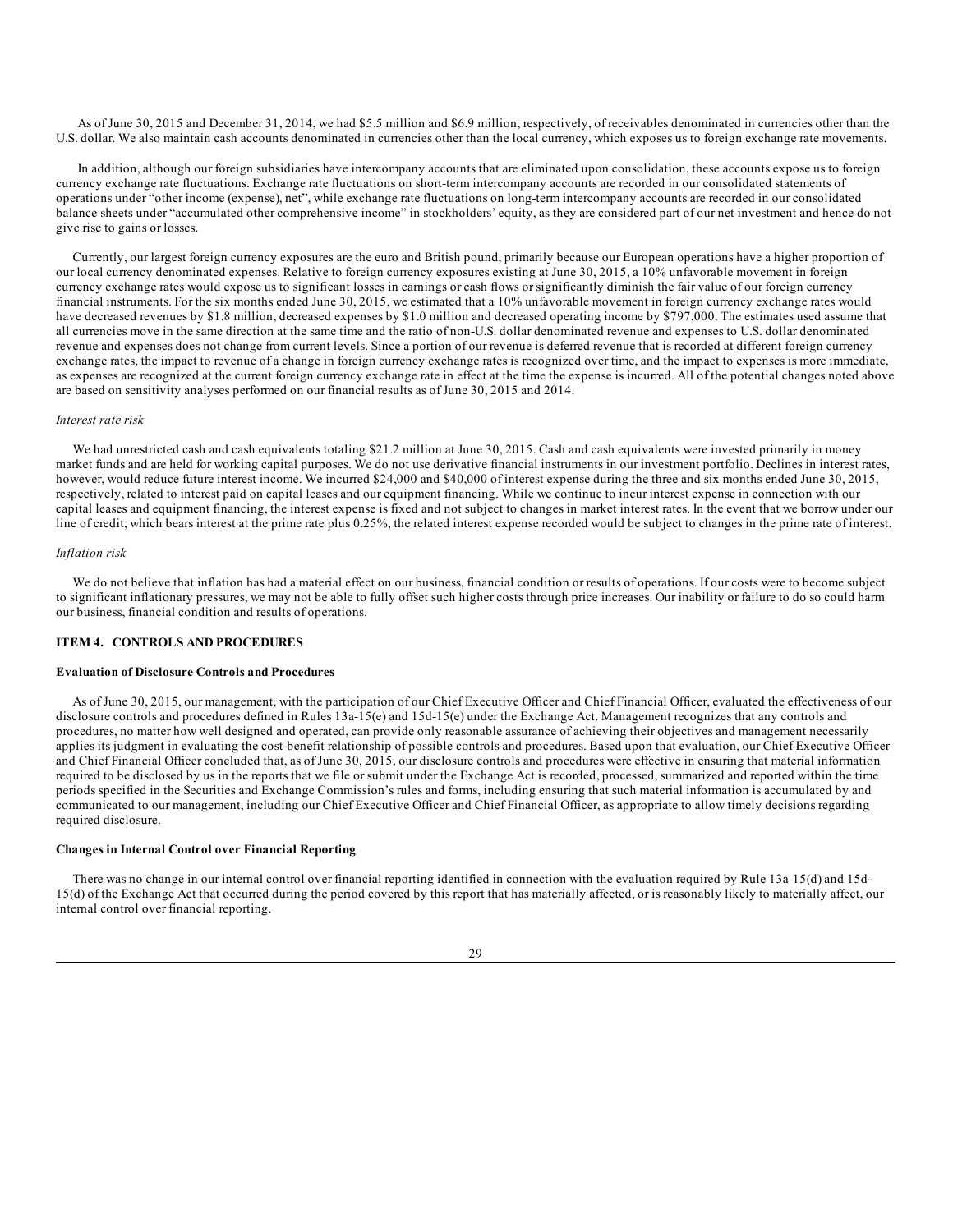As of June 30, 2015 and December 31, 2014, we had $5.5 million and $6.9 million, respectively, of receivables denominated in currencies other than the U.S. dollar. We also maintain cash accounts denominated in currencies other than the local currency, which exposes us to foreign exchange rate movements.

In addition, although our foreign subsidiaries have intercompany accounts that are eliminated upon consolidation, these accounts expose us to foreign currency exchange rate fluctuations. Exchange rate fluctuations on short-term intercompany accounts are recorded in our consolidated statements of operations under "other income (expense), net", while exchange rate fluctuations on long-term intercompany accounts are recorded in our consolidated balance sheets under "accumulated other comprehensive income" in stockholders' equity, as they are considered part of our net investment and hence do not give rise to gains or losses.

Currently, our largest foreign currency exposures are the euro and British pound, primarily because our European operations have a higher proportion of our local currency denominated expenses. Relative to foreign currency exposures existing at June 30, 2015, a 10% unfavorable movement in foreign currency exchange rates would expose us to significant losses in earnings or cash flows or significantly diminish the fair value of our foreign currency financial instruments. For the six months ended June 30, 2015, we estimated that a 10% unfavorable movement in foreign currency exchange rates would have decreased revenues by $1.8 million, decreased expenses by $1.0 million and decreased operating income by $797,000. The estimates used assume that all currencies move in the same direction at the same time and the ratio of non-U.S. dollar denominated revenue and expenses to U.S. dollar denominated revenue and expenses does not change from current levels. Since a portion of our revenue is deferred revenue that is recorded at different foreign currency exchange rates, the impact to revenue of a change in foreign currency exchange rates is recognized over time, and the impact to expenses is more immediate, as expenses are recognized at the current foreign currency exchange rate in effect at the time the expense is incurred. All of the potential changes noted above are based on sensitivity analyses performed on our financial results as of June 30, 2015 and 2014.

*Interest rate risk*

We had unrestricted cash and cash equivalents totaling $21.2 million at June 30, 2015. Cash and cash equivalents were invested primarily in money market funds and are held for working capital purposes. We do not use derivative financial instruments in our investment portfolio. Declines in interest rates, however, would reduce future interest income. We incurred $24,000 and $40,000 of interest expense during the three and six months ended June 30, 2015, respectively, related to interest paid on capital leases and our equipment financing. While we continue to incur interest expense in connection with our capital leases and equipment financing, the interest expense is fixed and not subject to changes in market interest rates. In the event that we borrow under our line of credit, which bears interest at the prime rate plus 0.25%, the related interest expense recorded would be subject to changes in the prime rate of interest.

*Inflation risk*

We do not believe that inflation has had a material effect on our business, financial condition or results of operations. If our costs were to become subject to significant inflationary pressures, we may not be able to fully offset such higher costs through price increases. Our inability or failure to do so could harm our business, financial condition and results of operations.

## ITEM 4. CONTROLS AND PROCEDURES

### Evaluation of Disclosure Controls and Procedures

As of June 30, 2015, our management, with the participation of our Chief Executive Officer and Chief Financial Officer, evaluated the effectiveness of our disclosure controls and procedures defined in Rules 13a-15(e) and 15d-15(e) under the Exchange Act. Management recognizes that any controls and procedures, no matter how well designed and operated, can provide only reasonable assurance of achieving their objectives and management necessarily applies its judgment in evaluating the cost-benefit relationship of possible controls and procedures. Based upon that evaluation, our Chief Executive Officer and Chief Financial Officer concluded that, as of June 30, 2015, our disclosure controls and procedures were effective in ensuring that material information required to be disclosed by us in the reports that we file or submit under the Exchange Act is recorded, processed, summarized and reported within the time periods specified in the Securities and Exchange Commission's rules and forms, including ensuring that such material information is accumulated by and communicated to our management, including our Chief Executive Officer and Chief Financial Officer, as appropriate to allow timely decisions regarding required disclosure.

### Changes in Internal Control over Financial Reporting

There was no change in our internal control over financial reporting identified in connection with the evaluation required by Rule 13a-15(d) and 15d-15(d) of the Exchange Act that occurred during the period covered by this report that has materially affected, or is reasonably likely to materially affect, our internal control over financial reporting.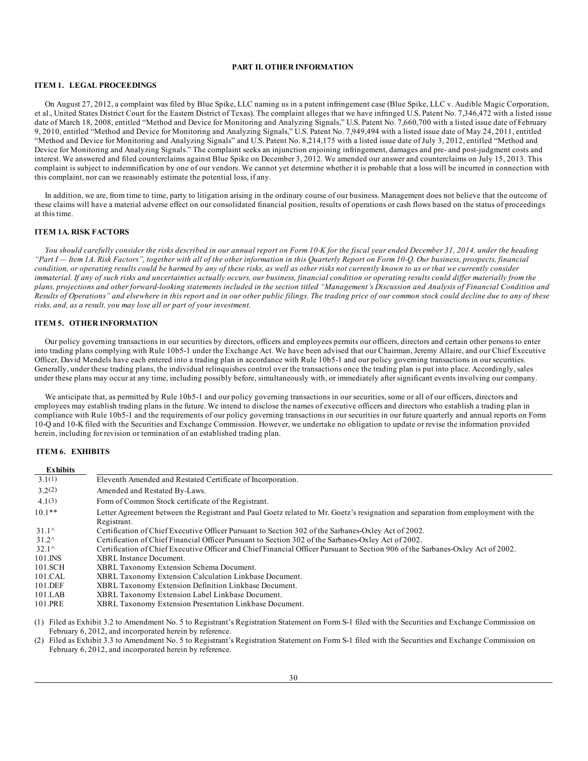# PART II. OTHER INFORMATION

## ITEM 1. LEGAL PROCEEDINGS

On August 27, 2012, a complaint was filed by Blue Spike, LLC naming us in a patent infringement case (Blue Spike, LLC v. Audible Magic Corporation, et al., United States District Court for the Eastern District of Texas). The complaint alleges that we have infringed U.S. Patent No. 7,346,472 with a listed issue date of March 18, 2008, entitled "Method and Device for Monitoring and Analyzing Signals," U.S. Patent No. 7,660,700 with a listed issue date of February 9, 2010, entitled "Method and Device for Monitoring and Analyzing Signals," U.S. Patent No. 7,949,494 with a listed issue date of May 24, 2011, entitled "Method and Device for Monitoring and Analyzing Signals" and U.S. Patent No. 8,214,175 with a listed issue date of July 3, 2012, entitled "Method and Device for Monitoring and Analyzing Signals." The complaint seeks an injunction enjoining infringement, damages and pre- and post-judgment costs and interest. We answered and filed counterclaims against Blue Spike on December 3, 2012. We amended our answer and counterclaims on July 15, 2013. This complaint is subject to indemnification by one of our vendors. We cannot yet determine whether it is probable that a loss will be incurred in connection with this complaint, nor can we reasonably estimate the potential loss, if any.

In addition, we are, from time to time, party to litigation arising in the ordinary course of our business. Management does not believe that the outcome of these claims will have a material adverse effect on our consolidated financial position, results of operations or cash flows based on the status of proceedings at this time.

## ITEM 1A. RISK FACTORS

*You should carefully consider the risks described in our annual report on Form 10-K for the fiscal year ended December 31, 2014, under the heading "Part I — Item 1A. Risk Factors", together with all of the other information in this Quarterly Report on Form 10-Q. Our business, prospects, financial condition, or operating results could be harmed by any of these risks, as well as other risks not currently known to us or that we currently consider immaterial. If any of such risks and uncertainties actually occurs, our business, financial condition or operating results could differ materially from the plans, projections and other forward-looking statements included in the section titled "Management's Discussion and Analysis of Financial Condition and Results of Operations" and elsewhere in this report and in our other public filings. The trading price of our common stock could decline due to any of these risks, and, as a result, you may lose all or part of your investment.*

## ITEM 5. OTHER INFORMATION

Our policy governing transactions in our securities by directors, officers and employees permits our officers, directors and certain other persons to enter into trading plans complying with Rule 10b5-1 under the Exchange Act. We have been advised that our Chairman, Jeremy Allaire, and our Chief Executive Officer, David Mendels have each entered into a trading plan in accordance with Rule 10b5-1 and our policy governing transactions in our securities. Generally, under these trading plans, the individual relinquishes control over the transactions once the trading plan is put into place. Accordingly, sales under these plans may occur at any time, including possibly before, simultaneously with, or immediately after significant events involving our company.

We anticipate that, as permitted by Rule 10b5-1 and our policy governing transactions in our securities, some or all of our officers, directors and employees may establish trading plans in the future. We intend to disclose the names of executive officers and directors who establish a trading plan in compliance with Rule 10b5-1 and the requirements of our policy governing transactions in our securities in our future quarterly and annual reports on Form 10-Q and 10-K filed with the Securities and Exchange Commission. However, we undertake no obligation to update or revise the information provided herein, including for revision or termination of an established trading plan.

## ITEM 6. EXHIBITS

| Exhibits | |
|---|---|
| 3.1(1) | Eleventh Amended and Restated Certificate of Incorporation. |
| 3.2(2) | Amended and Restated By-Laws. |
| 4.1(3) | Form of Common Stock certificate of the Registrant. |
| 10.1** | Letter Agreement between the Registrant and Paul Goetz related to Mr. Goetz's resignation and separation from employment with the Registrant. |
| 31.1^ | Certification of Chief Executive Officer Pursuant to Section 302 of the Sarbanes-Oxley Act of 2002. |
| 31.2^ | Certification of Chief Financial Officer Pursuant to Section 302 of the Sarbanes-Oxley Act of 2002. |
| 32.1^ | Certification of Chief Executive Officer and Chief Financial Officer Pursuant to Section 906 of the Sarbanes-Oxley Act of 2002. |
| 101.INS | XBRL Instance Document. |
| 101.SCH | XBRL Taxonomy Extension Schema Document. |
| 101.CAL | XBRL Taxonomy Extension Calculation Linkbase Document. |
| 101.DEF | XBRL Taxonomy Extension Definition Linkbase Document. |
| 101.LAB | XBRL Taxonomy Extension Label Linkbase Document. |
| 101.PRE | XBRL Taxonomy Extension Presentation Linkbase Document. |

(1) Filed as Exhibit 3.2 to Amendment No. 5 to Registrant's Registration Statement on Form S-1 filed with the Securities and Exchange Commission on February 6, 2012, and incorporated herein by reference.

(2) Filed as Exhibit 3.3 to Amendment No. 5 to Registrant's Registration Statement on Form S-1 filed with the Securities and Exchange Commission on February 6, 2012, and incorporated herein by reference.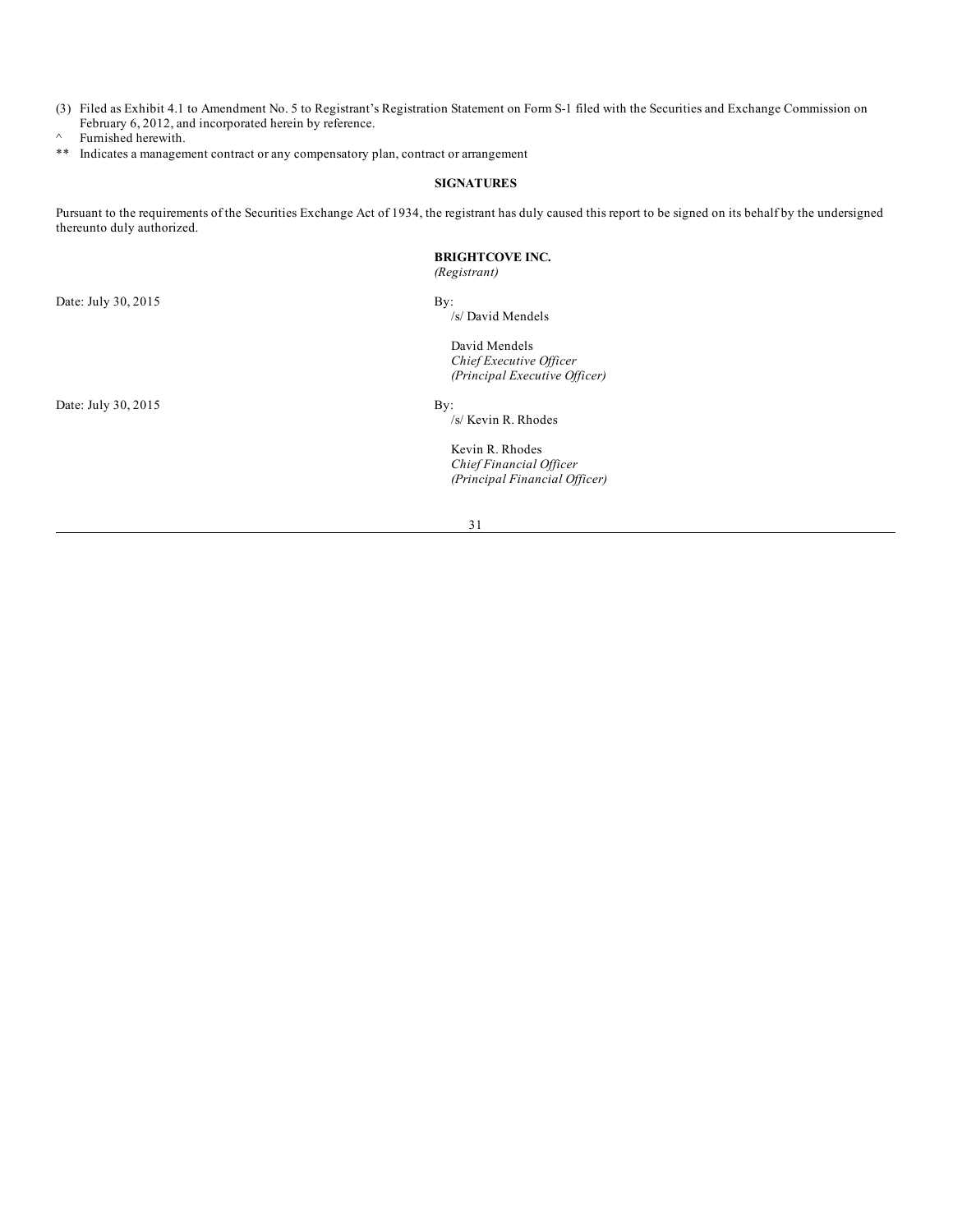(3) Filed as Exhibit 4.1 to Amendment No. 5 to Registrant's Registration Statement on Form S-1 filed with the Securities and Exchange Commission on February 6, 2012, and incorporated herein by reference.

^ Furnished herewith.

** Indicates a management contract or any compensatory plan, contract or arrangement

## SIGNATURES

Pursuant to the requirements of the Securities Exchange Act of 1934, the registrant has duly caused this report to be signed on its behalf by the undersigned thereunto duly authorized.

**BRIGHTCOVE INC.**
*(Registrant)*

Date: July 30, 2015

By:
/s/ David Mendels

David Mendels
*Chief Executive Officer*
*(Principal Executive Officer)*

Date: July 30, 2015

By:
/s/ Kevin R. Rhodes

Kevin R. Rhodes
*Chief Financial Officer*
*(Principal Financial Officer)*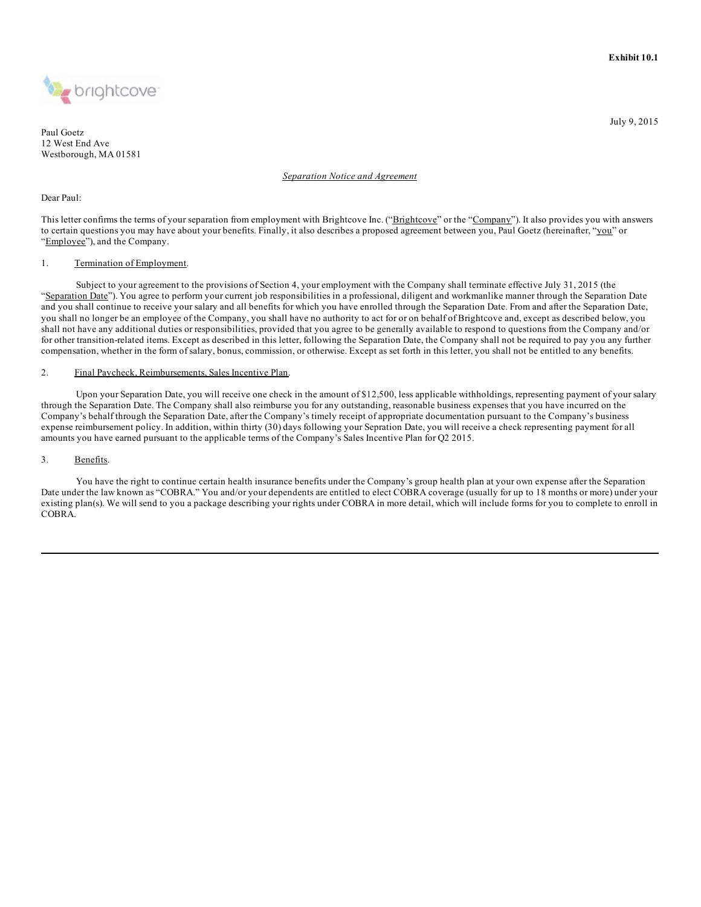**Exhibit 10.1**

July 9, 2015

Paul Goetz
12 West End Ave
Westborough, MA 01581

*Separation Notice and Agreement*

Dear Paul:

This letter confirms the terms of your separation from employment with Brightcove Inc. ("Brightcove" or the "Company"). It also provides you with answers to certain questions you may have about your benefits. Finally, it also describes a proposed agreement between you, Paul Goetz (hereinafter, "you" or "Employee"), and the Company.

1. Termination of Employment.

Subject to your agreement to the provisions of Section 4, your employment with the Company shall terminate effective July 31, 2015 (the "Separation Date"). You agree to perform your current job responsibilities in a professional, diligent and workmanlike manner through the Separation Date and you shall continue to receive your salary and all benefits for which you have enrolled through the Separation Date. From and after the Separation Date, you shall no longer be an employee of the Company, you shall have no authority to act for or on behalf of Brightcove and, except as described below, you shall not have any additional duties or responsibilities, provided that you agree to be generally available to respond to questions from the Company and/or for other transition-related items. Except as described in this letter, following the Separation Date, the Company shall not be required to pay you any further compensation, whether in the form of salary, bonus, commission, or otherwise. Except as set forth in this letter, you shall not be entitled to any benefits.

2. Final Paycheck, Reimbursements, Sales Incentive Plan.

Upon your Separation Date, you will receive one check in the amount of $12,500, less applicable withholdings, representing payment of your salary through the Separation Date. The Company shall also reimburse you for any outstanding, reasonable business expenses that you have incurred on the Company's behalf through the Separation Date, after the Company's timely receipt of appropriate documentation pursuant to the Company's business expense reimbursement policy. In addition, within thirty (30) days following your Sepration Date, you will receive a check representing payment for all amounts you have earned pursuant to the applicable terms of the Company's Sales Incentive Plan for Q2 2015.

3. Benefits.

You have the right to continue certain health insurance benefits under the Company's group health plan at your own expense after the Separation Date under the law known as "COBRA." You and/or your dependents are entitled to elect COBRA coverage (usually for up to 18 months or more) under your existing plan(s). We will send to you a package describing your rights under COBRA in more detail, which will include forms for you to complete to enroll in COBRA.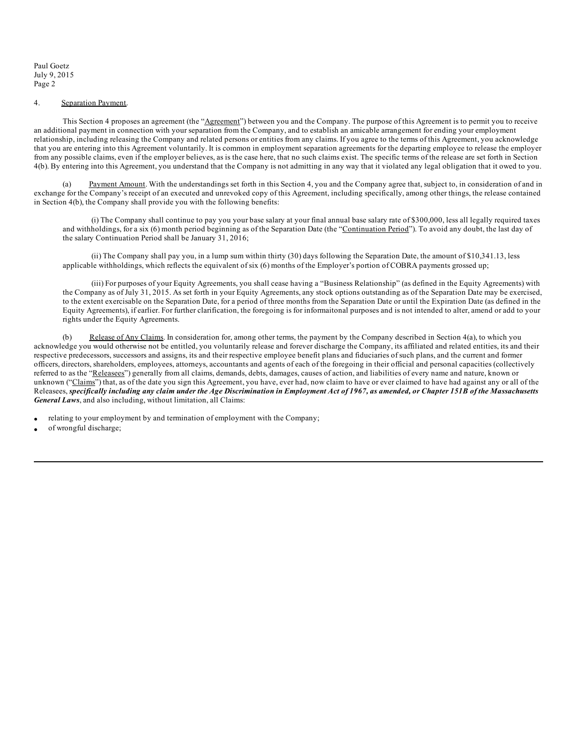Paul Goetz
July 9, 2015
Page 2

4. Separation Payment.

This Section 4 proposes an agreement (the "Agreement") between you and the Company. The purpose of this Agreement is to permit you to receive an additional payment in connection with your separation from the Company, and to establish an amicable arrangement for ending your employment relationship, including releasing the Company and related persons or entities from any claims. If you agree to the terms of this Agreement, you acknowledge that you are entering into this Agreement voluntarily. It is common in employment separation agreements for the departing employee to release the employer from any possible claims, even if the employer believes, as is the case here, that no such claims exist. The specific terms of the release are set forth in Section 4(b). By entering into this Agreement, you understand that the Company is not admitting in any way that it violated any legal obligation that it owed to you.

(a) Payment Amount. With the understandings set forth in this Section 4, you and the Company agree that, subject to, in consideration of and in exchange for the Company's receipt of an executed and unrevoked copy of this Agreement, including specifically, among other things, the release contained in Section 4(b), the Company shall provide you with the following benefits:

(i) The Company shall continue to pay you your base salary at your final annual base salary rate of $300,000, less all legally required taxes and withholdings, for a six (6) month period beginning as of the Separation Date (the "Continuation Period"). To avoid any doubt, the last day of the salary Continuation Period shall be January 31, 2016;

(ii) The Company shall pay you, in a lump sum within thirty (30) days following the Separation Date, the amount of $10,341.13, less applicable withholdings, which reflects the equivalent of six (6) months of the Employer's portion of COBRA payments grossed up;

(iii) For purposes of your Equity Agreements, you shall cease having a "Business Relationship" (as defined in the Equity Agreements) with the Company as of July 31, 2015. As set forth in your Equity Agreements, any stock options outstanding as of the Separation Date may be exercised, to the extent exercisable on the Separation Date, for a period of three months from the Separation Date or until the Expiration Date (as defined in the Equity Agreements), if earlier. For further clarification, the foregoing is for informaitonal purposes and is not intended to alter, amend or add to your rights under the Equity Agreements.

(b) Release of Any Claims. In consideration for, among other terms, the payment by the Company described in Section 4(a), to which you acknowledge you would otherwise not be entitled, you voluntarily release and forever discharge the Company, its affiliated and related entities, its and their respective predecessors, successors and assigns, its and their respective employee benefit plans and fiduciaries of such plans, and the current and former officers, directors, shareholders, employees, attorneys, accountants and agents of each of the foregoing in their official and personal capacities (collectively referred to as the "Releasees") generally from all claims, demands, debts, damages, causes of action, and liabilities of every name and nature, known or unknown ("Claims") that, as of the date you sign this Agreement, you have, ever had, now claim to have or ever claimed to have had against any or all of the Releasees, ***specifically including any claim under the Age Discrimination in Employment Act of 1967, as amended, or Chapter 151B of the Massachusetts General Laws***, and also including, without limitation, all Claims:

- relating to your employment by and termination of employment with the Company;
- of wrongful discharge;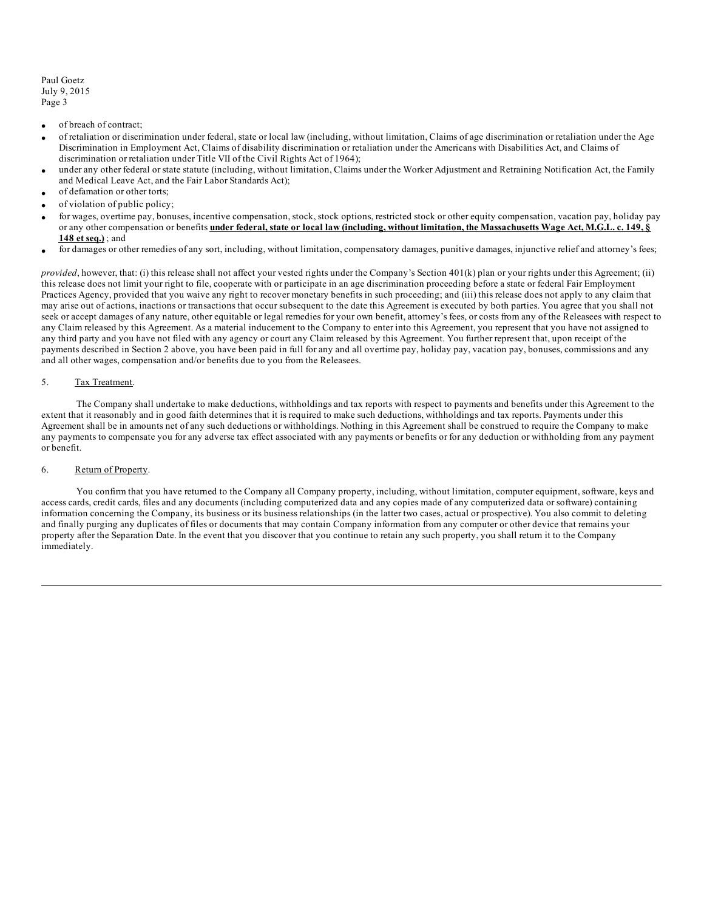- of breach of contract;
- of retaliation or discrimination under federal, state or local law (including, without limitation, Claims of age discrimination or retaliation under the Age Discrimination in Employment Act, Claims of disability discrimination or retaliation under the Americans with Disabilities Act, and Claims of discrimination or retaliation under Title VII of the Civil Rights Act of 1964);
- under any other federal or state statute (including, without limitation, Claims under the Worker Adjustment and Retraining Notification Act, the Family and Medical Leave Act, and the Fair Labor Standards Act);
- of defamation or other torts;
- of violation of public policy;
- for wages, overtime pay, bonuses, incentive compensation, stock, stock options, restricted stock or other equity compensation, vacation pay, holiday pay or any other compensation or benefits **<u>under federal, state or local law (including, without limitation, the Massachusetts Wage Act, M.G.L. c. 149, § 148 et seq.)</u>** ; and
- for damages or other remedies of any sort, including, without limitation, compensatory damages, punitive damages, injunctive relief and attorney's fees;

*provided*, however, that: (i) this release shall not affect your vested rights under the Company's Section 401(k) plan or your rights under this Agreement; (ii) this release does not limit your right to file, cooperate with or participate in an age discrimination proceeding before a state or federal Fair Employment Practices Agency, provided that you waive any right to recover monetary benefits in such proceeding; and (iii) this release does not apply to any claim that may arise out of actions, inactions or transactions that occur subsequent to the date this Agreement is executed by both parties. You agree that you shall not seek or accept damages of any nature, other equitable or legal remedies for your own benefit, attorney's fees, or costs from any of the Releasees with respect to any Claim released by this Agreement. As a material inducement to the Company to enter into this Agreement, you represent that you have not assigned to any third party and you have not filed with any agency or court any Claim released by this Agreement. You further represent that, upon receipt of the payments described in Section 2 above, you have been paid in full for any and all overtime pay, holiday pay, vacation pay, bonuses, commissions and any and all other wages, compensation and/or benefits due to you from the Releasees.

5. <u>Tax Treatment</u>.

The Company shall undertake to make deductions, withholdings and tax reports with respect to payments and benefits under this Agreement to the extent that it reasonably and in good faith determines that it is required to make such deductions, withholdings and tax reports. Payments under this Agreement shall be in amounts net of any such deductions or withholdings. Nothing in this Agreement shall be construed to require the Company to make any payments to compensate you for any adverse tax effect associated with any payments or benefits or for any deduction or withholding from any payment or benefit.

6. <u>Return of Property</u>.

You confirm that you have returned to the Company all Company property, including, without limitation, computer equipment, software, keys and access cards, credit cards, files and any documents (including computerized data and any copies made of any computerized data or software) containing information concerning the Company, its business or its business relationships (in the latter two cases, actual or prospective). You also commit to deleting and finally purging any duplicates of files or documents that may contain Company information from any computer or other device that remains your property after the Separation Date. In the event that you discover that you continue to retain any such property, you shall return it to the Company immediately.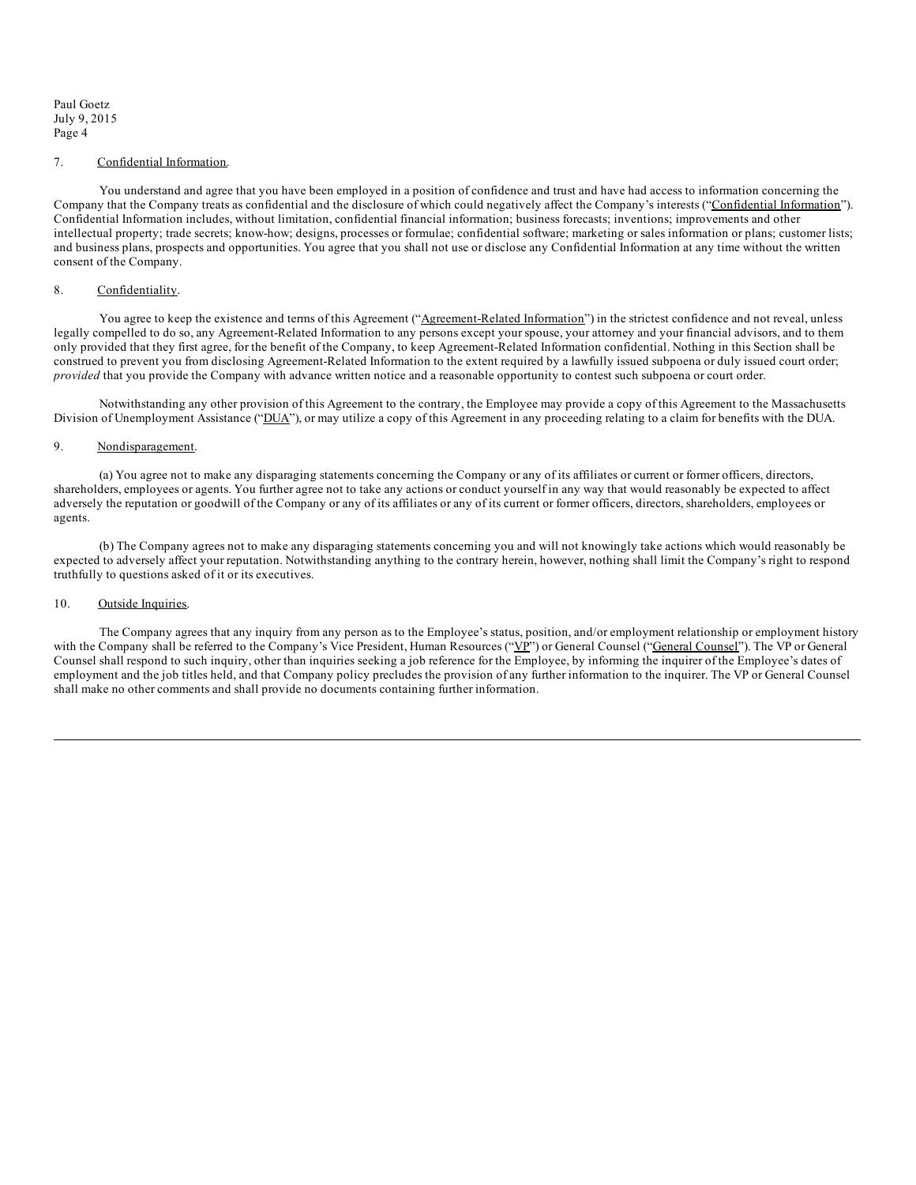Paul Goetz
July 9, 2015
Page 4

7. Confidential Information.

You understand and agree that you have been employed in a position of confidence and trust and have had access to information concerning the Company that the Company treats as confidential and the disclosure of which could negatively affect the Company's interests ("Confidential Information"). Confidential Information includes, without limitation, confidential financial information; business forecasts; inventions; improvements and other intellectual property; trade secrets; know-how; designs, processes or formulae; confidential software; marketing or sales information or plans; customer lists; and business plans, prospects and opportunities. You agree that you shall not use or disclose any Confidential Information at any time without the written consent of the Company.

8. Confidentiality.

You agree to keep the existence and terms of this Agreement ("Agreement-Related Information") in the strictest confidence and not reveal, unless legally compelled to do so, any Agreement-Related Information to any persons except your spouse, your attorney and your financial advisors, and to them only provided that they first agree, for the benefit of the Company, to keep Agreement-Related Information confidential. Nothing in this Section shall be construed to prevent you from disclosing Agreement-Related Information to the extent required by a lawfully issued subpoena or duly issued court order; *provided* that you provide the Company with advance written notice and a reasonable opportunity to contest such subpoena or court order.

Notwithstanding any other provision of this Agreement to the contrary, the Employee may provide a copy of this Agreement to the Massachusetts Division of Unemployment Assistance ("DUA"), or may utilize a copy of this Agreement in any proceeding relating to a claim for benefits with the DUA.

9. Nondisparagement.

(a) You agree not to make any disparaging statements concerning the Company or any of its affiliates or current or former officers, directors, shareholders, employees or agents. You further agree not to take any actions or conduct yourself in any way that would reasonably be expected to affect adversely the reputation or goodwill of the Company or any of its affiliates or any of its current or former officers, directors, shareholders, employees or agents.

(b) The Company agrees not to make any disparaging statements concerning you and will not knowingly take actions which would reasonably be expected to adversely affect your reputation. Notwithstanding anything to the contrary herein, however, nothing shall limit the Company's right to respond truthfully to questions asked of it or its executives.

10. Outside Inquiries.

The Company agrees that any inquiry from any person as to the Employee's status, position, and/or employment relationship or employment history with the Company shall be referred to the Company's Vice President, Human Resources ("VP") or General Counsel ("General Counsel"). The VP or General Counsel shall respond to such inquiry, other than inquiries seeking a job reference for the Employee, by informing the inquirer of the Employee's dates of employment and the job titles held, and that Company policy precludes the provision of any further information to the inquirer. The VP or General Counsel shall make no other comments and shall provide no documents containing further information.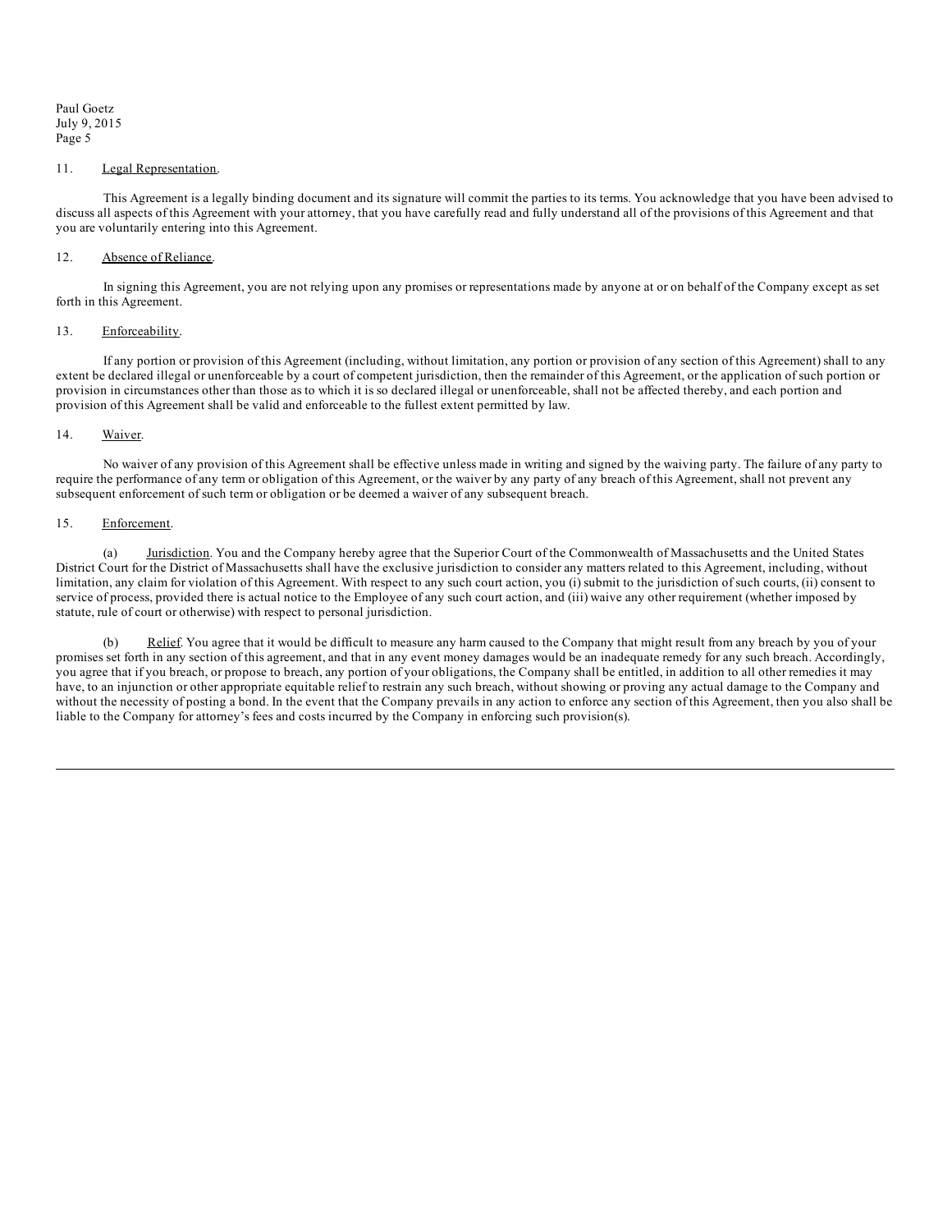11. Legal Representation.

This Agreement is a legally binding document and its signature will commit the parties to its terms. You acknowledge that you have been advised to discuss all aspects of this Agreement with your attorney, that you have carefully read and fully understand all of the provisions of this Agreement and that you are voluntarily entering into this Agreement.

12. Absence of Reliance.

In signing this Agreement, you are not relying upon any promises or representations made by anyone at or on behalf of the Company except as set forth in this Agreement.

13. Enforceability.

If any portion or provision of this Agreement (including, without limitation, any portion or provision of any section of this Agreement) shall to any extent be declared illegal or unenforceable by a court of competent jurisdiction, then the remainder of this Agreement, or the application of such portion or provision in circumstances other than those as to which it is so declared illegal or unenforceable, shall not be affected thereby, and each portion and provision of this Agreement shall be valid and enforceable to the fullest extent permitted by law.

14. Waiver.

No waiver of any provision of this Agreement shall be effective unless made in writing and signed by the waiving party. The failure of any party to require the performance of any term or obligation of this Agreement, or the waiver by any party of any breach of this Agreement, shall not prevent any subsequent enforcement of such term or obligation or be deemed a waiver of any subsequent breach.

15. Enforcement.

(a) Jurisdiction. You and the Company hereby agree that the Superior Court of the Commonwealth of Massachusetts and the United States District Court for the District of Massachusetts shall have the exclusive jurisdiction to consider any matters related to this Agreement, including, without limitation, any claim for violation of this Agreement. With respect to any such court action, you (i) submit to the jurisdiction of such courts, (ii) consent to service of process, provided there is actual notice to the Employee of any such court action, and (iii) waive any other requirement (whether imposed by statute, rule of court or otherwise) with respect to personal jurisdiction.

(b) Relief. You agree that it would be difficult to measure any harm caused to the Company that might result from any breach by you of your promises set forth in any section of this agreement, and that in any event money damages would be an inadequate remedy for any such breach. Accordingly, you agree that if you breach, or propose to breach, any portion of your obligations, the Company shall be entitled, in addition to all other remedies it may have, to an injunction or other appropriate equitable relief to restrain any such breach, without showing or proving any actual damage to the Company and without the necessity of posting a bond. In the event that the Company prevails in any action to enforce any section of this Agreement, then you also shall be liable to the Company for attorney's fees and costs incurred by the Company in enforcing such provision(s).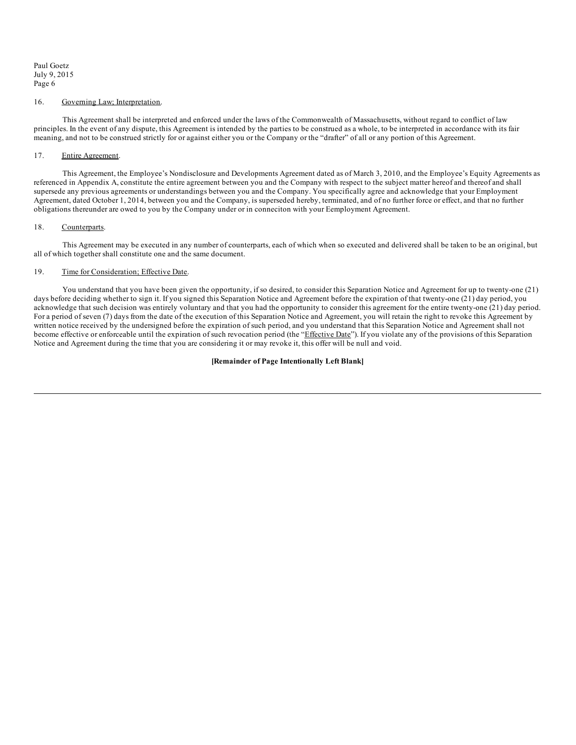16. Governing Law; Interpretation.

This Agreement shall be interpreted and enforced under the laws of the Commonwealth of Massachusetts, without regard to conflict of law principles. In the event of any dispute, this Agreement is intended by the parties to be construed as a whole, to be interpreted in accordance with its fair meaning, and not to be construed strictly for or against either you or the Company or the "drafter" of all or any portion of this Agreement.

17. Entire Agreement.

This Agreement, the Employee's Nondisclosure and Developments Agreement dated as of March 3, 2010, and the Employee's Equity Agreements as referenced in Appendix A, constitute the entire agreement between you and the Company with respect to the subject matter hereof and thereof and shall supersede any previous agreements or understandings between you and the Company. You specifically agree and acknowledge that your Employment Agreement, dated October 1, 2014, between you and the Company, is superseded hereby, terminated, and of no further force or effect, and that no further obligations thereunder are owed to you by the Company under or in conneciton with your Eemployment Agreement.

18. Counterparts.

This Agreement may be executed in any number of counterparts, each of which when so executed and delivered shall be taken to be an original, but all of which together shall constitute one and the same document.

19. Time for Consideration; Effective Date.

You understand that you have been given the opportunity, if so desired, to consider this Separation Notice and Agreement for up to twenty-one (21) days before deciding whether to sign it. If you signed this Separation Notice and Agreement before the expiration of that twenty-one (21) day period, you acknowledge that such decision was entirely voluntary and that you had the opportunity to consider this agreement for the entire twenty-one (21) day period. For a period of seven (7) days from the date of the execution of this Separation Notice and Agreement, you will retain the right to revoke this Agreement by written notice received by the undersigned before the expiration of such period, and you understand that this Separation Notice and Agreement shall not become effective or enforceable until the expiration of such revocation period (the "Effective Date"). If you violate any of the provisions of this Separation Notice and Agreement during the time that you are considering it or may revoke it, this offer will be null and void.

**[Remainder of Page Intentionally Left Blank]**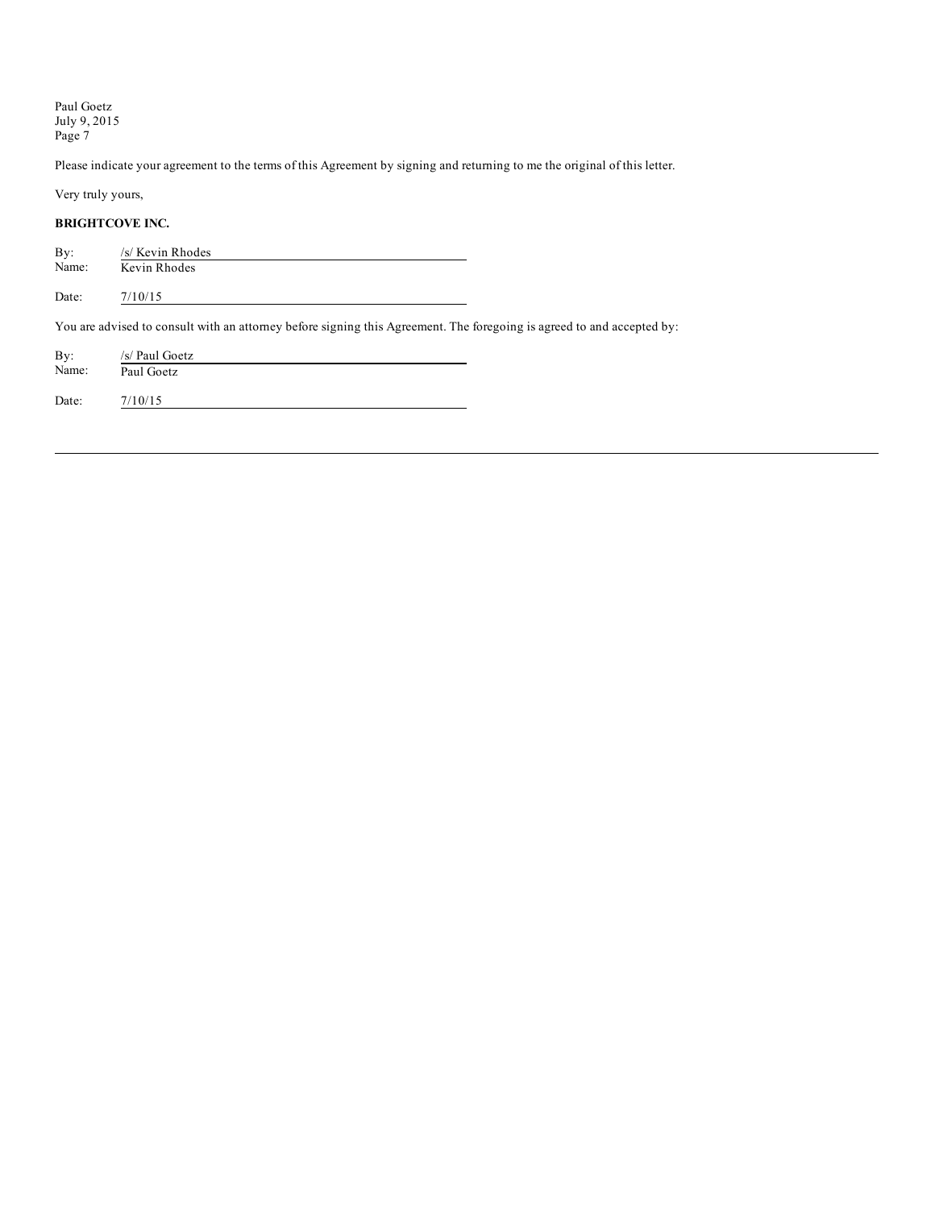Please indicate your agreement to the terms of this Agreement by signing and returning to me the original of this letter.

Very truly yours,

**BRIGHTCOVE INC.**

By: /s/ Kevin Rhodes
Name: Kevin Rhodes

Date: 7/10/15

You are advised to consult with an attorney before signing this Agreement. The foregoing is agreed to and accepted by:

By: /s/ Paul Goetz
Name: Paul Goetz

Date: 7/10/15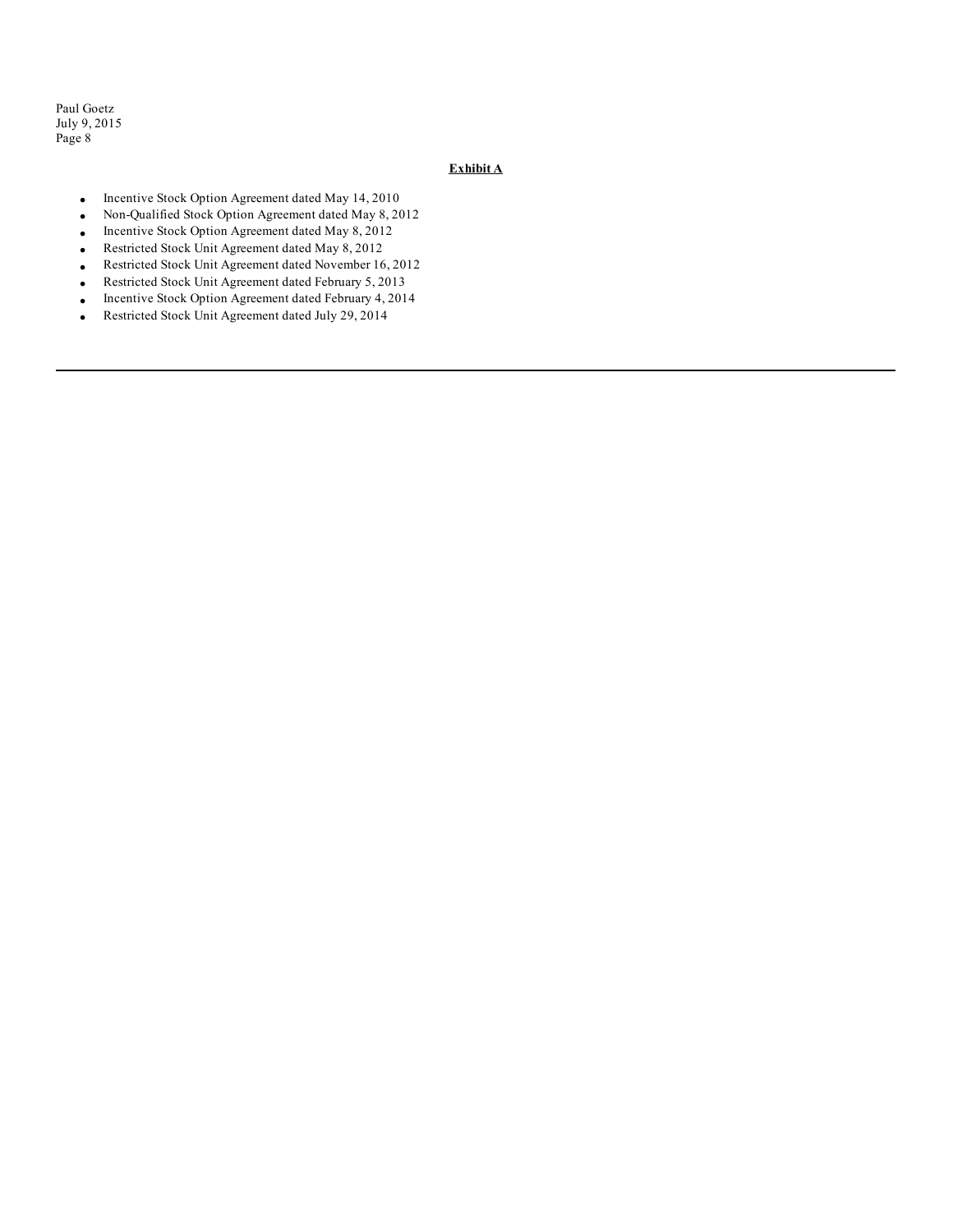**Exhibit A**

- Incentive Stock Option Agreement dated May 14, 2010
- Non-Qualified Stock Option Agreement dated May 8, 2012
- Incentive Stock Option Agreement dated May 8, 2012
- Restricted Stock Unit Agreement dated May 8, 2012
- Restricted Stock Unit Agreement dated November 16, 2012
- Restricted Stock Unit Agreement dated February 5, 2013
- Incentive Stock Option Agreement dated February 4, 2014
- Restricted Stock Unit Agreement dated July 29, 2014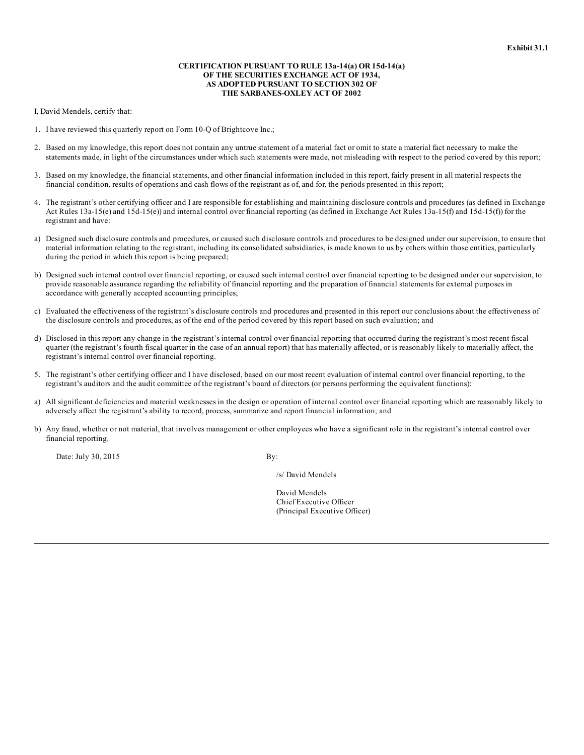**Exhibit 31.1**

**CERTIFICATION PURSUANT TO RULE 13a-14(a) OR 15d-14(a)
OF THE SECURITIES EXCHANGE ACT OF 1934,
AS ADOPTED PURSUANT TO SECTION 302 OF
THE SARBANES-OXLEY ACT OF 2002**

I, David Mendels, certify that:

1. I have reviewed this quarterly report on Form 10-Q of Brightcove Inc.;

2. Based on my knowledge, this report does not contain any untrue statement of a material fact or omit to state a material fact necessary to make the statements made, in light of the circumstances under which such statements were made, not misleading with respect to the period covered by this report;

3. Based on my knowledge, the financial statements, and other financial information included in this report, fairly present in all material respects the financial condition, results of operations and cash flows of the registrant as of, and for, the periods presented in this report;

4. The registrant's other certifying officer and I are responsible for establishing and maintaining disclosure controls and procedures (as defined in Exchange Act Rules 13a-15(e) and 15d-15(e)) and internal control over financial reporting (as defined in Exchange Act Rules 13a-15(f) and 15d-15(f)) for the registrant and have:

a) Designed such disclosure controls and procedures, or caused such disclosure controls and procedures to be designed under our supervision, to ensure that material information relating to the registrant, including its consolidated subsidiaries, is made known to us by others within those entities, particularly during the period in which this report is being prepared;

b) Designed such internal control over financial reporting, or caused such internal control over financial reporting to be designed under our supervision, to provide reasonable assurance regarding the reliability of financial reporting and the preparation of financial statements for external purposes in accordance with generally accepted accounting principles;

c) Evaluated the effectiveness of the registrant's disclosure controls and procedures and presented in this report our conclusions about the effectiveness of the disclosure controls and procedures, as of the end of the period covered by this report based on such evaluation; and

d) Disclosed in this report any change in the registrant's internal control over financial reporting that occurred during the registrant's most recent fiscal quarter (the registrant's fourth fiscal quarter in the case of an annual report) that has materially affected, or is reasonably likely to materially affect, the registrant's internal control over financial reporting.

5. The registrant's other certifying officer and I have disclosed, based on our most recent evaluation of internal control over financial reporting, to the registrant's auditors and the audit committee of the registrant's board of directors (or persons performing the equivalent functions):

a) All significant deficiencies and material weaknesses in the design or operation of internal control over financial reporting which are reasonably likely to adversely affect the registrant's ability to record, process, summarize and report financial information; and

b) Any fraud, whether or not material, that involves management or other employees who have a significant role in the registrant's internal control over financial reporting.

Date: July 30, 2015

By:

/s/ David Mendels

David Mendels
Chief Executive Officer
(Principal Executive Officer)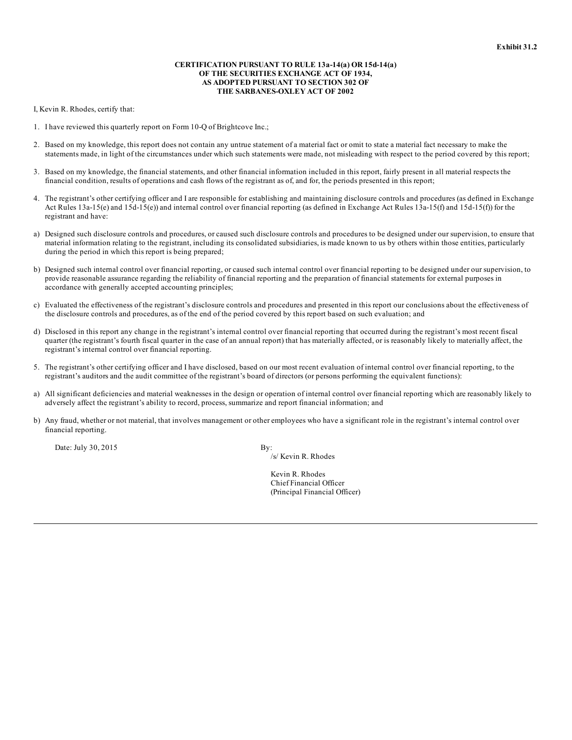**Exhibit 31.2**

**CERTIFICATION PURSUANT TO RULE 13a-14(a) OR 15d-14(a)**
**OF THE SECURITIES EXCHANGE ACT OF 1934,**
**AS ADOPTED PURSUANT TO SECTION 302 OF**
**THE SARBANES-OXLEY ACT OF 2002**

I, Kevin R. Rhodes, certify that:

1. I have reviewed this quarterly report on Form 10-Q of Brightcove Inc.;

2. Based on my knowledge, this report does not contain any untrue statement of a material fact or omit to state a material fact necessary to make the statements made, in light of the circumstances under which such statements were made, not misleading with respect to the period covered by this report;

3. Based on my knowledge, the financial statements, and other financial information included in this report, fairly present in all material respects the financial condition, results of operations and cash flows of the registrant as of, and for, the periods presented in this report;

4. The registrant's other certifying officer and I are responsible for establishing and maintaining disclosure controls and procedures (as defined in Exchange Act Rules 13a-15(e) and 15d-15(e)) and internal control over financial reporting (as defined in Exchange Act Rules 13a-15(f) and 15d-15(f)) for the registrant and have:

a) Designed such disclosure controls and procedures, or caused such disclosure controls and procedures to be designed under our supervision, to ensure that material information relating to the registrant, including its consolidated subsidiaries, is made known to us by others within those entities, particularly during the period in which this report is being prepared;

b) Designed such internal control over financial reporting, or caused such internal control over financial reporting to be designed under our supervision, to provide reasonable assurance regarding the reliability of financial reporting and the preparation of financial statements for external purposes in accordance with generally accepted accounting principles;

c) Evaluated the effectiveness of the registrant's disclosure controls and procedures and presented in this report our conclusions about the effectiveness of the disclosure controls and procedures, as of the end of the period covered by this report based on such evaluation; and

d) Disclosed in this report any change in the registrant's internal control over financial reporting that occurred during the registrant's most recent fiscal quarter (the registrant's fourth fiscal quarter in the case of an annual report) that has materially affected, or is reasonably likely to materially affect, the registrant's internal control over financial reporting.

5. The registrant's other certifying officer and I have disclosed, based on our most recent evaluation of internal control over financial reporting, to the registrant's auditors and the audit committee of the registrant's board of directors (or persons performing the equivalent functions):

a) All significant deficiencies and material weaknesses in the design or operation of internal control over financial reporting which are reasonably likely to adversely affect the registrant's ability to record, process, summarize and report financial information; and

b) Any fraud, whether or not material, that involves management or other employees who have a significant role in the registrant's internal control over financial reporting.

Date: July 30, 2015

By:
/s/ Kevin R. Rhodes

Kevin R. Rhodes
Chief Financial Officer
(Principal Financial Officer)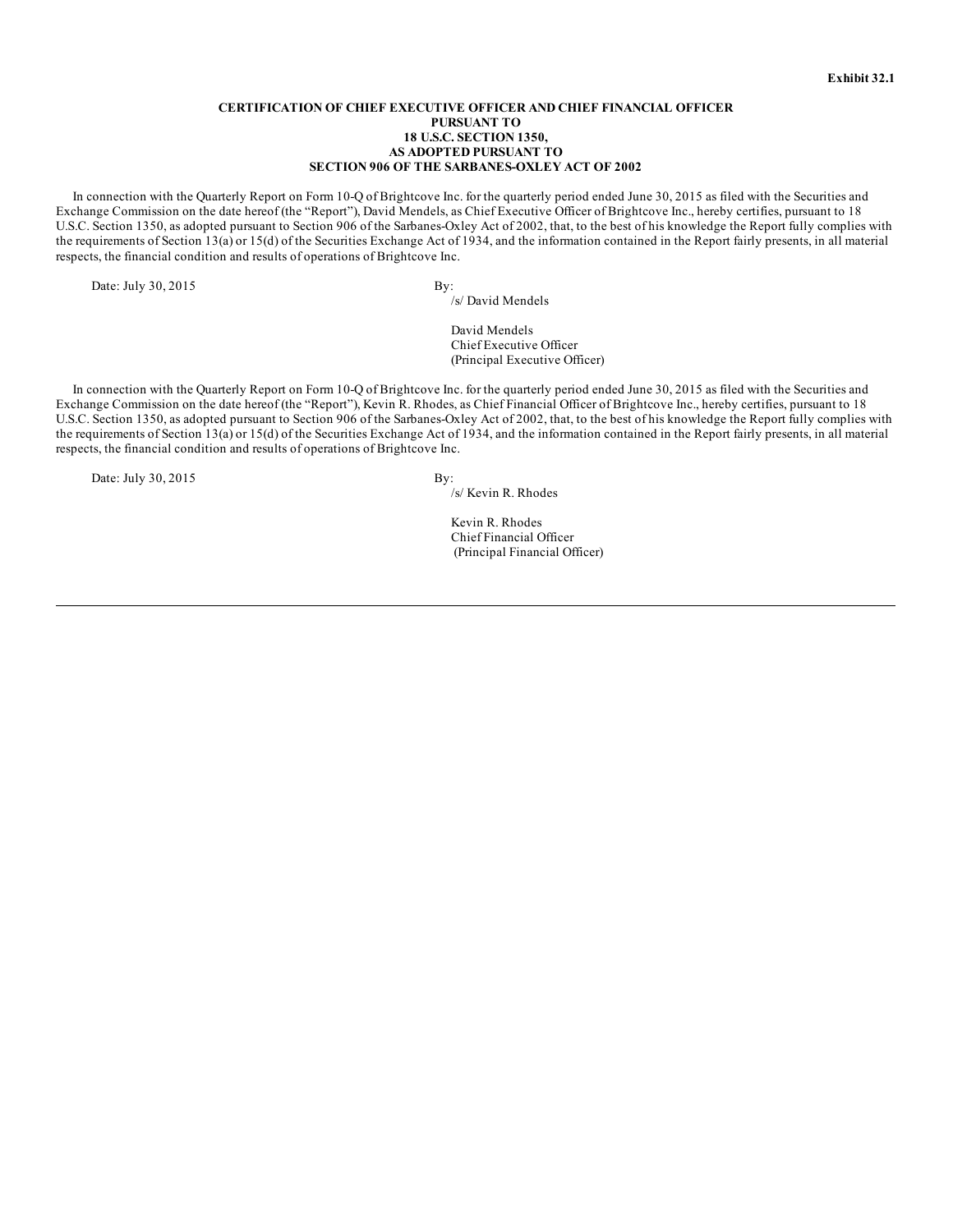**Exhibit 32.1**

**CERTIFICATION OF CHIEF EXECUTIVE OFFICER AND CHIEF FINANCIAL OFFICER**
**PURSUANT TO**
**18 U.S.C. SECTION 1350,**
**AS ADOPTED PURSUANT TO**
**SECTION 906 OF THE SARBANES-OXLEY ACT OF 2002**

In connection with the Quarterly Report on Form 10-Q of Brightcove Inc. for the quarterly period ended June 30, 2015 as filed with the Securities and Exchange Commission on the date hereof (the "Report"), David Mendels, as Chief Executive Officer of Brightcove Inc., hereby certifies, pursuant to 18 U.S.C. Section 1350, as adopted pursuant to Section 906 of the Sarbanes-Oxley Act of 2002, that, to the best of his knowledge the Report fully complies with the requirements of Section 13(a) or 15(d) of the Securities Exchange Act of 1934, and the information contained in the Report fairly presents, in all material respects, the financial condition and results of operations of Brightcove Inc.

Date: July 30, 2015

By:
/s/ David Mendels

David Mendels
Chief Executive Officer
(Principal Executive Officer)

In connection with the Quarterly Report on Form 10-Q of Brightcove Inc. for the quarterly period ended June 30, 2015 as filed with the Securities and Exchange Commission on the date hereof (the "Report"), Kevin R. Rhodes, as Chief Financial Officer of Brightcove Inc., hereby certifies, pursuant to 18 U.S.C. Section 1350, as adopted pursuant to Section 906 of the Sarbanes-Oxley Act of 2002, that, to the best of his knowledge the Report fully complies with the requirements of Section 13(a) or 15(d) of the Securities Exchange Act of 1934, and the information contained in the Report fairly presents, in all material respects, the financial condition and results of operations of Brightcove Inc.

Date: July 30, 2015

By:
/s/ Kevin R. Rhodes

Kevin R. Rhodes
Chief Financial Officer
(Principal Financial Officer)